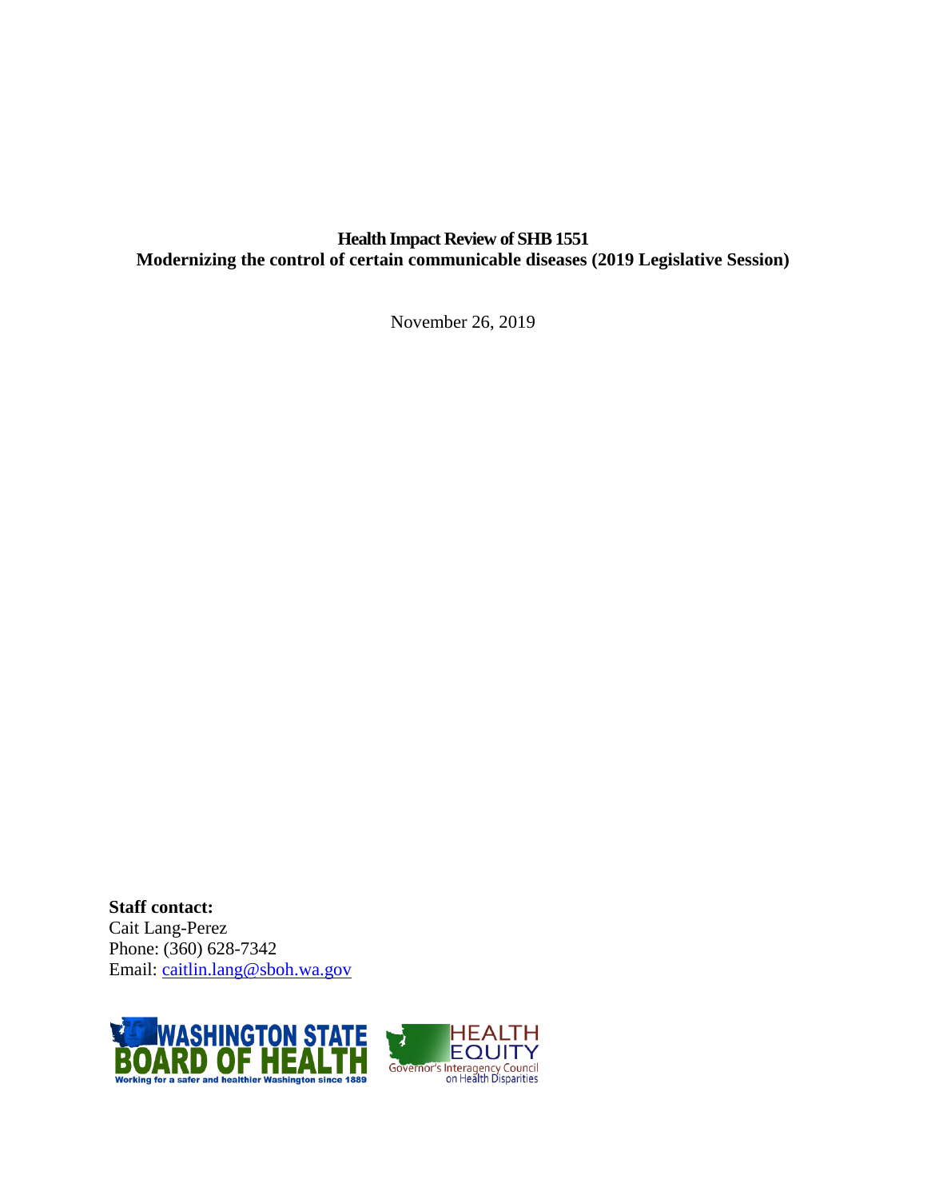**Health Impact Review of SHB 1551**
**Modernizing the control of certain communicable diseases (2019 Legislative Session)**

November 26, 2019

**Staff contact:**
Cait Lang-Perez
Phone: (360) 628-7342
Email: caitlin.lang@sboh.wa.gov

WASHINGTON STATE BOARD OF HEALTH
Working for a safer and healthier Washington since 1889

HEALTH EQUITY
Governor's Interagency Council on Health Disparities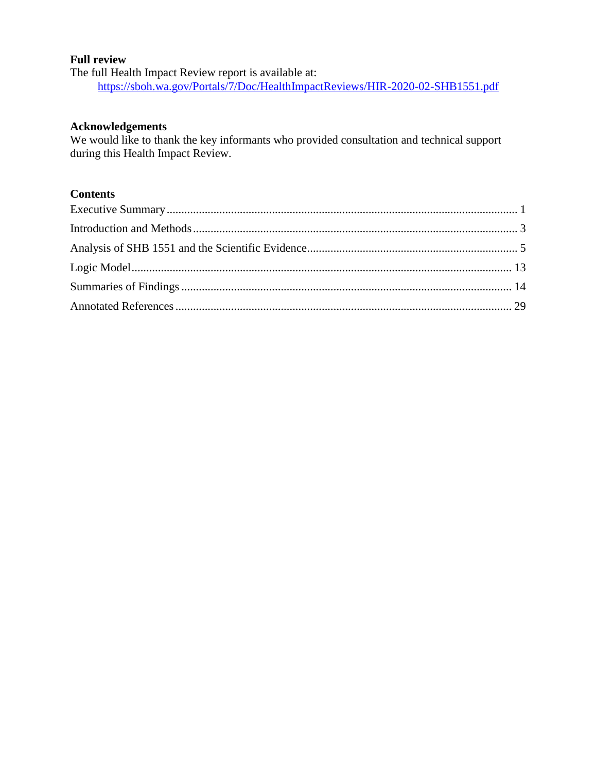**Full review**

The full Health Impact Review report is available at:

[https://sboh.wa.gov/Portals/7/Doc/HealthImpactReviews/HIR-2020-02-SHB1551.pdf](https://sboh.wa.gov/Portals/7/Doc/HealthImpactReviews/HIR-2020-02-SHB1551.pdf)

**Acknowledgements**

We would like to thank the key informants who provided consultation and technical support during this Health Impact Review.

**Contents**

Executive Summary ........................................................ 1

Introduction and Methods ................................................. 3

Analysis of SHB 1551 and the Scientific Evidence .......................... 5

Logic Model .............................................................. 13

Summaries of Findings .................................................... 14

Annotated References ..................................................... 29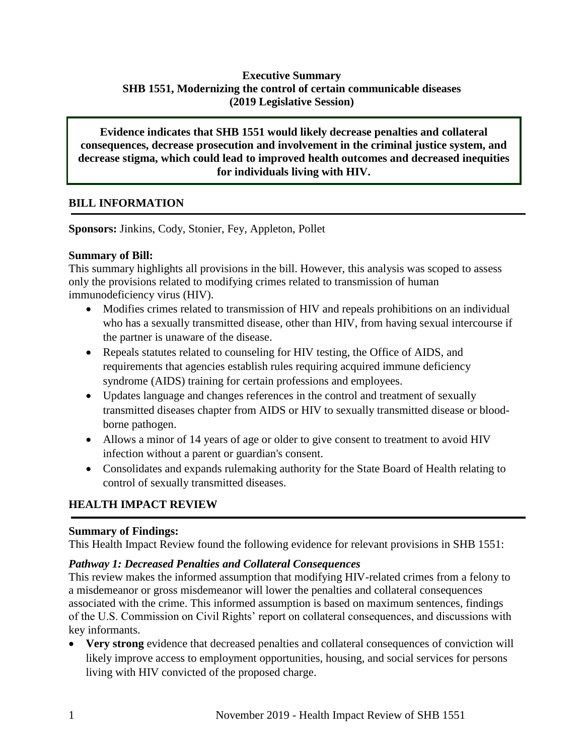**Executive Summary**
**SHB 1551, Modernizing the control of certain communicable diseases**
**(2019 Legislative Session)**

**Evidence indicates that SHB 1551 would likely decrease penalties and collateral consequences, decrease prosecution and involvement in the criminal justice system, and decrease stigma, which could lead to improved health outcomes and decreased inequities for individuals living with HIV.**

## BILL INFORMATION

**Sponsors:** Jinkins, Cody, Stonier, Fey, Appleton, Pollet

**Summary of Bill:**
This summary highlights all provisions in the bill. However, this analysis was scoped to assess only the provisions related to modifying crimes related to transmission of human immunodeficiency virus (HIV).

- Modifies crimes related to transmission of HIV and repeals prohibitions on an individual who has a sexually transmitted disease, other than HIV, from having sexual intercourse if the partner is unaware of the disease.
- Repeals statutes related to counseling for HIV testing, the Office of AIDS, and requirements that agencies establish rules requiring acquired immune deficiency syndrome (AIDS) training for certain professions and employees.
- Updates language and changes references in the control and treatment of sexually transmitted diseases chapter from AIDS or HIV to sexually transmitted disease or blood-borne pathogen.
- Allows a minor of 14 years of age or older to give consent to treatment to avoid HIV infection without a parent or guardian's consent.
- Consolidates and expands rulemaking authority for the State Board of Health relating to control of sexually transmitted diseases.

## HEALTH IMPACT REVIEW

**Summary of Findings:**
This Health Impact Review found the following evidence for relevant provisions in SHB 1551:

***Pathway 1: Decreased Penalties and Collateral Consequences***
This review makes the informed assumption that modifying HIV-related crimes from a felony to a misdemeanor or gross misdemeanor will lower the penalties and collateral consequences associated with the crime. This informed assumption is based on maximum sentences, findings of the U.S. Commission on Civil Rights' report on collateral consequences, and discussions with key informants.

- **Very strong** evidence that decreased penalties and collateral consequences of conviction will likely improve access to employment opportunities, housing, and social services for persons living with HIV convicted of the proposed charge.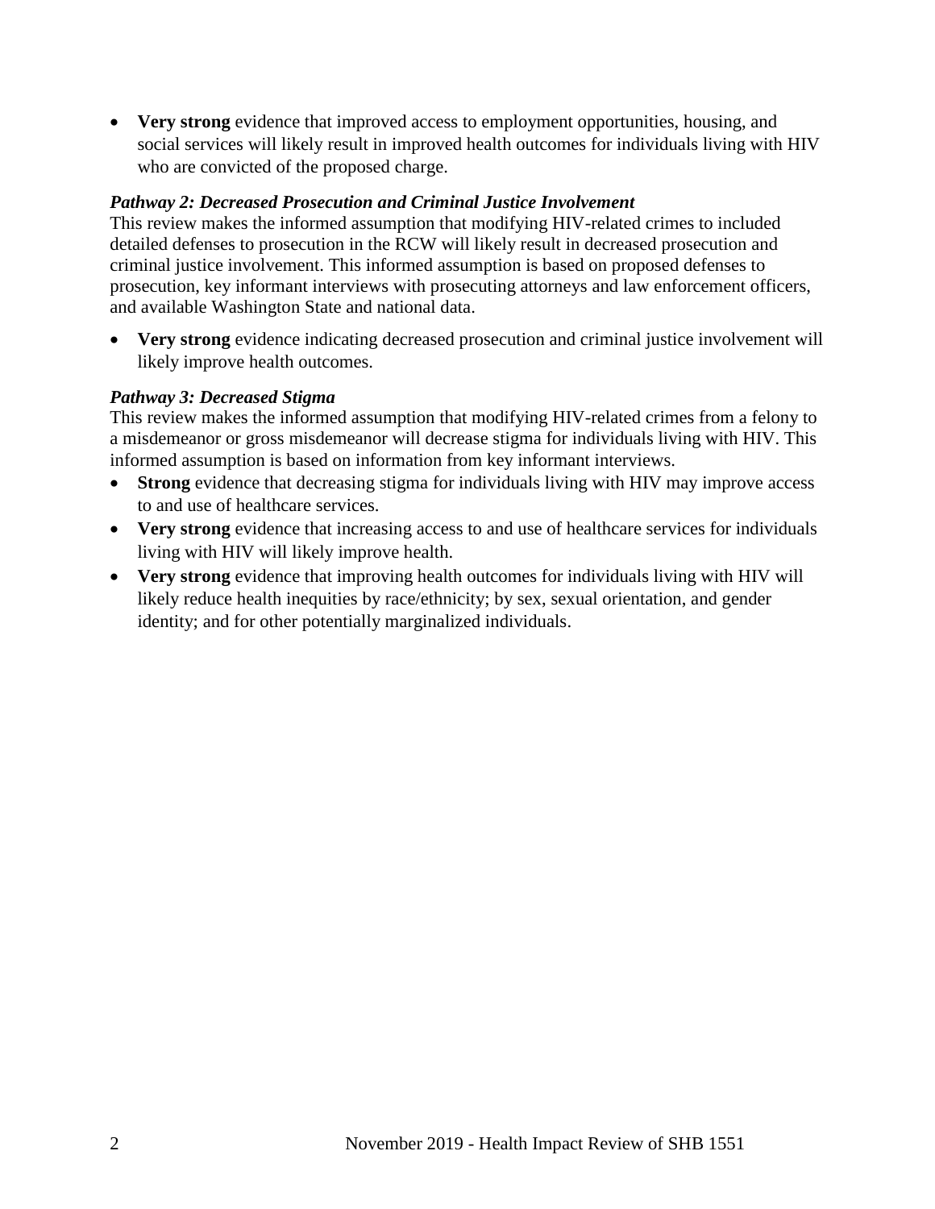- **Very strong** evidence that improved access to employment opportunities, housing, and social services will likely result in improved health outcomes for individuals living with HIV who are convicted of the proposed charge.

***Pathway 2: Decreased Prosecution and Criminal Justice Involvement***

This review makes the informed assumption that modifying HIV-related crimes to included detailed defenses to prosecution in the RCW will likely result in decreased prosecution and criminal justice involvement. This informed assumption is based on proposed defenses to prosecution, key informant interviews with prosecuting attorneys and law enforcement officers, and available Washington State and national data.

- **Very strong** evidence indicating decreased prosecution and criminal justice involvement will likely improve health outcomes.

***Pathway 3: Decreased Stigma***

This review makes the informed assumption that modifying HIV-related crimes from a felony to a misdemeanor or gross misdemeanor will decrease stigma for individuals living with HIV. This informed assumption is based on information from key informant interviews.

- **Strong** evidence that decreasing stigma for individuals living with HIV may improve access to and use of healthcare services.
- **Very strong** evidence that increasing access to and use of healthcare services for individuals living with HIV will likely improve health.
- **Very strong** evidence that improving health outcomes for individuals living with HIV will likely reduce health inequities by race/ethnicity; by sex, sexual orientation, and gender identity; and for other potentially marginalized individuals.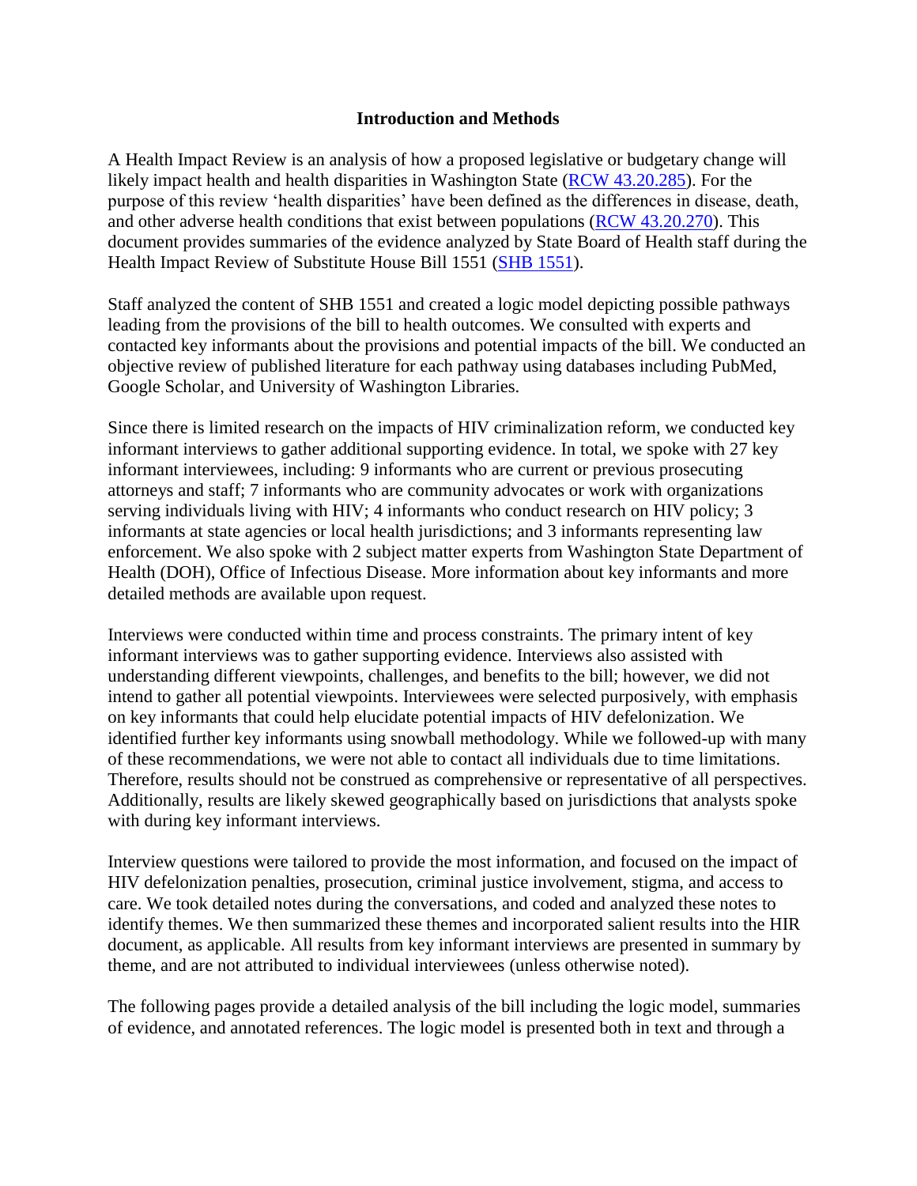## Introduction and Methods

A Health Impact Review is an analysis of how a proposed legislative or budgetary change will likely impact health and health disparities in Washington State ([RCW 43.20.285](RCW 43.20.285)). For the purpose of this review 'health disparities' have been defined as the differences in disease, death, and other adverse health conditions that exist between populations ([RCW 43.20.270](RCW 43.20.270)). This document provides summaries of the evidence analyzed by State Board of Health staff during the Health Impact Review of Substitute House Bill 1551 ([SHB 1551](SHB 1551)).

Staff analyzed the content of SHB 1551 and created a logic model depicting possible pathways leading from the provisions of the bill to health outcomes. We consulted with experts and contacted key informants about the provisions and potential impacts of the bill. We conducted an objective review of published literature for each pathway using databases including PubMed, Google Scholar, and University of Washington Libraries.

Since there is limited research on the impacts of HIV criminalization reform, we conducted key informant interviews to gather additional supporting evidence. In total, we spoke with 27 key informant interviewees, including: 9 informants who are current or previous prosecuting attorneys and staff; 7 informants who are community advocates or work with organizations serving individuals living with HIV; 4 informants who conduct research on HIV policy; 3 informants at state agencies or local health jurisdictions; and 3 informants representing law enforcement. We also spoke with 2 subject matter experts from Washington State Department of Health (DOH), Office of Infectious Disease. More information about key informants and more detailed methods are available upon request.

Interviews were conducted within time and process constraints. The primary intent of key informant interviews was to gather supporting evidence. Interviews also assisted with understanding different viewpoints, challenges, and benefits to the bill; however, we did not intend to gather all potential viewpoints. Interviewees were selected purposively, with emphasis on key informants that could help elucidate potential impacts of HIV defelonization. We identified further key informants using snowball methodology. While we followed-up with many of these recommendations, we were not able to contact all individuals due to time limitations. Therefore, results should not be construed as comprehensive or representative of all perspectives. Additionally, results are likely skewed geographically based on jurisdictions that analysts spoke with during key informant interviews.

Interview questions were tailored to provide the most information, and focused on the impact of HIV defelonization penalties, prosecution, criminal justice involvement, stigma, and access to care. We took detailed notes during the conversations, and coded and analyzed these notes to identify themes. We then summarized these themes and incorporated salient results into the HIR document, as applicable. All results from key informant interviews are presented in summary by theme, and are not attributed to individual interviewees (unless otherwise noted).

The following pages provide a detailed analysis of the bill including the logic model, summaries of evidence, and annotated references. The logic model is presented both in text and through a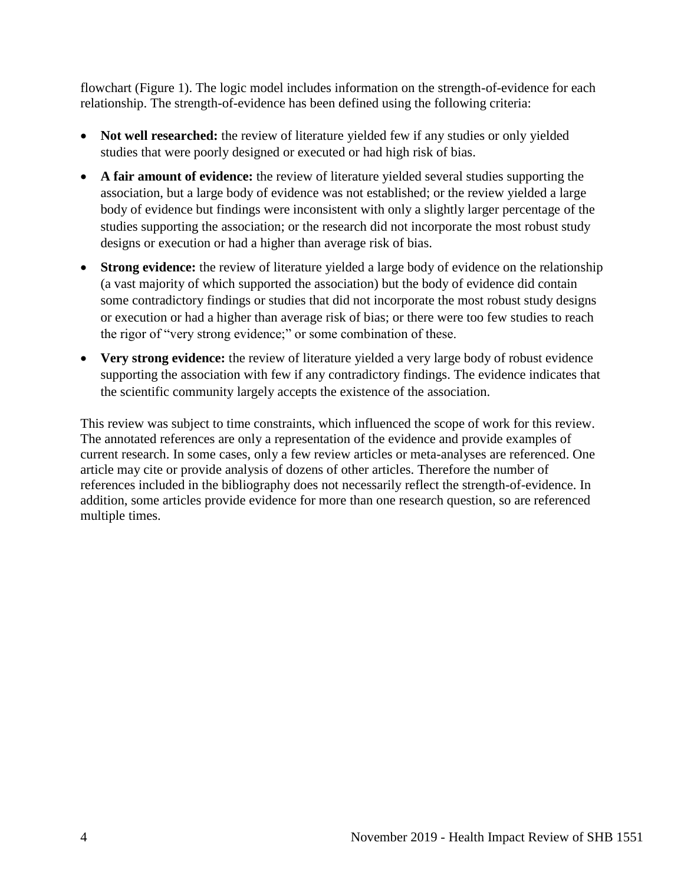flowchart (Figure 1). The logic model includes information on the strength-of-evidence for each relationship. The strength-of-evidence has been defined using the following criteria:

- **Not well researched:** the review of literature yielded few if any studies or only yielded studies that were poorly designed or executed or had high risk of bias.
- **A fair amount of evidence:** the review of literature yielded several studies supporting the association, but a large body of evidence was not established; or the review yielded a large body of evidence but findings were inconsistent with only a slightly larger percentage of the studies supporting the association; or the research did not incorporate the most robust study designs or execution or had a higher than average risk of bias.
- **Strong evidence:** the review of literature yielded a large body of evidence on the relationship (a vast majority of which supported the association) but the body of evidence did contain some contradictory findings or studies that did not incorporate the most robust study designs or execution or had a higher than average risk of bias; or there were too few studies to reach the rigor of "very strong evidence;" or some combination of these.
- **Very strong evidence:** the review of literature yielded a very large body of robust evidence supporting the association with few if any contradictory findings. The evidence indicates that the scientific community largely accepts the existence of the association.

This review was subject to time constraints, which influenced the scope of work for this review. The annotated references are only a representation of the evidence and provide examples of current research. In some cases, only a few review articles or meta-analyses are referenced. One article may cite or provide analysis of dozens of other articles. Therefore the number of references included in the bibliography does not necessarily reflect the strength-of-evidence. In addition, some articles provide evidence for more than one research question, so are referenced multiple times.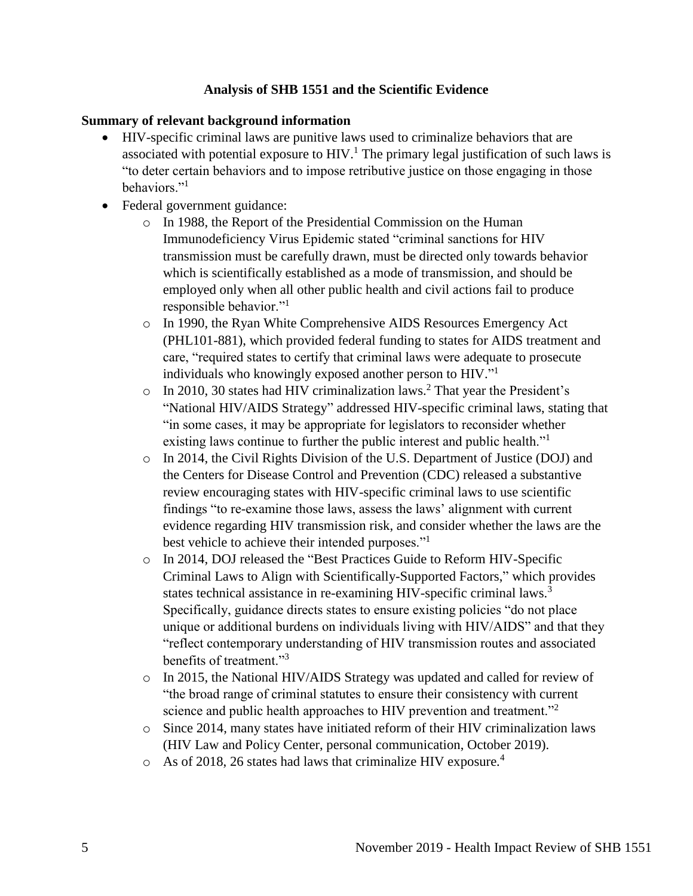## Analysis of SHB 1551 and the Scientific Evidence

### Summary of relevant background information

- HIV-specific criminal laws are punitive laws used to criminalize behaviors that are associated with potential exposure to HIV.[1] The primary legal justification of such laws is "to deter certain behaviors and to impose retributive justice on those engaging in those behaviors."[1]
- Federal government guidance:
  - In 1988, the Report of the Presidential Commission on the Human Immunodeficiency Virus Epidemic stated "criminal sanctions for HIV transmission must be carefully drawn, must be directed only towards behavior which is scientifically established as a mode of transmission, and should be employed only when all other public health and civil actions fail to produce responsible behavior."[1]
  - In 1990, the Ryan White Comprehensive AIDS Resources Emergency Act (PHL101-881), which provided federal funding to states for AIDS treatment and care, "required states to certify that criminal laws were adequate to prosecute individuals who knowingly exposed another person to HIV."[1]
  - In 2010, 30 states had HIV criminalization laws.[2] That year the President's "National HIV/AIDS Strategy" addressed HIV-specific criminal laws, stating that "in some cases, it may be appropriate for legislators to reconsider whether existing laws continue to further the public interest and public health."[1]
  - In 2014, the Civil Rights Division of the U.S. Department of Justice (DOJ) and the Centers for Disease Control and Prevention (CDC) released a substantive review encouraging states with HIV-specific criminal laws to use scientific findings "to re-examine those laws, assess the laws' alignment with current evidence regarding HIV transmission risk, and consider whether the laws are the best vehicle to achieve their intended purposes."[1]
  - In 2014, DOJ released the "Best Practices Guide to Reform HIV-Specific Criminal Laws to Align with Scientifically-Supported Factors," which provides states technical assistance in re-examining HIV-specific criminal laws.[3] Specifically, guidance directs states to ensure existing policies "do not place unique or additional burdens on individuals living with HIV/AIDS" and that they "reflect contemporary understanding of HIV transmission routes and associated benefits of treatment."[3]
  - In 2015, the National HIV/AIDS Strategy was updated and called for review of "the broad range of criminal statutes to ensure their consistency with current science and public health approaches to HIV prevention and treatment."[2]
  - Since 2014, many states have initiated reform of their HIV criminalization laws (HIV Law and Policy Center, personal communication, October 2019).
  - As of 2018, 26 states had laws that criminalize HIV exposure.[4]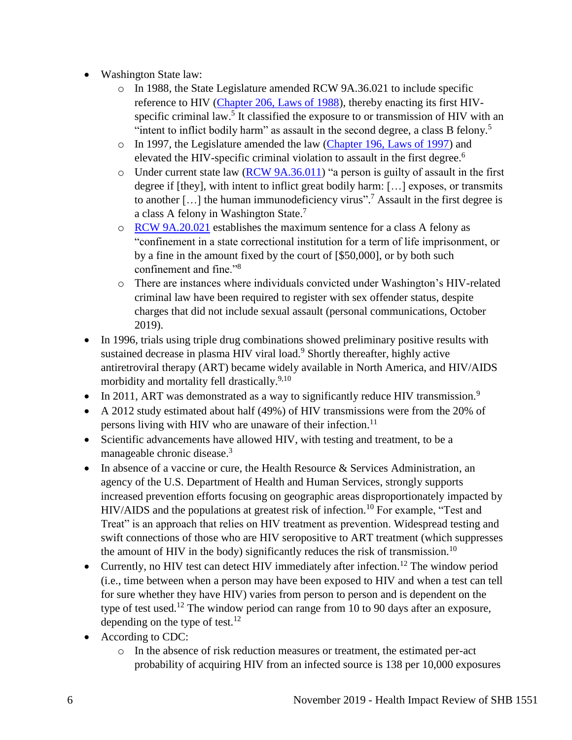- Washington State law:
  - In 1988, the State Legislature amended RCW 9A.36.021 to include specific reference to HIV ([Chapter 206, Laws of 1988](#)), thereby enacting its first HIV-specific criminal law.[5] It classified the exposure to or transmission of HIV with an "intent to inflict bodily harm" as assault in the second degree, a class B felony.[5]
  - In 1997, the Legislature amended the law ([Chapter 196, Laws of 1997](#)) and elevated the HIV-specific criminal violation to assault in the first degree.[6]
  - Under current state law ([RCW 9A.36.011](#)) "a person is guilty of assault in the first degree if [they], with intent to inflict great bodily harm: […] exposes, or transmits to another […] the human immunodeficiency virus".[7] Assault in the first degree is a class A felony in Washington State.[7]
  - [RCW 9A.20.021](#) establishes the maximum sentence for a class A felony as "confinement in a state correctional institution for a term of life imprisonment, or by a fine in the amount fixed by the court of [$50,000], or by both such confinement and fine."[8]
  - There are instances where individuals convicted under Washington's HIV-related criminal law have been required to register with sex offender status, despite charges that did not include sexual assault (personal communications, October 2019).
- In 1996, trials using triple drug combinations showed preliminary positive results with sustained decrease in plasma HIV viral load.[9] Shortly thereafter, highly active antiretroviral therapy (ART) became widely available in North America, and HIV/AIDS morbidity and mortality fell drastically.[9,10]
- In 2011, ART was demonstrated as a way to significantly reduce HIV transmission.[9]
- A 2012 study estimated about half (49%) of HIV transmissions were from the 20% of persons living with HIV who are unaware of their infection.[11]
- Scientific advancements have allowed HIV, with testing and treatment, to be a manageable chronic disease.[3]
- In absence of a vaccine or cure, the Health Resource & Services Administration, an agency of the U.S. Department of Health and Human Services, strongly supports increased prevention efforts focusing on geographic areas disproportionately impacted by HIV/AIDS and the populations at greatest risk of infection.[10] For example, "Test and Treat" is an approach that relies on HIV treatment as prevention. Widespread testing and swift connections of those who are HIV seropositive to ART treatment (which suppresses the amount of HIV in the body) significantly reduces the risk of transmission.[10]
- Currently, no HIV test can detect HIV immediately after infection.[12] The window period (i.e., time between when a person may have been exposed to HIV and when a test can tell for sure whether they have HIV) varies from person to person and is dependent on the type of test used.[12] The window period can range from 10 to 90 days after an exposure, depending on the type of test.[12]
- According to CDC:
  - In the absence of risk reduction measures or treatment, the estimated per-act probability of acquiring HIV from an infected source is 138 per 10,000 exposures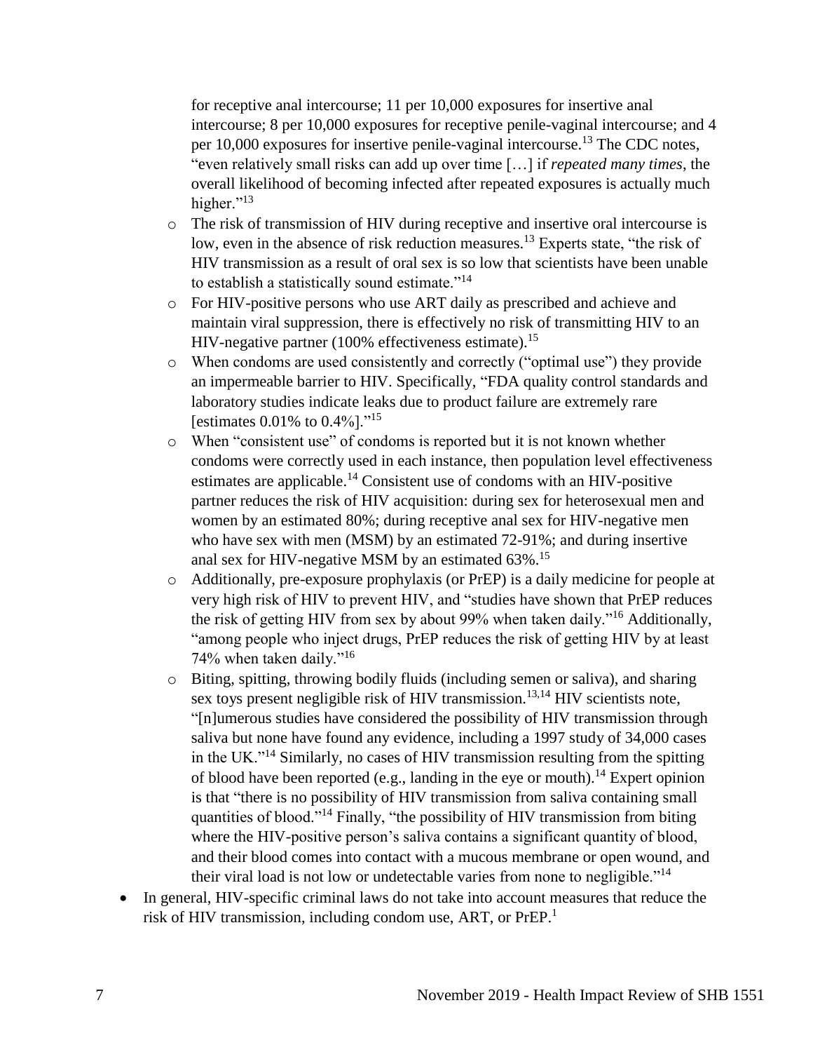for receptive anal intercourse; 11 per 10,000 exposures for insertive anal intercourse; 8 per 10,000 exposures for receptive penile-vaginal intercourse; and 4 per 10,000 exposures for insertive penile-vaginal intercourse.[13] The CDC notes, "even relatively small risks can add up over time […] if *repeated many times*, the overall likelihood of becoming infected after repeated exposures is actually much higher."[13]

  - The risk of transmission of HIV during receptive and insertive oral intercourse is low, even in the absence of risk reduction measures.[13] Experts state, "the risk of HIV transmission as a result of oral sex is so low that scientists have been unable to establish a statistically sound estimate."[14]
  - For HIV-positive persons who use ART daily as prescribed and achieve and maintain viral suppression, there is effectively no risk of transmitting HIV to an HIV-negative partner (100% effectiveness estimate).[15]
  - When condoms are used consistently and correctly ("optimal use") they provide an impermeable barrier to HIV. Specifically, "FDA quality control standards and laboratory studies indicate leaks due to product failure are extremely rare [estimates 0.01% to 0.4%]."[15]
  - When "consistent use" of condoms is reported but it is not known whether condoms were correctly used in each instance, then population level effectiveness estimates are applicable.[14] Consistent use of condoms with an HIV-positive partner reduces the risk of HIV acquisition: during sex for heterosexual men and women by an estimated 80%; during receptive anal sex for HIV-negative men who have sex with men (MSM) by an estimated 72-91%; and during insertive anal sex for HIV-negative MSM by an estimated 63%.[15]
  - Additionally, pre-exposure prophylaxis (or PrEP) is a daily medicine for people at very high risk of HIV to prevent HIV, and "studies have shown that PrEP reduces the risk of getting HIV from sex by about 99% when taken daily."[16] Additionally, "among people who inject drugs, PrEP reduces the risk of getting HIV by at least 74% when taken daily."[16]
  - Biting, spitting, throwing bodily fluids (including semen or saliva), and sharing sex toys present negligible risk of HIV transmission.[13,14] HIV scientists note, "[n]umerous studies have considered the possibility of HIV transmission through saliva but none have found any evidence, including a 1997 study of 34,000 cases in the UK."[14] Similarly, no cases of HIV transmission resulting from the spitting of blood have been reported (e.g., landing in the eye or mouth).[14] Expert opinion is that "there is no possibility of HIV transmission from saliva containing small quantities of blood."[14] Finally, "the possibility of HIV transmission from biting where the HIV-positive person's saliva contains a significant quantity of blood, and their blood comes into contact with a mucous membrane or open wound, and their viral load is not low or undetectable varies from none to negligible."[14]

- In general, HIV-specific criminal laws do not take into account measures that reduce the risk of HIV transmission, including condom use, ART, or PrEP.[1]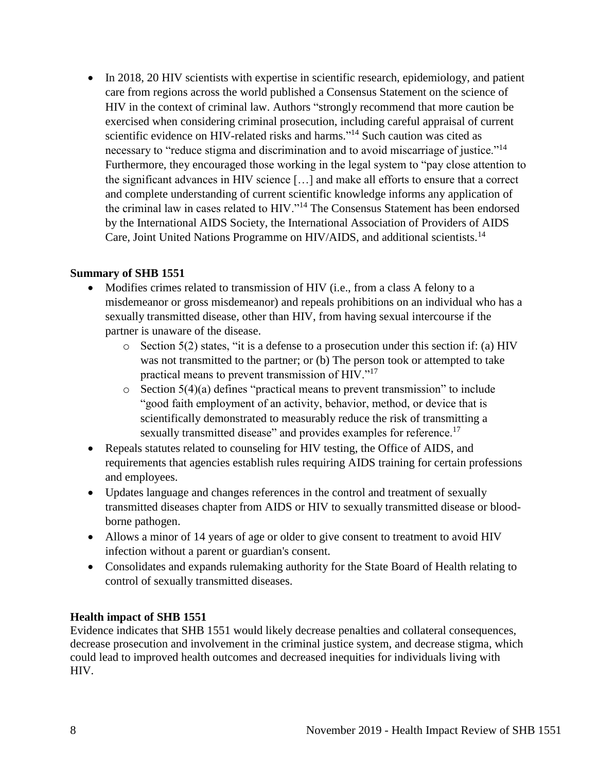- In 2018, 20 HIV scientists with expertise in scientific research, epidemiology, and patient care from regions across the world published a Consensus Statement on the science of HIV in the context of criminal law. Authors "strongly recommend that more caution be exercised when considering criminal prosecution, including careful appraisal of current scientific evidence on HIV-related risks and harms."[14] Such caution was cited as necessary to "reduce stigma and discrimination and to avoid miscarriage of justice."[14] Furthermore, they encouraged those working in the legal system to "pay close attention to the significant advances in HIV science […] and make all efforts to ensure that a correct and complete understanding of current scientific knowledge informs any application of the criminal law in cases related to HIV."[14] The Consensus Statement has been endorsed by the International AIDS Society, the International Association of Providers of AIDS Care, Joint United Nations Programme on HIV/AIDS, and additional scientists.[14]

**Summary of SHB 1551**

- Modifies crimes related to transmission of HIV (i.e., from a class A felony to a misdemeanor or gross misdemeanor) and repeals prohibitions on an individual who has a sexually transmitted disease, other than HIV, from having sexual intercourse if the partner is unaware of the disease.
  - Section 5(2) states, "it is a defense to a prosecution under this section if: (a) HIV was not transmitted to the partner; or (b) The person took or attempted to take practical means to prevent transmission of HIV."[17]
  - Section 5(4)(a) defines "practical means to prevent transmission" to include "good faith employment of an activity, behavior, method, or device that is scientifically demonstrated to measurably reduce the risk of transmitting a sexually transmitted disease" and provides examples for reference.[17]
- Repeals statutes related to counseling for HIV testing, the Office of AIDS, and requirements that agencies establish rules requiring AIDS training for certain professions and employees.
- Updates language and changes references in the control and treatment of sexually transmitted diseases chapter from AIDS or HIV to sexually transmitted disease or blood-borne pathogen.
- Allows a minor of 14 years of age or older to give consent to treatment to avoid HIV infection without a parent or guardian's consent.
- Consolidates and expands rulemaking authority for the State Board of Health relating to control of sexually transmitted diseases.

**Health impact of SHB 1551**

Evidence indicates that SHB 1551 would likely decrease penalties and collateral consequences, decrease prosecution and involvement in the criminal justice system, and decrease stigma, which could lead to improved health outcomes and decreased inequities for individuals living with HIV.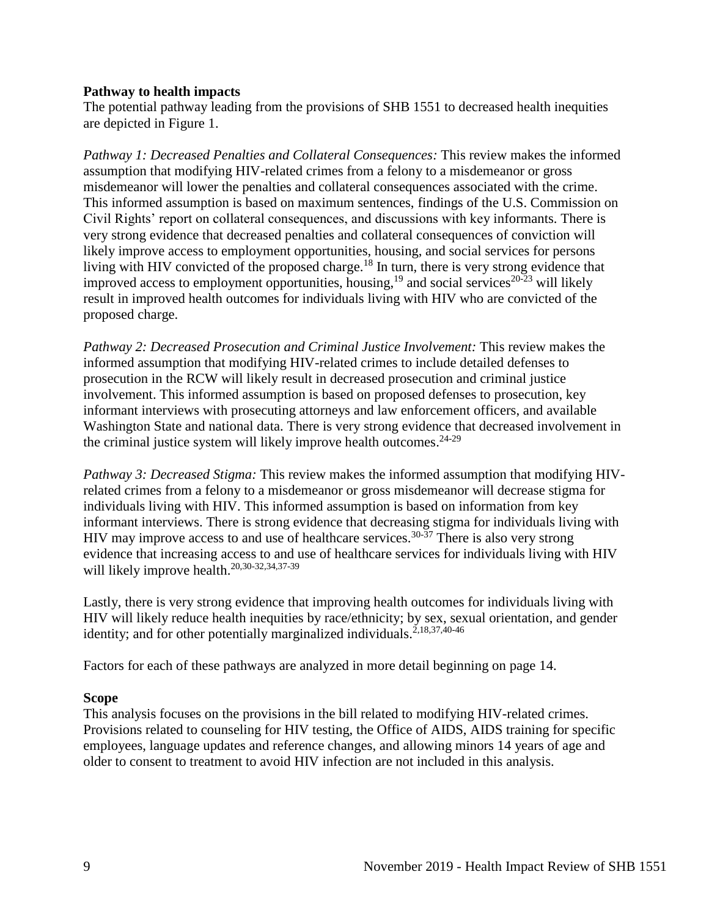**Pathway to health impacts**

The potential pathway leading from the provisions of SHB 1551 to decreased health inequities are depicted in Figure 1.

*Pathway 1: Decreased Penalties and Collateral Consequences:* This review makes the informed assumption that modifying HIV-related crimes from a felony to a misdemeanor or gross misdemeanor will lower the penalties and collateral consequences associated with the crime. This informed assumption is based on maximum sentences, findings of the U.S. Commission on Civil Rights' report on collateral consequences, and discussions with key informants. There is very strong evidence that decreased penalties and collateral consequences of conviction will likely improve access to employment opportunities, housing, and social services for persons living with HIV convicted of the proposed charge.[18] In turn, there is very strong evidence that improved access to employment opportunities, housing,[19] and social services[20-23] will likely result in improved health outcomes for individuals living with HIV who are convicted of the proposed charge.

*Pathway 2: Decreased Prosecution and Criminal Justice Involvement:* This review makes the informed assumption that modifying HIV-related crimes to include detailed defenses to prosecution in the RCW will likely result in decreased prosecution and criminal justice involvement. This informed assumption is based on proposed defenses to prosecution, key informant interviews with prosecuting attorneys and law enforcement officers, and available Washington State and national data. There is very strong evidence that decreased involvement in the criminal justice system will likely improve health outcomes.[24-29]

*Pathway 3: Decreased Stigma:* This review makes the informed assumption that modifying HIV-related crimes from a felony to a misdemeanor or gross misdemeanor will decrease stigma for individuals living with HIV. This informed assumption is based on information from key informant interviews. There is strong evidence that decreasing stigma for individuals living with HIV may improve access to and use of healthcare services.[30-37] There is also very strong evidence that increasing access to and use of healthcare services for individuals living with HIV will likely improve health.[20,30-32,34,37-39]

Lastly, there is very strong evidence that improving health outcomes for individuals living with HIV will likely reduce health inequities by race/ethnicity; by sex, sexual orientation, and gender identity; and for other potentially marginalized individuals.[2,18,37,40-46]

Factors for each of these pathways are analyzed in more detail beginning on page 14.

**Scope**

This analysis focuses on the provisions in the bill related to modifying HIV-related crimes. Provisions related to counseling for HIV testing, the Office of AIDS, AIDS training for specific employees, language updates and reference changes, and allowing minors 14 years of age and older to consent to treatment to avoid HIV infection are not included in this analysis.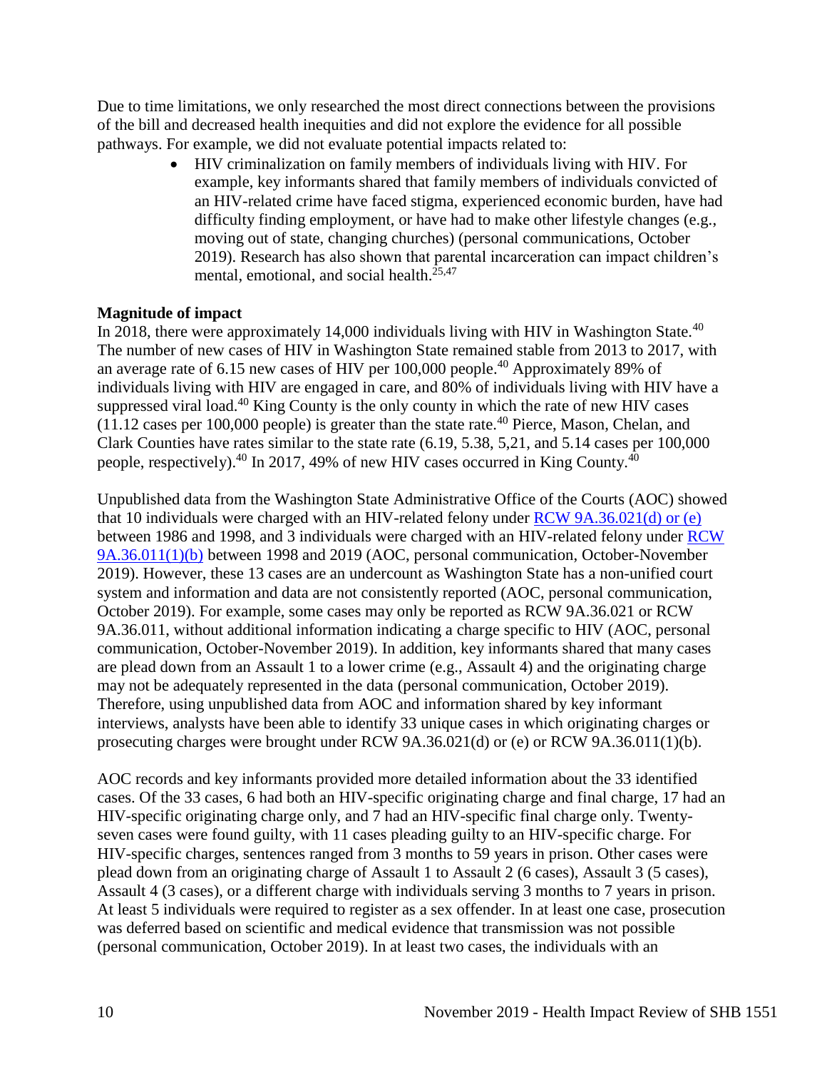Due to time limitations, we only researched the most direct connections between the provisions of the bill and decreased health inequities and did not explore the evidence for all possible pathways. For example, we did not evaluate potential impacts related to:

- HIV criminalization on family members of individuals living with HIV. For example, key informants shared that family members of individuals convicted of an HIV-related crime have faced stigma, experienced economic burden, have had difficulty finding employment, or have had to make other lifestyle changes (e.g., moving out of state, changing churches) (personal communications, October 2019). Research has also shown that parental incarceration can impact children's mental, emotional, and social health.[25,47]

**Magnitude of impact**

In 2018, there were approximately 14,000 individuals living with HIV in Washington State.[40] The number of new cases of HIV in Washington State remained stable from 2013 to 2017, with an average rate of 6.15 new cases of HIV per 100,000 people.[40] Approximately 89% of individuals living with HIV are engaged in care, and 80% of individuals living with HIV have a suppressed viral load.[40] King County is the only county in which the rate of new HIV cases (11.12 cases per 100,000 people) is greater than the state rate.[40] Pierce, Mason, Chelan, and Clark Counties have rates similar to the state rate (6.19, 5.38, 5,21, and 5.14 cases per 100,000 people, respectively).[40] In 2017, 49% of new HIV cases occurred in King County.[40]

Unpublished data from the Washington State Administrative Office of the Courts (AOC) showed that 10 individuals were charged with an HIV-related felony under RCW 9A.36.021(d) or (e) between 1986 and 1998, and 3 individuals were charged with an HIV-related felony under RCW 9A.36.011(1)(b) between 1998 and 2019 (AOC, personal communication, October-November 2019). However, these 13 cases are an undercount as Washington State has a non-unified court system and information and data are not consistently reported (AOC, personal communication, October 2019). For example, some cases may only be reported as RCW 9A.36.021 or RCW 9A.36.011, without additional information indicating a charge specific to HIV (AOC, personal communication, October-November 2019). In addition, key informants shared that many cases are plead down from an Assault 1 to a lower crime (e.g., Assault 4) and the originating charge may not be adequately represented in the data (personal communication, October 2019). Therefore, using unpublished data from AOC and information shared by key informant interviews, analysts have been able to identify 33 unique cases in which originating charges or prosecuting charges were brought under RCW 9A.36.021(d) or (e) or RCW 9A.36.011(1)(b).

AOC records and key informants provided more detailed information about the 33 identified cases. Of the 33 cases, 6 had both an HIV-specific originating charge and final charge, 17 had an HIV-specific originating charge only, and 7 had an HIV-specific final charge only. Twenty-seven cases were found guilty, with 11 cases pleading guilty to an HIV-specific charge. For HIV-specific charges, sentences ranged from 3 months to 59 years in prison. Other cases were plead down from an originating charge of Assault 1 to Assault 2 (6 cases), Assault 3 (5 cases), Assault 4 (3 cases), or a different charge with individuals serving 3 months to 7 years in prison. At least 5 individuals were required to register as a sex offender. In at least one case, prosecution was deferred based on scientific and medical evidence that transmission was not possible (personal communication, October 2019). In at least two cases, the individuals with an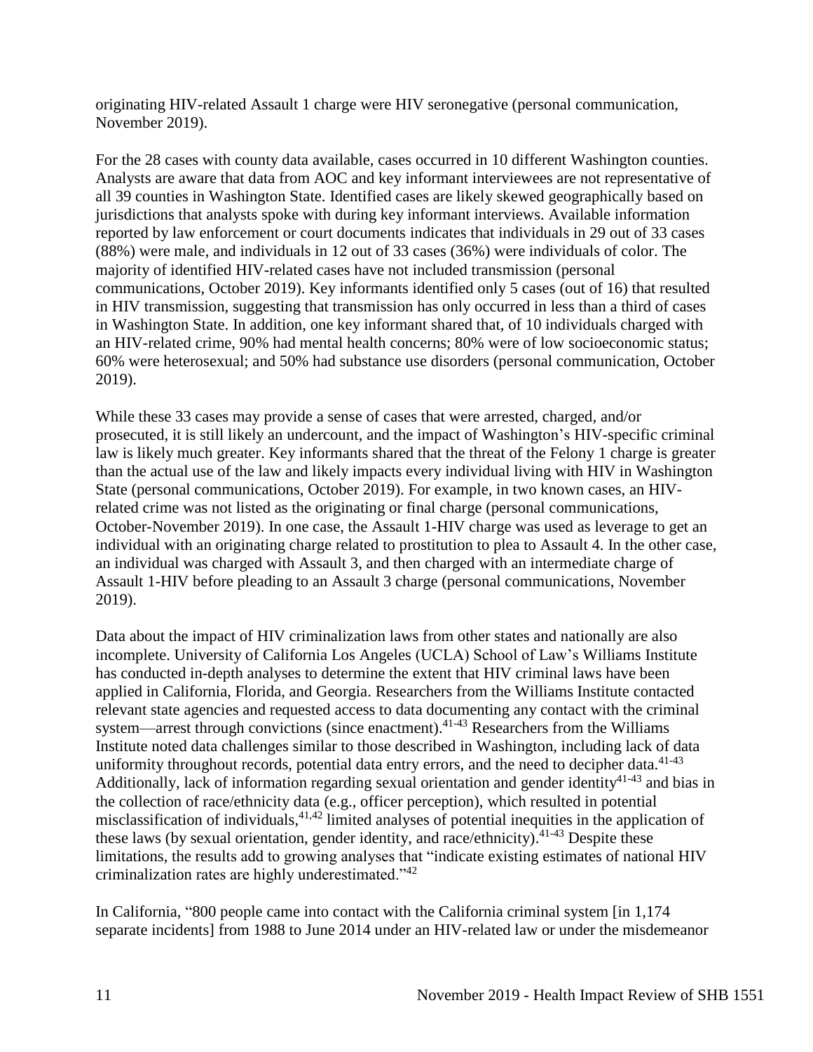originating HIV-related Assault 1 charge were HIV seronegative (personal communication, November 2019).

For the 28 cases with county data available, cases occurred in 10 different Washington counties. Analysts are aware that data from AOC and key informant interviewees are not representative of all 39 counties in Washington State. Identified cases are likely skewed geographically based on jurisdictions that analysts spoke with during key informant interviews. Available information reported by law enforcement or court documents indicates that individuals in 29 out of 33 cases (88%) were male, and individuals in 12 out of 33 cases (36%) were individuals of color. The majority of identified HIV-related cases have not included transmission (personal communications, October 2019). Key informants identified only 5 cases (out of 16) that resulted in HIV transmission, suggesting that transmission has only occurred in less than a third of cases in Washington State. In addition, one key informant shared that, of 10 individuals charged with an HIV-related crime, 90% had mental health concerns; 80% were of low socioeconomic status; 60% were heterosexual; and 50% had substance use disorders (personal communication, October 2019).

While these 33 cases may provide a sense of cases that were arrested, charged, and/or prosecuted, it is still likely an undercount, and the impact of Washington's HIV-specific criminal law is likely much greater. Key informants shared that the threat of the Felony 1 charge is greater than the actual use of the law and likely impacts every individual living with HIV in Washington State (personal communications, October 2019). For example, in two known cases, an HIV-related crime was not listed as the originating or final charge (personal communications, October-November 2019). In one case, the Assault 1-HIV charge was used as leverage to get an individual with an originating charge related to prostitution to plea to Assault 4. In the other case, an individual was charged with Assault 3, and then charged with an intermediate charge of Assault 1-HIV before pleading to an Assault 3 charge (personal communications, November 2019).

Data about the impact of HIV criminalization laws from other states and nationally are also incomplete. University of California Los Angeles (UCLA) School of Law's Williams Institute has conducted in-depth analyses to determine the extent that HIV criminal laws have been applied in California, Florida, and Georgia. Researchers from the Williams Institute contacted relevant state agencies and requested access to data documenting any contact with the criminal system—arrest through convictions (since enactment).[41-43] Researchers from the Williams Institute noted data challenges similar to those described in Washington, including lack of data uniformity throughout records, potential data entry errors, and the need to decipher data.[41-43] Additionally, lack of information regarding sexual orientation and gender identity[41-43] and bias in the collection of race/ethnicity data (e.g., officer perception), which resulted in potential misclassification of individuals,[41,42] limited analyses of potential inequities in the application of these laws (by sexual orientation, gender identity, and race/ethnicity).[41-43] Despite these limitations, the results add to growing analyses that "indicate existing estimates of national HIV criminalization rates are highly underestimated."[42]

In California, "800 people came into contact with the California criminal system [in 1,174 separate incidents] from 1988 to June 2014 under an HIV-related law or under the misdemeanor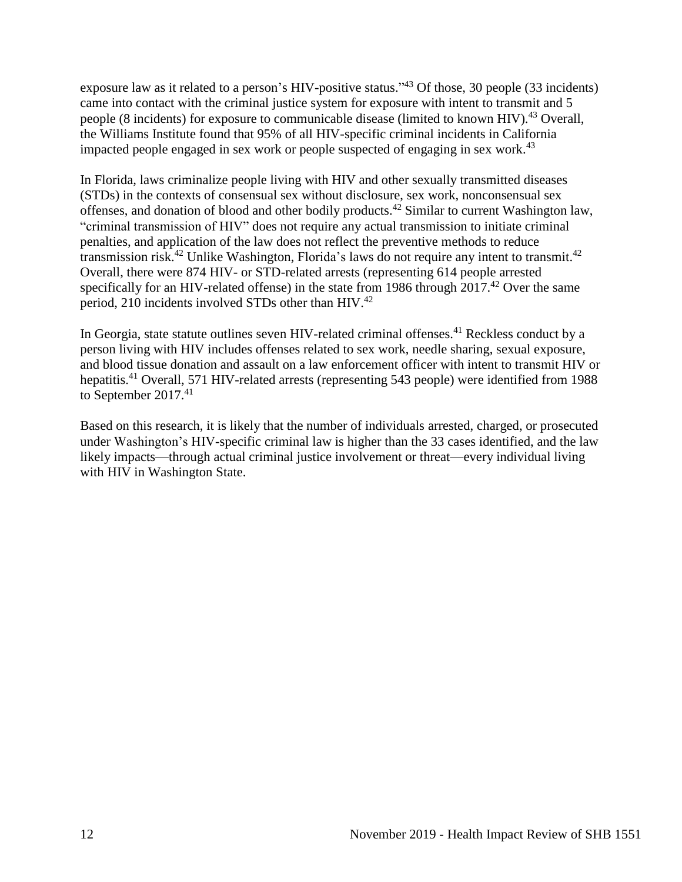exposure law as it related to a person's HIV-positive status."[43] Of those, 30 people (33 incidents) came into contact with the criminal justice system for exposure with intent to transmit and 5 people (8 incidents) for exposure to communicable disease (limited to known HIV).[43] Overall, the Williams Institute found that 95% of all HIV-specific criminal incidents in California impacted people engaged in sex work or people suspected of engaging in sex work.[43]

In Florida, laws criminalize people living with HIV and other sexually transmitted diseases (STDs) in the contexts of consensual sex without disclosure, sex work, nonconsensual sex offenses, and donation of blood and other bodily products.[42] Similar to current Washington law, "criminal transmission of HIV" does not require any actual transmission to initiate criminal penalties, and application of the law does not reflect the preventive methods to reduce transmission risk.[42] Unlike Washington, Florida's laws do not require any intent to transmit.[42] Overall, there were 874 HIV- or STD-related arrests (representing 614 people arrested specifically for an HIV-related offense) in the state from 1986 through 2017.[42] Over the same period, 210 incidents involved STDs other than HIV.[42]

In Georgia, state statute outlines seven HIV-related criminal offenses.[41] Reckless conduct by a person living with HIV includes offenses related to sex work, needle sharing, sexual exposure, and blood tissue donation and assault on a law enforcement officer with intent to transmit HIV or hepatitis.[41] Overall, 571 HIV-related arrests (representing 543 people) were identified from 1988 to September 2017.[41]

Based on this research, it is likely that the number of individuals arrested, charged, or prosecuted under Washington's HIV-specific criminal law is higher than the 33 cases identified, and the law likely impacts—through actual criminal justice involvement or threat—every individual living with HIV in Washington State.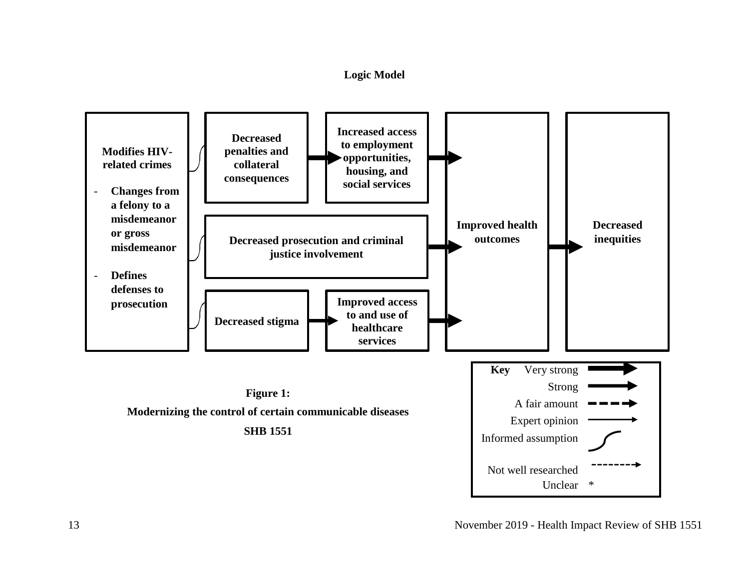**Logic Model**

**Modifies HIV-related crimes**

- **Changes from a felony to a misdemeanor or gross misdemeanor**
- **Defines defenses to prosecution**

**Decreased penalties and collateral consequences**

**Increased access to employment opportunities, housing, and social services**

**Decreased prosecution and criminal justice involvement**

**Decreased stigma**

**Improved access to and use of healthcare services**

**Improved health outcomes**

**Decreased inequities**

**Key**

- Very strong
- Strong
- A fair amount
- Expert opinion
- Informed assumption
- Not well researched
- Unclear *

**Figure 1:**

**Modernizing the control of certain communicable diseases**

**SHB 1551**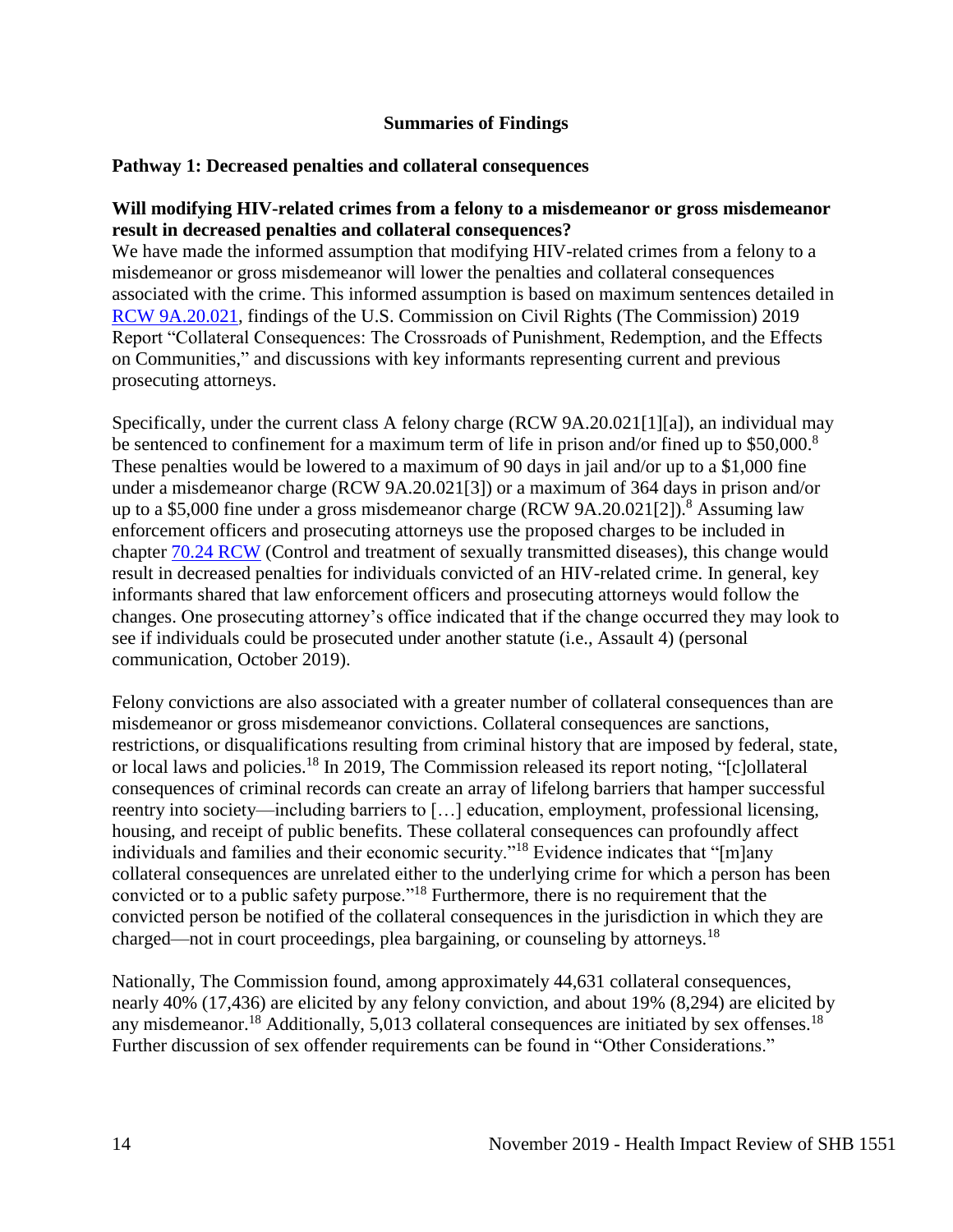## Summaries of Findings

### Pathway 1: Decreased penalties and collateral consequences

**Will modifying HIV-related crimes from a felony to a misdemeanor or gross misdemeanor result in decreased penalties and collateral consequences?**

We have made the informed assumption that modifying HIV-related crimes from a felony to a misdemeanor or gross misdemeanor will lower the penalties and collateral consequences associated with the crime. This informed assumption is based on maximum sentences detailed in RCW 9A.20.021, findings of the U.S. Commission on Civil Rights (The Commission) 2019 Report "Collateral Consequences: The Crossroads of Punishment, Redemption, and the Effects on Communities," and discussions with key informants representing current and previous prosecuting attorneys.

Specifically, under the current class A felony charge (RCW 9A.20.021[1][a]), an individual may be sentenced to confinement for a maximum term of life in prison and/or fined up to $50,000.[8] These penalties would be lowered to a maximum of 90 days in jail and/or up to a $1,000 fine under a misdemeanor charge (RCW 9A.20.021[3]) or a maximum of 364 days in prison and/or up to a $5,000 fine under a gross misdemeanor charge (RCW 9A.20.021[2]).[8] Assuming law enforcement officers and prosecuting attorneys use the proposed charges to be included in chapter 70.24 RCW (Control and treatment of sexually transmitted diseases), this change would result in decreased penalties for individuals convicted of an HIV-related crime. In general, key informants shared that law enforcement officers and prosecuting attorneys would follow the changes. One prosecuting attorney's office indicated that if the change occurred they may look to see if individuals could be prosecuted under another statute (i.e., Assault 4) (personal communication, October 2019).

Felony convictions are also associated with a greater number of collateral consequences than are misdemeanor or gross misdemeanor convictions. Collateral consequences are sanctions, restrictions, or disqualifications resulting from criminal history that are imposed by federal, state, or local laws and policies.[18] In 2019, The Commission released its report noting, "[c]ollateral consequences of criminal records can create an array of lifelong barriers that hamper successful reentry into society—including barriers to […] education, employment, professional licensing, housing, and receipt of public benefits. These collateral consequences can profoundly affect individuals and families and their economic security."[18] Evidence indicates that "[m]any collateral consequences are unrelated either to the underlying crime for which a person has been convicted or to a public safety purpose."[18] Furthermore, there is no requirement that the convicted person be notified of the collateral consequences in the jurisdiction in which they are charged—not in court proceedings, plea bargaining, or counseling by attorneys.[18]

Nationally, The Commission found, among approximately 44,631 collateral consequences, nearly 40% (17,436) are elicited by any felony conviction, and about 19% (8,294) are elicited by any misdemeanor.[18] Additionally, 5,013 collateral consequences are initiated by sex offenses.[18] Further discussion of sex offender requirements can be found in "Other Considerations."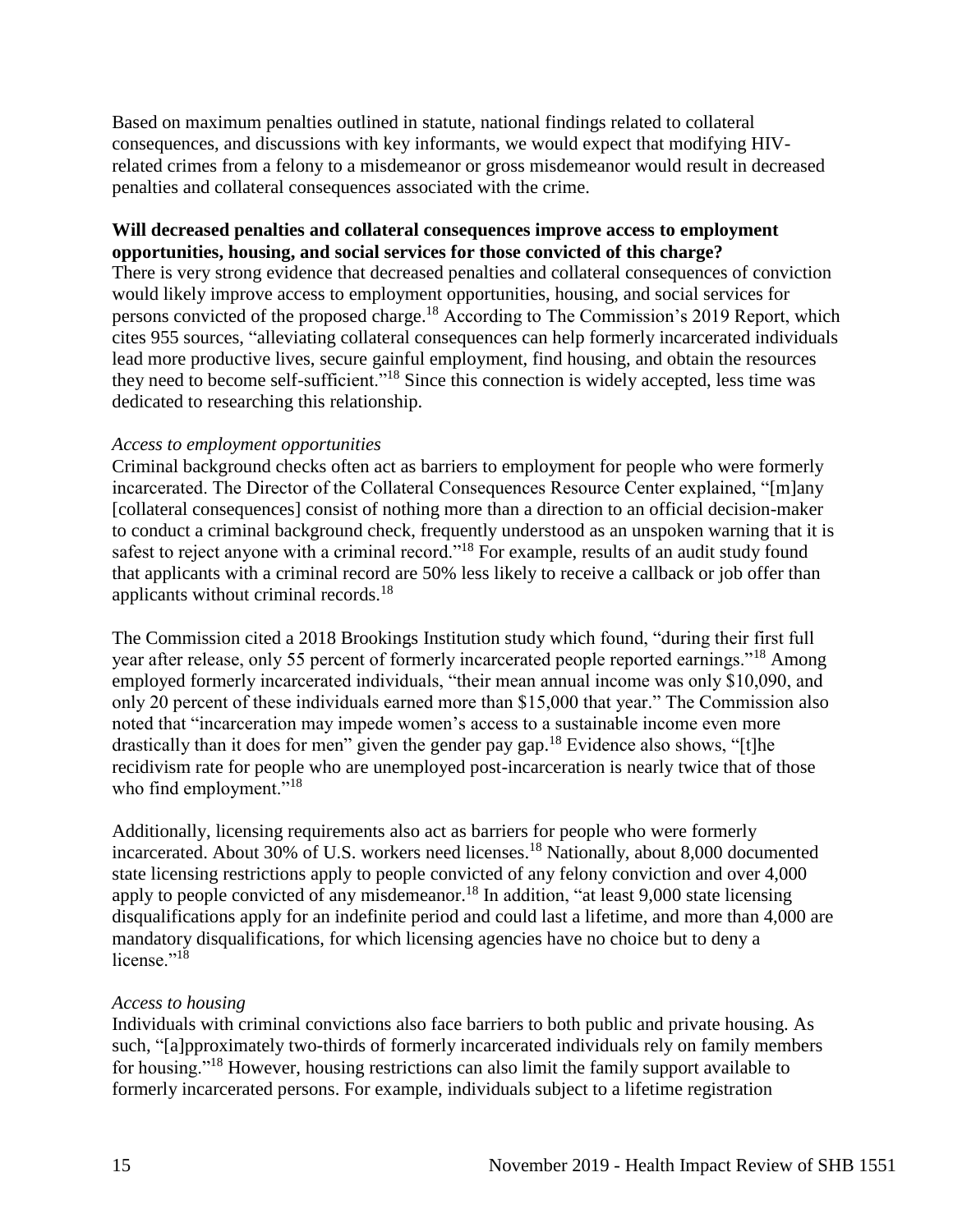Based on maximum penalties outlined in statute, national findings related to collateral consequences, and discussions with key informants, we would expect that modifying HIV-related crimes from a felony to a misdemeanor or gross misdemeanor would result in decreased penalties and collateral consequences associated with the crime.

**Will decreased penalties and collateral consequences improve access to employment opportunities, housing, and social services for those convicted of this charge?**

There is very strong evidence that decreased penalties and collateral consequences of conviction would likely improve access to employment opportunities, housing, and social services for persons convicted of the proposed charge.[18] According to The Commission's 2019 Report, which cites 955 sources, "alleviating collateral consequences can help formerly incarcerated individuals lead more productive lives, secure gainful employment, find housing, and obtain the resources they need to become self-sufficient."[18] Since this connection is widely accepted, less time was dedicated to researching this relationship.

*Access to employment opportunities*

Criminal background checks often act as barriers to employment for people who were formerly incarcerated. The Director of the Collateral Consequences Resource Center explained, "[m]any [collateral consequences] consist of nothing more than a direction to an official decision-maker to conduct a criminal background check, frequently understood as an unspoken warning that it is safest to reject anyone with a criminal record."[18] For example, results of an audit study found that applicants with a criminal record are 50% less likely to receive a callback or job offer than applicants without criminal records.[18]

The Commission cited a 2018 Brookings Institution study which found, "during their first full year after release, only 55 percent of formerly incarcerated people reported earnings."[18] Among employed formerly incarcerated individuals, "their mean annual income was only $10,090, and only 20 percent of these individuals earned more than $15,000 that year." The Commission also noted that "incarceration may impede women's access to a sustainable income even more drastically than it does for men" given the gender pay gap.[18] Evidence also shows, "[t]he recidivism rate for people who are unemployed post-incarceration is nearly twice that of those who find employment."[18]

Additionally, licensing requirements also act as barriers for people who were formerly incarcerated. About 30% of U.S. workers need licenses.[18] Nationally, about 8,000 documented state licensing restrictions apply to people convicted of any felony conviction and over 4,000 apply to people convicted of any misdemeanor.[18] In addition, "at least 9,000 state licensing disqualifications apply for an indefinite period and could last a lifetime, and more than 4,000 are mandatory disqualifications, for which licensing agencies have no choice but to deny a license."[18]

*Access to housing*

Individuals with criminal convictions also face barriers to both public and private housing. As such, "[a]pproximately two-thirds of formerly incarcerated individuals rely on family members for housing."[18] However, housing restrictions can also limit the family support available to formerly incarcerated persons. For example, individuals subject to a lifetime registration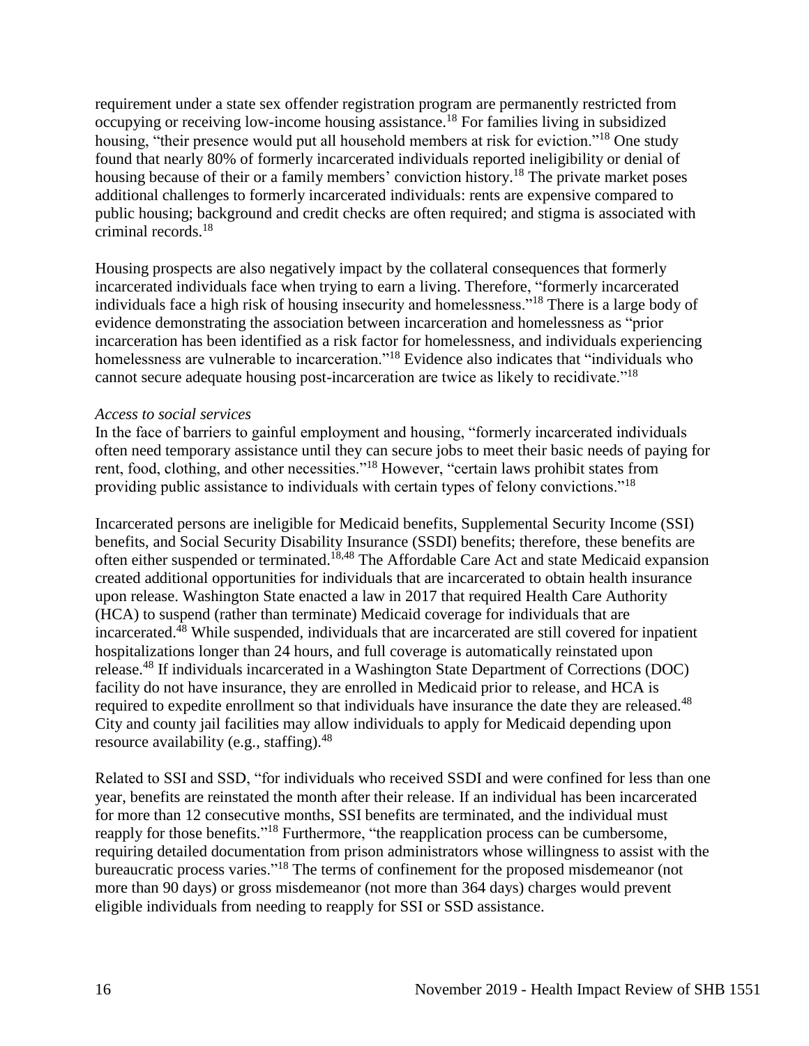requirement under a state sex offender registration program are permanently restricted from occupying or receiving low-income housing assistance.[18] For families living in subsidized housing, "their presence would put all household members at risk for eviction."[18] One study found that nearly 80% of formerly incarcerated individuals reported ineligibility or denial of housing because of their or a family members' conviction history.[18] The private market poses additional challenges to formerly incarcerated individuals: rents are expensive compared to public housing; background and credit checks are often required; and stigma is associated with criminal records.[18]

Housing prospects are also negatively impact by the collateral consequences that formerly incarcerated individuals face when trying to earn a living. Therefore, "formerly incarcerated individuals face a high risk of housing insecurity and homelessness."[18] There is a large body of evidence demonstrating the association between incarceration and homelessness as "prior incarceration has been identified as a risk factor for homelessness, and individuals experiencing homelessness are vulnerable to incarceration."[18] Evidence also indicates that "individuals who cannot secure adequate housing post-incarceration are twice as likely to recidivate."[18]

*Access to social services*

In the face of barriers to gainful employment and housing, "formerly incarcerated individuals often need temporary assistance until they can secure jobs to meet their basic needs of paying for rent, food, clothing, and other necessities."[18] However, "certain laws prohibit states from providing public assistance to individuals with certain types of felony convictions."[18]

Incarcerated persons are ineligible for Medicaid benefits, Supplemental Security Income (SSI) benefits, and Social Security Disability Insurance (SSDI) benefits; therefore, these benefits are often either suspended or terminated.[18,48] The Affordable Care Act and state Medicaid expansion created additional opportunities for individuals that are incarcerated to obtain health insurance upon release. Washington State enacted a law in 2017 that required Health Care Authority (HCA) to suspend (rather than terminate) Medicaid coverage for individuals that are incarcerated.[48] While suspended, individuals that are incarcerated are still covered for inpatient hospitalizations longer than 24 hours, and full coverage is automatically reinstated upon release.[48] If individuals incarcerated in a Washington State Department of Corrections (DOC) facility do not have insurance, they are enrolled in Medicaid prior to release, and HCA is required to expedite enrollment so that individuals have insurance the date they are released.[48] City and county jail facilities may allow individuals to apply for Medicaid depending upon resource availability (e.g., staffing).[48]

Related to SSI and SSD, "for individuals who received SSDI and were confined for less than one year, benefits are reinstated the month after their release. If an individual has been incarcerated for more than 12 consecutive months, SSI benefits are terminated, and the individual must reapply for those benefits."[18] Furthermore, "the reapplication process can be cumbersome, requiring detailed documentation from prison administrators whose willingness to assist with the bureaucratic process varies."[18] The terms of confinement for the proposed misdemeanor (not more than 90 days) or gross misdemeanor (not more than 364 days) charges would prevent eligible individuals from needing to reapply for SSI or SSD assistance.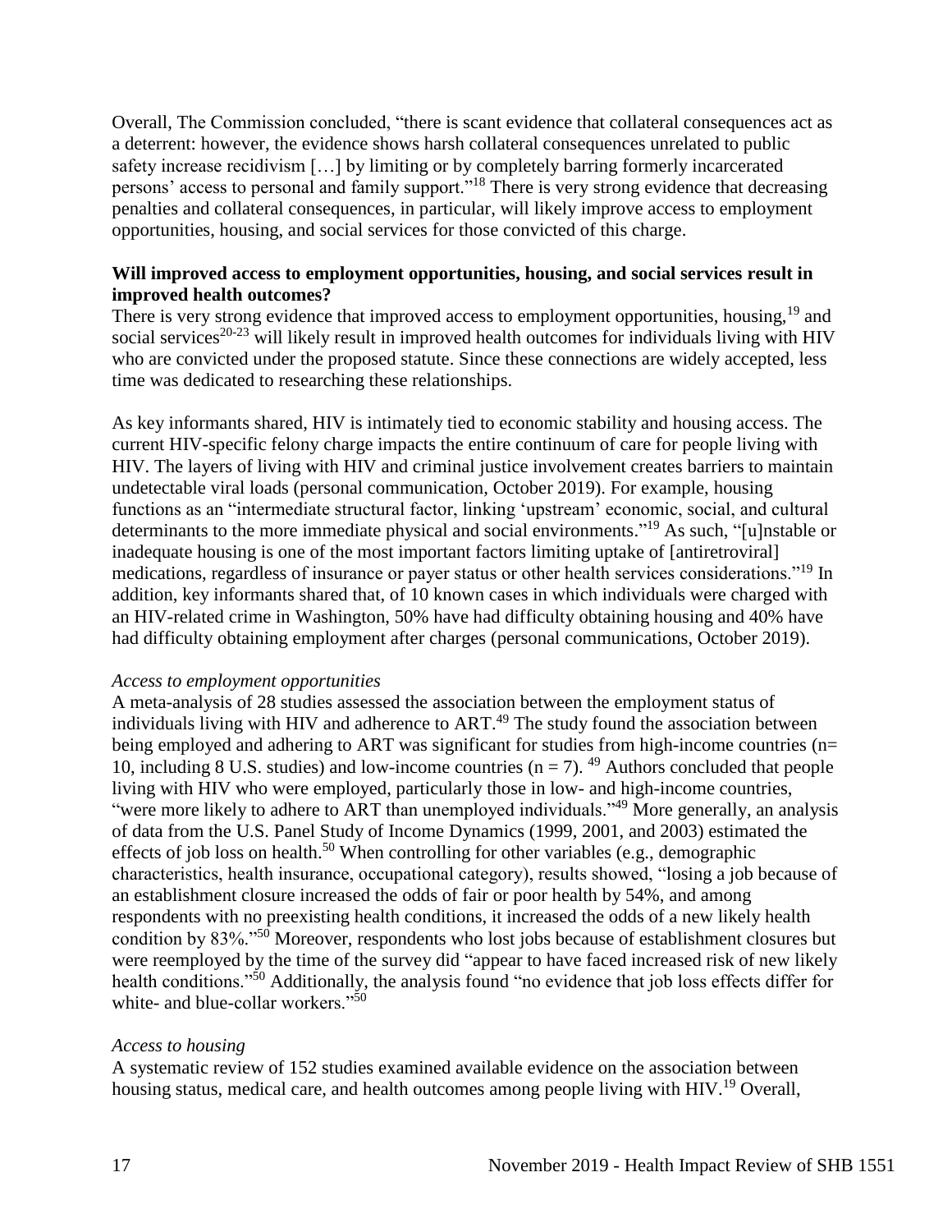Overall, The Commission concluded, "there is scant evidence that collateral consequences act as a deterrent: however, the evidence shows harsh collateral consequences unrelated to public safety increase recidivism […] by limiting or by completely barring formerly incarcerated persons' access to personal and family support."[18] There is very strong evidence that decreasing penalties and collateral consequences, in particular, will likely improve access to employment opportunities, housing, and social services for those convicted of this charge.

**Will improved access to employment opportunities, housing, and social services result in improved health outcomes?**

There is very strong evidence that improved access to employment opportunities, housing,[19] and social services[20-23] will likely result in improved health outcomes for individuals living with HIV who are convicted under the proposed statute. Since these connections are widely accepted, less time was dedicated to researching these relationships.

As key informants shared, HIV is intimately tied to economic stability and housing access. The current HIV-specific felony charge impacts the entire continuum of care for people living with HIV. The layers of living with HIV and criminal justice involvement creates barriers to maintain undetectable viral loads (personal communication, October 2019). For example, housing functions as an "intermediate structural factor, linking 'upstream' economic, social, and cultural determinants to the more immediate physical and social environments."[19] As such, "[u]nstable or inadequate housing is one of the most important factors limiting uptake of [antiretroviral] medications, regardless of insurance or payer status or other health services considerations."[19] In addition, key informants shared that, of 10 known cases in which individuals were charged with an HIV-related crime in Washington, 50% have had difficulty obtaining housing and 40% have had difficulty obtaining employment after charges (personal communications, October 2019).

*Access to employment opportunities*

A meta-analysis of 28 studies assessed the association between the employment status of individuals living with HIV and adherence to ART.[49] The study found the association between being employed and adhering to ART was significant for studies from high-income countries (n= 10, including 8 U.S. studies) and low-income countries (n = 7). [49] Authors concluded that people living with HIV who were employed, particularly those in low- and high-income countries, "were more likely to adhere to ART than unemployed individuals."[49] More generally, an analysis of data from the U.S. Panel Study of Income Dynamics (1999, 2001, and 2003) estimated the effects of job loss on health.[50] When controlling for other variables (e.g., demographic characteristics, health insurance, occupational category), results showed, "losing a job because of an establishment closure increased the odds of fair or poor health by 54%, and among respondents with no preexisting health conditions, it increased the odds of a new likely health condition by 83%."[50] Moreover, respondents who lost jobs because of establishment closures but were reemployed by the time of the survey did "appear to have faced increased risk of new likely health conditions."[50] Additionally, the analysis found "no evidence that job loss effects differ for white- and blue-collar workers."[50]

*Access to housing*

A systematic review of 152 studies examined available evidence on the association between housing status, medical care, and health outcomes among people living with HIV.[19] Overall,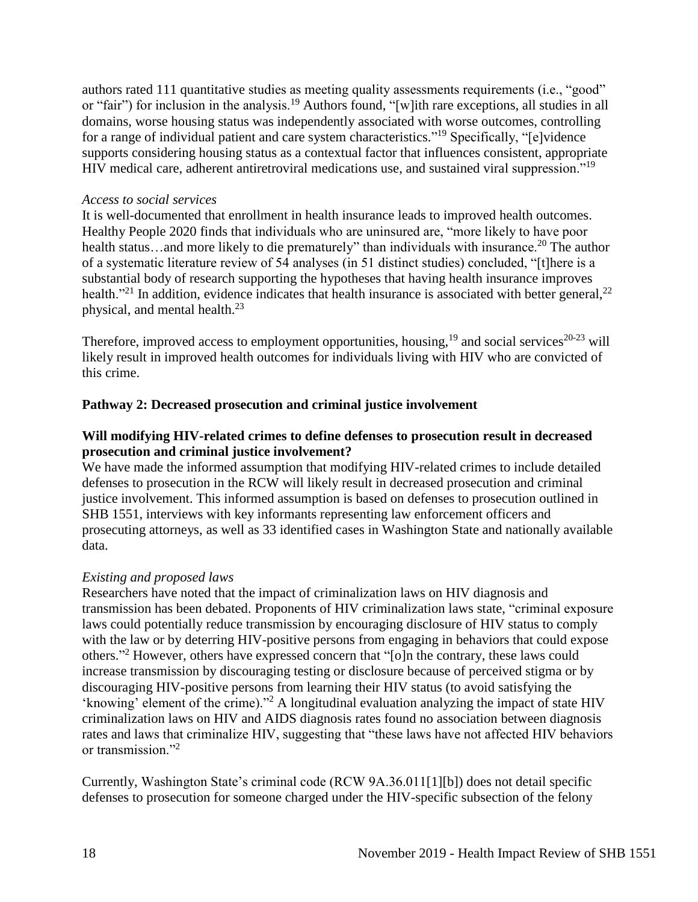authors rated 111 quantitative studies as meeting quality assessments requirements (i.e., "good" or "fair") for inclusion in the analysis.[19] Authors found, "[w]ith rare exceptions, all studies in all domains, worse housing status was independently associated with worse outcomes, controlling for a range of individual patient and care system characteristics."[19] Specifically, "[e]vidence supports considering housing status as a contextual factor that influences consistent, appropriate HIV medical care, adherent antiretroviral medications use, and sustained viral suppression."[19]

*Access to social services*

It is well-documented that enrollment in health insurance leads to improved health outcomes. Healthy People 2020 finds that individuals who are uninsured are, "more likely to have poor health status…and more likely to die prematurely" than individuals with insurance.[20] The author of a systematic literature review of 54 analyses (in 51 distinct studies) concluded, "[t]here is a substantial body of research supporting the hypotheses that having health insurance improves health."[21] In addition, evidence indicates that health insurance is associated with better general,[22] physical, and mental health.[23]

Therefore, improved access to employment opportunities, housing,[19] and social services[20-23] will likely result in improved health outcomes for individuals living with HIV who are convicted of this crime.

**Pathway 2: Decreased prosecution and criminal justice involvement**

**Will modifying HIV-related crimes to define defenses to prosecution result in decreased prosecution and criminal justice involvement?**

We have made the informed assumption that modifying HIV-related crimes to include detailed defenses to prosecution in the RCW will likely result in decreased prosecution and criminal justice involvement. This informed assumption is based on defenses to prosecution outlined in SHB 1551, interviews with key informants representing law enforcement officers and prosecuting attorneys, as well as 33 identified cases in Washington State and nationally available data.

*Existing and proposed laws*

Researchers have noted that the impact of criminalization laws on HIV diagnosis and transmission has been debated. Proponents of HIV criminalization laws state, "criminal exposure laws could potentially reduce transmission by encouraging disclosure of HIV status to comply with the law or by deterring HIV-positive persons from engaging in behaviors that could expose others."[2] However, others have expressed concern that "[o]n the contrary, these laws could increase transmission by discouraging testing or disclosure because of perceived stigma or by discouraging HIV-positive persons from learning their HIV status (to avoid satisfying the 'knowing' element of the crime)."[2] A longitudinal evaluation analyzing the impact of state HIV criminalization laws on HIV and AIDS diagnosis rates found no association between diagnosis rates and laws that criminalize HIV, suggesting that "these laws have not affected HIV behaviors or transmission."[2]

Currently, Washington State's criminal code (RCW 9A.36.011[1][b]) does not detail specific defenses to prosecution for someone charged under the HIV-specific subsection of the felony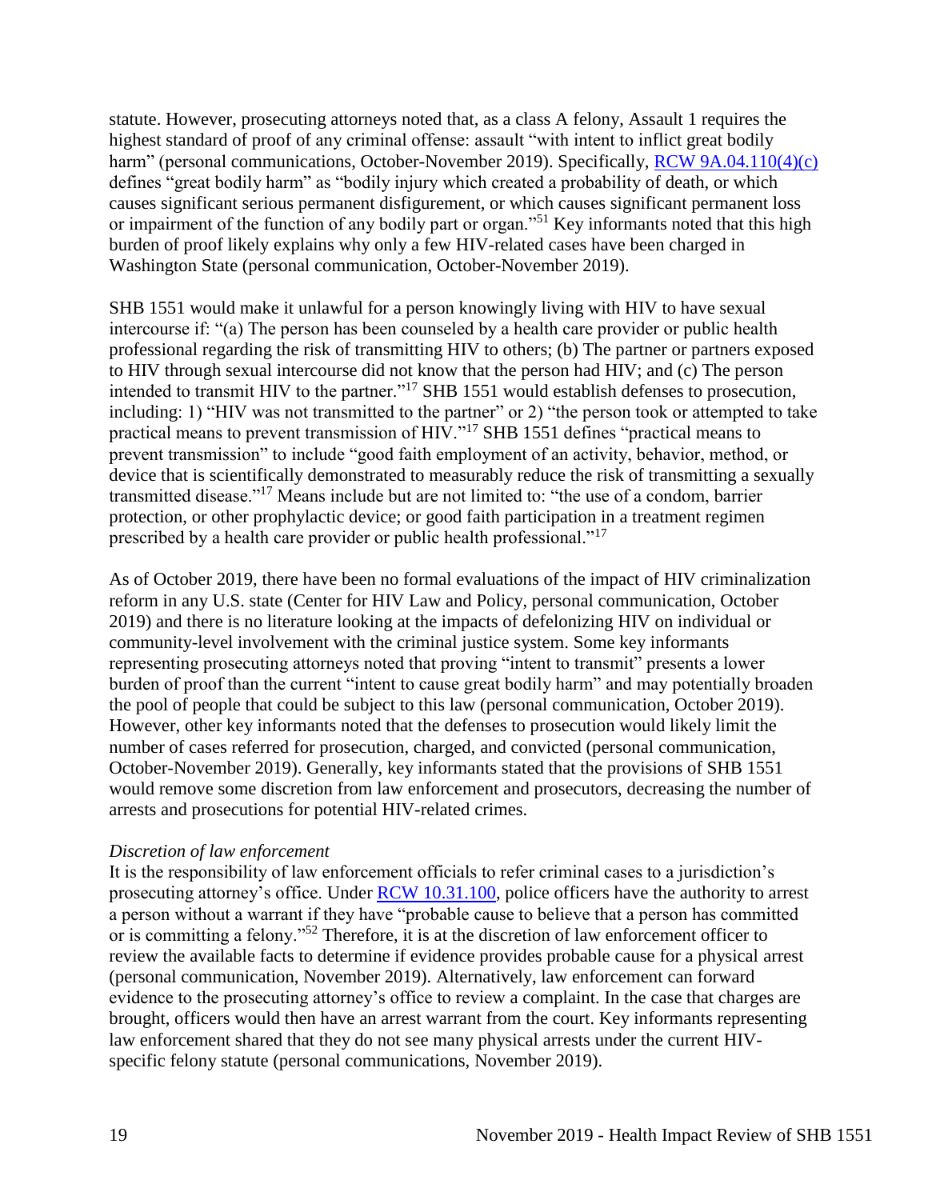statute. However, prosecuting attorneys noted that, as a class A felony, Assault 1 requires the highest standard of proof of any criminal offense: assault "with intent to inflict great bodily harm" (personal communications, October-November 2019). Specifically, [RCW 9A.04.110(4)(c)](RCW 9A.04.110(4)(c)) defines "great bodily harm" as "bodily injury which created a probability of death, or which causes significant serious permanent disfigurement, or which causes significant permanent loss or impairment of the function of any bodily part or organ."[51] Key informants noted that this high burden of proof likely explains why only a few HIV-related cases have been charged in Washington State (personal communication, October-November 2019).

SHB 1551 would make it unlawful for a person knowingly living with HIV to have sexual intercourse if: "(a) The person has been counseled by a health care provider or public health professional regarding the risk of transmitting HIV to others; (b) The partner or partners exposed to HIV through sexual intercourse did not know that the person had HIV; and (c) The person intended to transmit HIV to the partner."[17] SHB 1551 would establish defenses to prosecution, including: 1) "HIV was not transmitted to the partner" or 2) "the person took or attempted to take practical means to prevent transmission of HIV."[17] SHB 1551 defines "practical means to prevent transmission" to include "good faith employment of an activity, behavior, method, or device that is scientifically demonstrated to measurably reduce the risk of transmitting a sexually transmitted disease."[17] Means include but are not limited to: "the use of a condom, barrier protection, or other prophylactic device; or good faith participation in a treatment regimen prescribed by a health care provider or public health professional."[17]

As of October 2019, there have been no formal evaluations of the impact of HIV criminalization reform in any U.S. state (Center for HIV Law and Policy, personal communication, October 2019) and there is no literature looking at the impacts of defelonizing HIV on individual or community-level involvement with the criminal justice system. Some key informants representing prosecuting attorneys noted that proving "intent to transmit" presents a lower burden of proof than the current "intent to cause great bodily harm" and may potentially broaden the pool of people that could be subject to this law (personal communication, October 2019). However, other key informants noted that the defenses to prosecution would likely limit the number of cases referred for prosecution, charged, and convicted (personal communication, October-November 2019). Generally, key informants stated that the provisions of SHB 1551 would remove some discretion from law enforcement and prosecutors, decreasing the number of arrests and prosecutions for potential HIV-related crimes.

*Discretion of law enforcement*

It is the responsibility of law enforcement officials to refer criminal cases to a jurisdiction's prosecuting attorney's office. Under [RCW 10.31.100](RCW 10.31.100), police officers have the authority to arrest a person without a warrant if they have "probable cause to believe that a person has committed or is committing a felony."[52] Therefore, it is at the discretion of law enforcement officer to review the available facts to determine if evidence provides probable cause for a physical arrest (personal communication, November 2019). Alternatively, law enforcement can forward evidence to the prosecuting attorney's office to review a complaint. In the case that charges are brought, officers would then have an arrest warrant from the court. Key informants representing law enforcement shared that they do not see many physical arrests under the current HIV-specific felony statute (personal communications, November 2019).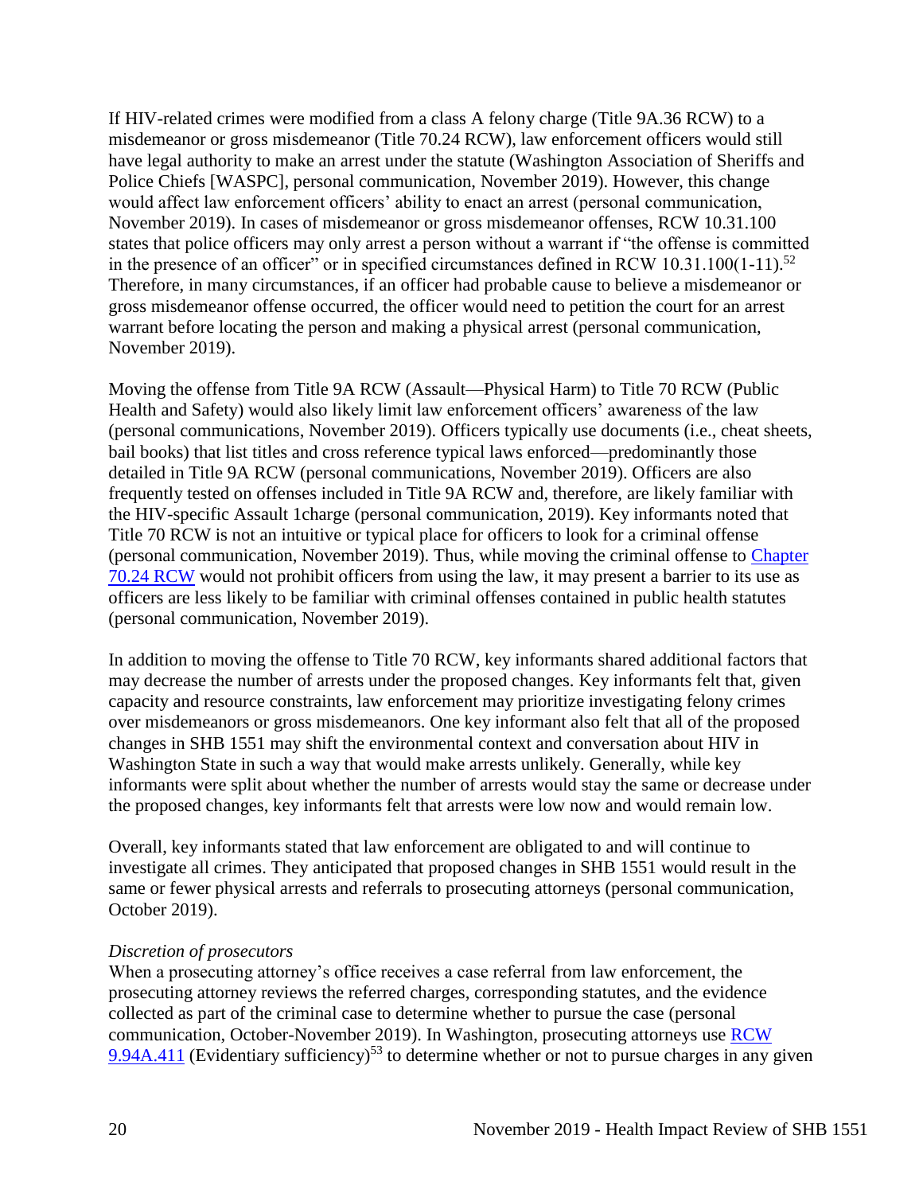If HIV-related crimes were modified from a class A felony charge (Title 9A.36 RCW) to a misdemeanor or gross misdemeanor (Title 70.24 RCW), law enforcement officers would still have legal authority to make an arrest under the statute (Washington Association of Sheriffs and Police Chiefs [WASPC], personal communication, November 2019). However, this change would affect law enforcement officers' ability to enact an arrest (personal communication, November 2019). In cases of misdemeanor or gross misdemeanor offenses, RCW 10.31.100 states that police officers may only arrest a person without a warrant if "the offense is committed in the presence of an officer" or in specified circumstances defined in RCW 10.31.100(1-11).[52] Therefore, in many circumstances, if an officer had probable cause to believe a misdemeanor or gross misdemeanor offense occurred, the officer would need to petition the court for an arrest warrant before locating the person and making a physical arrest (personal communication, November 2019).

Moving the offense from Title 9A RCW (Assault—Physical Harm) to Title 70 RCW (Public Health and Safety) would also likely limit law enforcement officers' awareness of the law (personal communications, November 2019). Officers typically use documents (i.e., cheat sheets, bail books) that list titles and cross reference typical laws enforced—predominantly those detailed in Title 9A RCW (personal communications, November 2019). Officers are also frequently tested on offenses included in Title 9A RCW and, therefore, are likely familiar with the HIV-specific Assault 1charge (personal communication, 2019). Key informants noted that Title 70 RCW is not an intuitive or typical place for officers to look for a criminal offense (personal communication, November 2019). Thus, while moving the criminal offense to Chapter 70.24 RCW would not prohibit officers from using the law, it may present a barrier to its use as officers are less likely to be familiar with criminal offenses contained in public health statutes (personal communication, November 2019).

In addition to moving the offense to Title 70 RCW, key informants shared additional factors that may decrease the number of arrests under the proposed changes. Key informants felt that, given capacity and resource constraints, law enforcement may prioritize investigating felony crimes over misdemeanors or gross misdemeanors. One key informant also felt that all of the proposed changes in SHB 1551 may shift the environmental context and conversation about HIV in Washington State in such a way that would make arrests unlikely. Generally, while key informants were split about whether the number of arrests would stay the same or decrease under the proposed changes, key informants felt that arrests were low now and would remain low.

Overall, key informants stated that law enforcement are obligated to and will continue to investigate all crimes. They anticipated that proposed changes in SHB 1551 would result in the same or fewer physical arrests and referrals to prosecuting attorneys (personal communication, October 2019).

*Discretion of prosecutors*

When a prosecuting attorney's office receives a case referral from law enforcement, the prosecuting attorney reviews the referred charges, corresponding statutes, and the evidence collected as part of the criminal case to determine whether to pursue the case (personal communication, October-November 2019). In Washington, prosecuting attorneys use RCW 9.94A.411 (Evidentiary sufficiency)[53] to determine whether or not to pursue charges in any given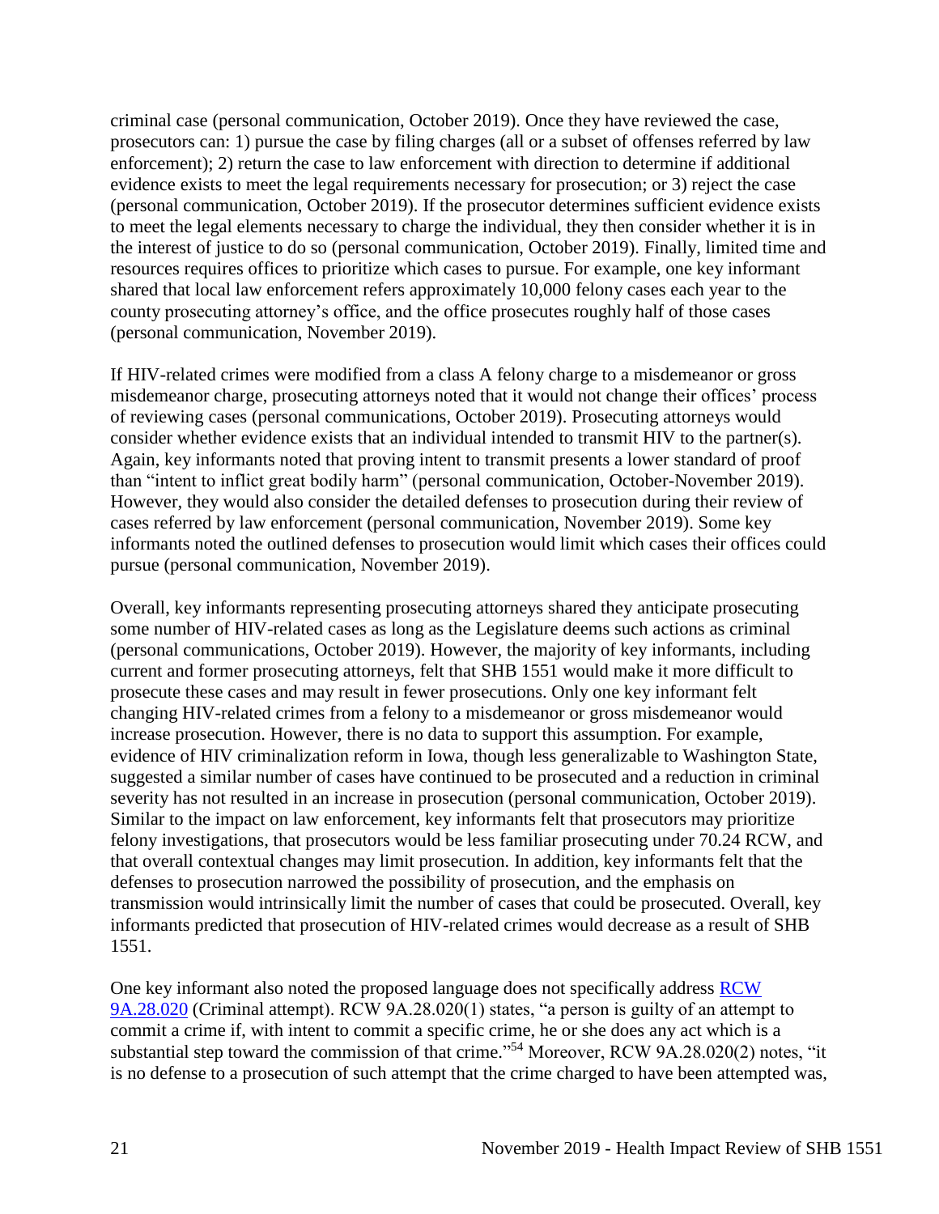criminal case (personal communication, October 2019). Once they have reviewed the case, prosecutors can: 1) pursue the case by filing charges (all or a subset of offenses referred by law enforcement); 2) return the case to law enforcement with direction to determine if additional evidence exists to meet the legal requirements necessary for prosecution; or 3) reject the case (personal communication, October 2019). If the prosecutor determines sufficient evidence exists to meet the legal elements necessary to charge the individual, they then consider whether it is in the interest of justice to do so (personal communication, October 2019). Finally, limited time and resources requires offices to prioritize which cases to pursue. For example, one key informant shared that local law enforcement refers approximately 10,000 felony cases each year to the county prosecuting attorney's office, and the office prosecutes roughly half of those cases (personal communication, November 2019).

If HIV-related crimes were modified from a class A felony charge to a misdemeanor or gross misdemeanor charge, prosecuting attorneys noted that it would not change their offices' process of reviewing cases (personal communications, October 2019). Prosecuting attorneys would consider whether evidence exists that an individual intended to transmit HIV to the partner(s). Again, key informants noted that proving intent to transmit presents a lower standard of proof than "intent to inflict great bodily harm" (personal communication, October-November 2019). However, they would also consider the detailed defenses to prosecution during their review of cases referred by law enforcement (personal communication, November 2019). Some key informants noted the outlined defenses to prosecution would limit which cases their offices could pursue (personal communication, November 2019).

Overall, key informants representing prosecuting attorneys shared they anticipate prosecuting some number of HIV-related cases as long as the Legislature deems such actions as criminal (personal communications, October 2019). However, the majority of key informants, including current and former prosecuting attorneys, felt that SHB 1551 would make it more difficult to prosecute these cases and may result in fewer prosecutions. Only one key informant felt changing HIV-related crimes from a felony to a misdemeanor or gross misdemeanor would increase prosecution. However, there is no data to support this assumption. For example, evidence of HIV criminalization reform in Iowa, though less generalizable to Washington State, suggested a similar number of cases have continued to be prosecuted and a reduction in criminal severity has not resulted in an increase in prosecution (personal communication, October 2019). Similar to the impact on law enforcement, key informants felt that prosecutors may prioritize felony investigations, that prosecutors would be less familiar prosecuting under 70.24 RCW, and that overall contextual changes may limit prosecution. In addition, key informants felt that the defenses to prosecution narrowed the possibility of prosecution, and the emphasis on transmission would intrinsically limit the number of cases that could be prosecuted. Overall, key informants predicted that prosecution of HIV-related crimes would decrease as a result of SHB 1551.

One key informant also noted the proposed language does not specifically address RCW 9A.28.020 (Criminal attempt). RCW 9A.28.020(1) states, "a person is guilty of an attempt to commit a crime if, with intent to commit a specific crime, he or she does any act which is a substantial step toward the commission of that crime."[54] Moreover, RCW 9A.28.020(2) notes, "it is no defense to a prosecution of such attempt that the crime charged to have been attempted was,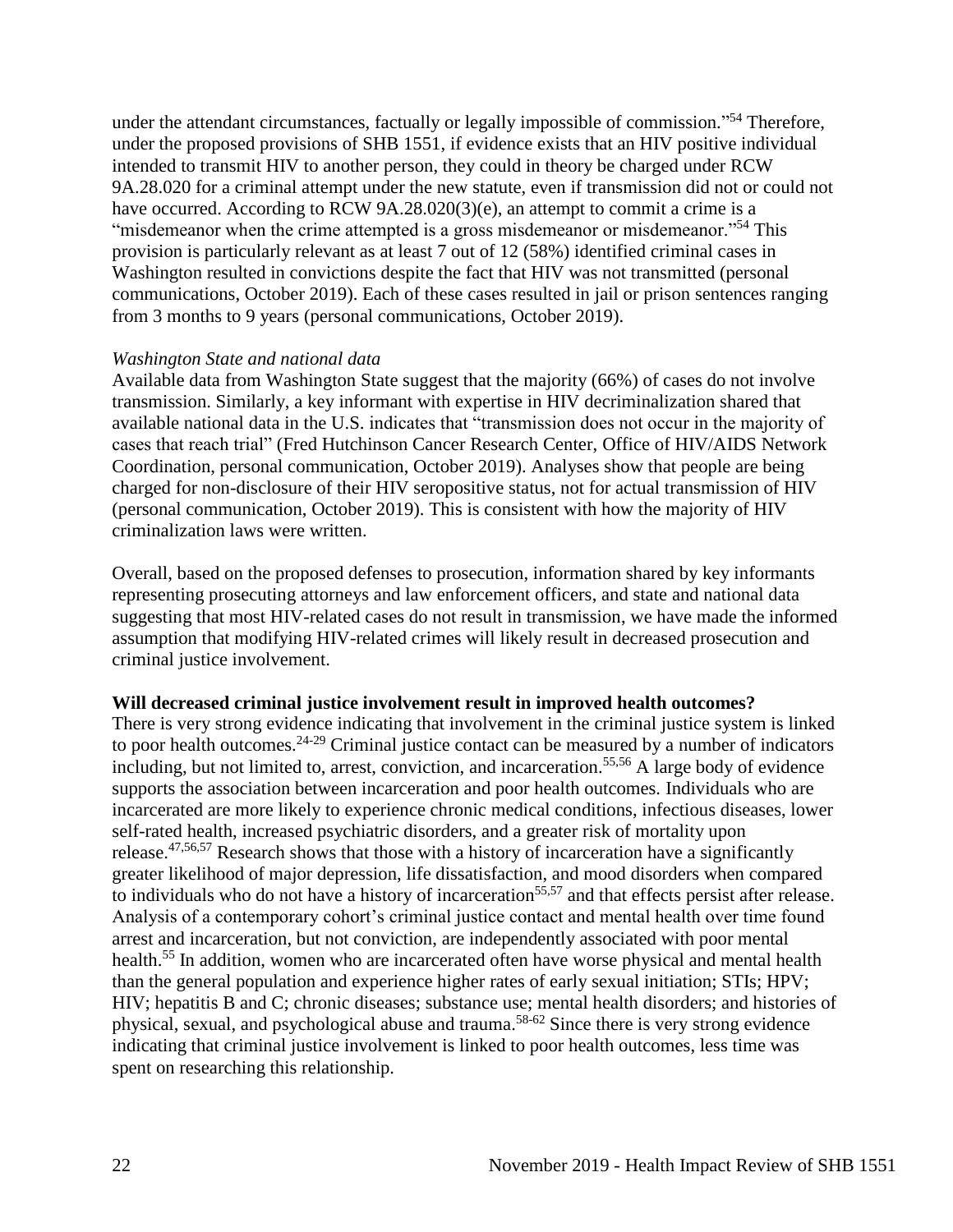under the attendant circumstances, factually or legally impossible of commission."[54] Therefore, under the proposed provisions of SHB 1551, if evidence exists that an HIV positive individual intended to transmit HIV to another person, they could in theory be charged under RCW 9A.28.020 for a criminal attempt under the new statute, even if transmission did not or could not have occurred. According to RCW 9A.28.020(3)(e), an attempt to commit a crime is a "misdemeanor when the crime attempted is a gross misdemeanor or misdemeanor."[54] This provision is particularly relevant as at least 7 out of 12 (58%) identified criminal cases in Washington resulted in convictions despite the fact that HIV was not transmitted (personal communications, October 2019). Each of these cases resulted in jail or prison sentences ranging from 3 months to 9 years (personal communications, October 2019).

*Washington State and national data*

Available data from Washington State suggest that the majority (66%) of cases do not involve transmission. Similarly, a key informant with expertise in HIV decriminalization shared that available national data in the U.S. indicates that "transmission does not occur in the majority of cases that reach trial" (Fred Hutchinson Cancer Research Center, Office of HIV/AIDS Network Coordination, personal communication, October 2019). Analyses show that people are being charged for non-disclosure of their HIV seropositive status, not for actual transmission of HIV (personal communication, October 2019). This is consistent with how the majority of HIV criminalization laws were written.

Overall, based on the proposed defenses to prosecution, information shared by key informants representing prosecuting attorneys and law enforcement officers, and state and national data suggesting that most HIV-related cases do not result in transmission, we have made the informed assumption that modifying HIV-related crimes will likely result in decreased prosecution and criminal justice involvement.

**Will decreased criminal justice involvement result in improved health outcomes?**

There is very strong evidence indicating that involvement in the criminal justice system is linked to poor health outcomes.[24-29] Criminal justice contact can be measured by a number of indicators including, but not limited to, arrest, conviction, and incarceration.[55,56] A large body of evidence supports the association between incarceration and poor health outcomes. Individuals who are incarcerated are more likely to experience chronic medical conditions, infectious diseases, lower self-rated health, increased psychiatric disorders, and a greater risk of mortality upon release.[47,56,57] Research shows that those with a history of incarceration have a significantly greater likelihood of major depression, life dissatisfaction, and mood disorders when compared to individuals who do not have a history of incarceration[55,57] and that effects persist after release. Analysis of a contemporary cohort's criminal justice contact and mental health over time found arrest and incarceration, but not conviction, are independently associated with poor mental health.[55] In addition, women who are incarcerated often have worse physical and mental health than the general population and experience higher rates of early sexual initiation; STIs; HPV; HIV; hepatitis B and C; chronic diseases; substance use; mental health disorders; and histories of physical, sexual, and psychological abuse and trauma.[58-62] Since there is very strong evidence indicating that criminal justice involvement is linked to poor health outcomes, less time was spent on researching this relationship.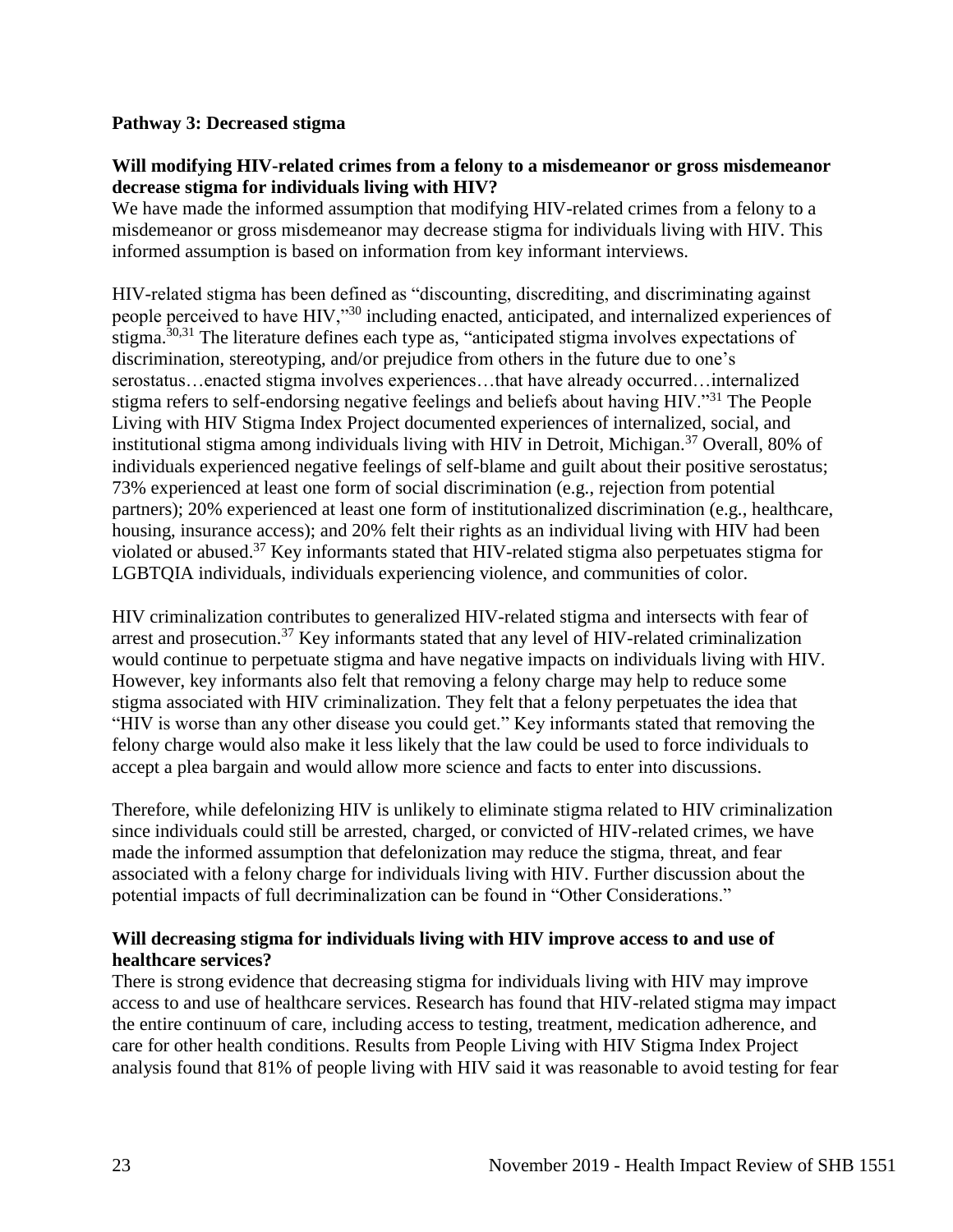**Pathway 3: Decreased stigma**

**Will modifying HIV-related crimes from a felony to a misdemeanor or gross misdemeanor decrease stigma for individuals living with HIV?**

We have made the informed assumption that modifying HIV-related crimes from a felony to a misdemeanor or gross misdemeanor may decrease stigma for individuals living with HIV. This informed assumption is based on information from key informant interviews.

HIV-related stigma has been defined as "discounting, discrediting, and discriminating against people perceived to have HIV,"[30] including enacted, anticipated, and internalized experiences of stigma.[30,31] The literature defines each type as, "anticipated stigma involves expectations of discrimination, stereotyping, and/or prejudice from others in the future due to one's serostatus…enacted stigma involves experiences…that have already occurred…internalized stigma refers to self-endorsing negative feelings and beliefs about having HIV."[31] The People Living with HIV Stigma Index Project documented experiences of internalized, social, and institutional stigma among individuals living with HIV in Detroit, Michigan.[37] Overall, 80% of individuals experienced negative feelings of self-blame and guilt about their positive serostatus; 73% experienced at least one form of social discrimination (e.g., rejection from potential partners); 20% experienced at least one form of institutionalized discrimination (e.g., healthcare, housing, insurance access); and 20% felt their rights as an individual living with HIV had been violated or abused.[37] Key informants stated that HIV-related stigma also perpetuates stigma for LGBTQIA individuals, individuals experiencing violence, and communities of color.

HIV criminalization contributes to generalized HIV-related stigma and intersects with fear of arrest and prosecution.[37] Key informants stated that any level of HIV-related criminalization would continue to perpetuate stigma and have negative impacts on individuals living with HIV. However, key informants also felt that removing a felony charge may help to reduce some stigma associated with HIV criminalization. They felt that a felony perpetuates the idea that "HIV is worse than any other disease you could get." Key informants stated that removing the felony charge would also make it less likely that the law could be used to force individuals to accept a plea bargain and would allow more science and facts to enter into discussions.

Therefore, while defelonizing HIV is unlikely to eliminate stigma related to HIV criminalization since individuals could still be arrested, charged, or convicted of HIV-related crimes, we have made the informed assumption that defelonization may reduce the stigma, threat, and fear associated with a felony charge for individuals living with HIV. Further discussion about the potential impacts of full decriminalization can be found in "Other Considerations."

**Will decreasing stigma for individuals living with HIV improve access to and use of healthcare services?**

There is strong evidence that decreasing stigma for individuals living with HIV may improve access to and use of healthcare services. Research has found that HIV-related stigma may impact the entire continuum of care, including access to testing, treatment, medication adherence, and care for other health conditions. Results from People Living with HIV Stigma Index Project analysis found that 81% of people living with HIV said it was reasonable to avoid testing for fear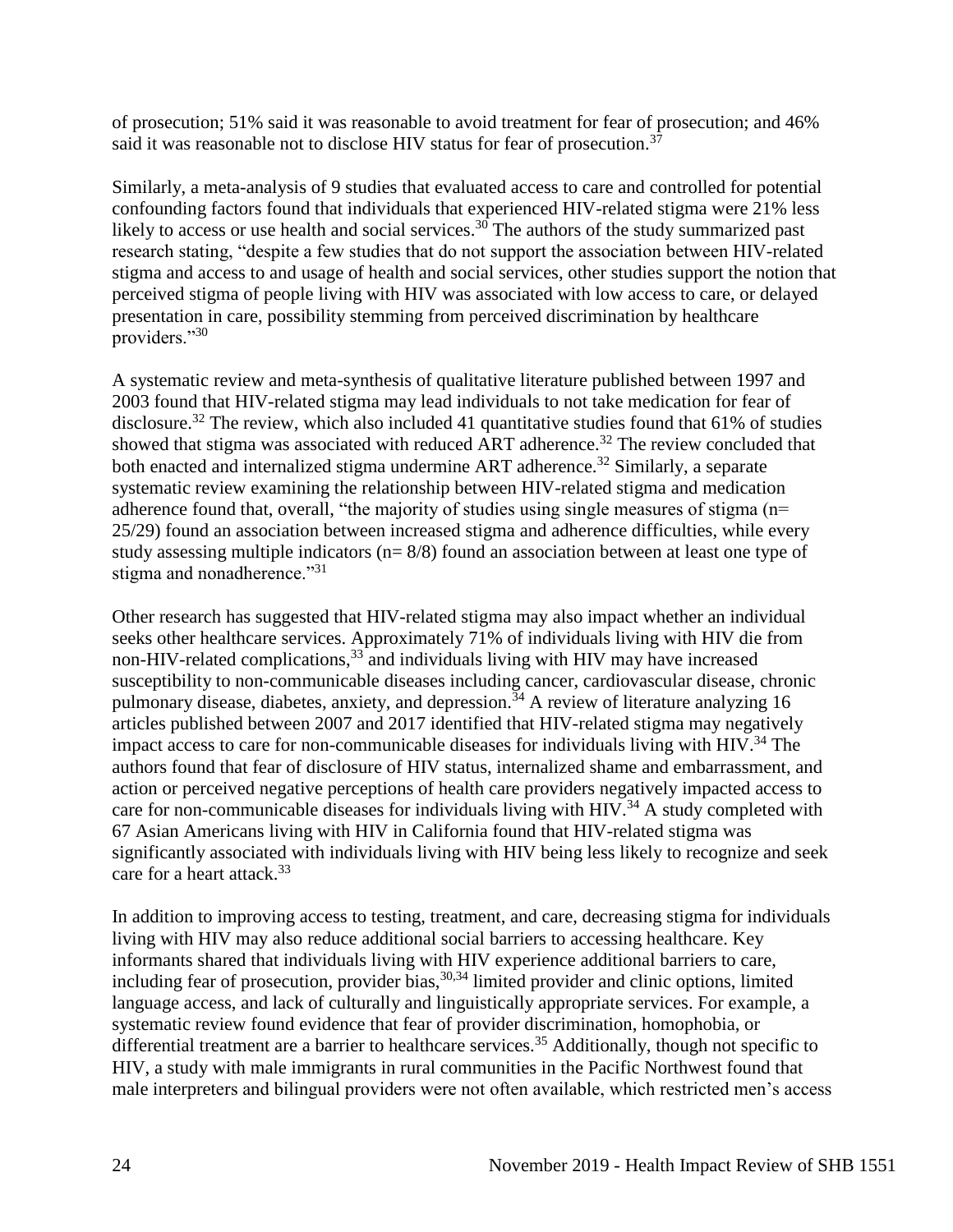of prosecution; 51% said it was reasonable to avoid treatment for fear of prosecution; and 46% said it was reasonable not to disclose HIV status for fear of prosecution.[37]

Similarly, a meta-analysis of 9 studies that evaluated access to care and controlled for potential confounding factors found that individuals that experienced HIV-related stigma were 21% less likely to access or use health and social services.[30] The authors of the study summarized past research stating, "despite a few studies that do not support the association between HIV-related stigma and access to and usage of health and social services, other studies support the notion that perceived stigma of people living with HIV was associated with low access to care, or delayed presentation in care, possibility stemming from perceived discrimination by healthcare providers."[30]

A systematic review and meta-synthesis of qualitative literature published between 1997 and 2003 found that HIV-related stigma may lead individuals to not take medication for fear of disclosure.[32] The review, which also included 41 quantitative studies found that 61% of studies showed that stigma was associated with reduced ART adherence.[32] The review concluded that both enacted and internalized stigma undermine ART adherence.[32] Similarly, a separate systematic review examining the relationship between HIV-related stigma and medication adherence found that, overall, "the majority of studies using single measures of stigma (n= 25/29) found an association between increased stigma and adherence difficulties, while every study assessing multiple indicators (n= 8/8) found an association between at least one type of stigma and nonadherence."[31]

Other research has suggested that HIV-related stigma may also impact whether an individual seeks other healthcare services. Approximately 71% of individuals living with HIV die from non-HIV-related complications,[33] and individuals living with HIV may have increased susceptibility to non-communicable diseases including cancer, cardiovascular disease, chronic pulmonary disease, diabetes, anxiety, and depression.[34] A review of literature analyzing 16 articles published between 2007 and 2017 identified that HIV-related stigma may negatively impact access to care for non-communicable diseases for individuals living with HIV.[34] The authors found that fear of disclosure of HIV status, internalized shame and embarrassment, and action or perceived negative perceptions of health care providers negatively impacted access to care for non-communicable diseases for individuals living with HIV.[34] A study completed with 67 Asian Americans living with HIV in California found that HIV-related stigma was significantly associated with individuals living with HIV being less likely to recognize and seek care for a heart attack.[33]

In addition to improving access to testing, treatment, and care, decreasing stigma for individuals living with HIV may also reduce additional social barriers to accessing healthcare. Key informants shared that individuals living with HIV experience additional barriers to care, including fear of prosecution, provider bias,[30,34] limited provider and clinic options, limited language access, and lack of culturally and linguistically appropriate services. For example, a systematic review found evidence that fear of provider discrimination, homophobia, or differential treatment are a barrier to healthcare services.[35] Additionally, though not specific to HIV, a study with male immigrants in rural communities in the Pacific Northwest found that male interpreters and bilingual providers were not often available, which restricted men's access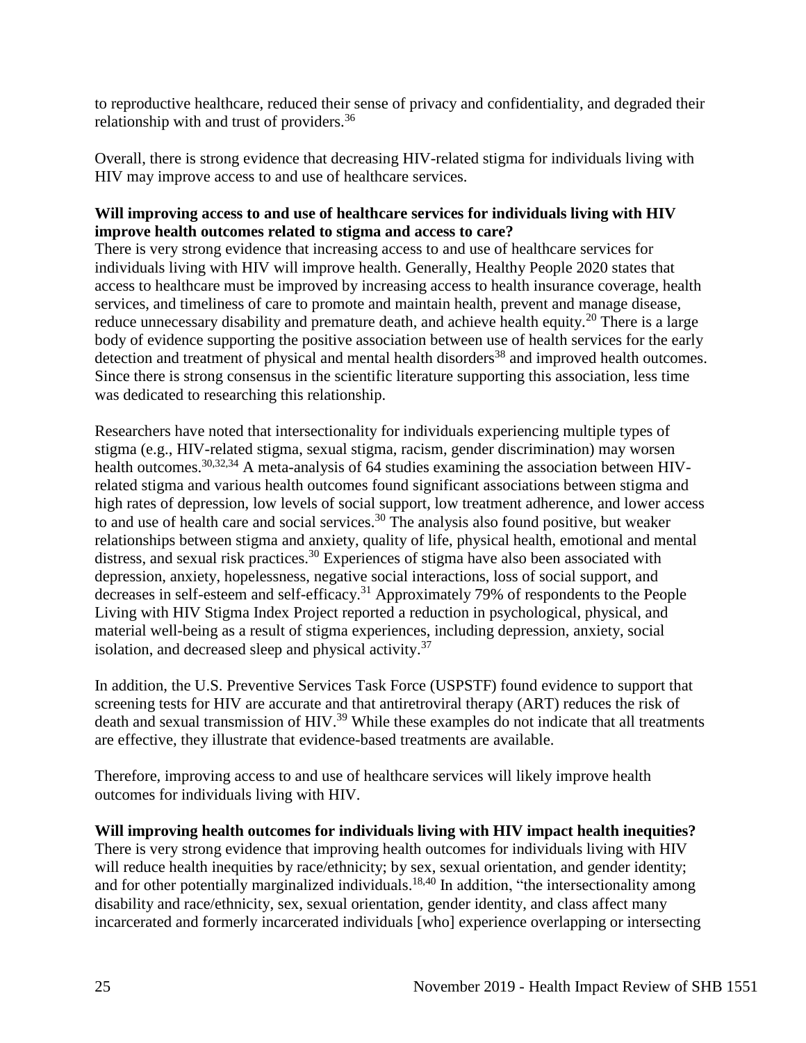to reproductive healthcare, reduced their sense of privacy and confidentiality, and degraded their relationship with and trust of providers.[36]

Overall, there is strong evidence that decreasing HIV-related stigma for individuals living with HIV may improve access to and use of healthcare services.

**Will improving access to and use of healthcare services for individuals living with HIV improve health outcomes related to stigma and access to care?**

There is very strong evidence that increasing access to and use of healthcare services for individuals living with HIV will improve health. Generally, Healthy People 2020 states that access to healthcare must be improved by increasing access to health insurance coverage, health services, and timeliness of care to promote and maintain health, prevent and manage disease, reduce unnecessary disability and premature death, and achieve health equity.[20] There is a large body of evidence supporting the positive association between use of health services for the early detection and treatment of physical and mental health disorders[38] and improved health outcomes. Since there is strong consensus in the scientific literature supporting this association, less time was dedicated to researching this relationship.

Researchers have noted that intersectionality for individuals experiencing multiple types of stigma (e.g., HIV-related stigma, sexual stigma, racism, gender discrimination) may worsen health outcomes.[30,32,34] A meta-analysis of 64 studies examining the association between HIV-related stigma and various health outcomes found significant associations between stigma and high rates of depression, low levels of social support, low treatment adherence, and lower access to and use of health care and social services.[30] The analysis also found positive, but weaker relationships between stigma and anxiety, quality of life, physical health, emotional and mental distress, and sexual risk practices.[30] Experiences of stigma have also been associated with depression, anxiety, hopelessness, negative social interactions, loss of social support, and decreases in self-esteem and self-efficacy.[31] Approximately 79% of respondents to the People Living with HIV Stigma Index Project reported a reduction in psychological, physical, and material well-being as a result of stigma experiences, including depression, anxiety, social isolation, and decreased sleep and physical activity.[37]

In addition, the U.S. Preventive Services Task Force (USPSTF) found evidence to support that screening tests for HIV are accurate and that antiretroviral therapy (ART) reduces the risk of death and sexual transmission of HIV.[39] While these examples do not indicate that all treatments are effective, they illustrate that evidence-based treatments are available.

Therefore, improving access to and use of healthcare services will likely improve health outcomes for individuals living with HIV.

**Will improving health outcomes for individuals living with HIV impact health inequities?**

There is very strong evidence that improving health outcomes for individuals living with HIV will reduce health inequities by race/ethnicity; by sex, sexual orientation, and gender identity; and for other potentially marginalized individuals.[18,40] In addition, "the intersectionality among disability and race/ethnicity, sex, sexual orientation, gender identity, and class affect many incarcerated and formerly incarcerated individuals [who] experience overlapping or intersecting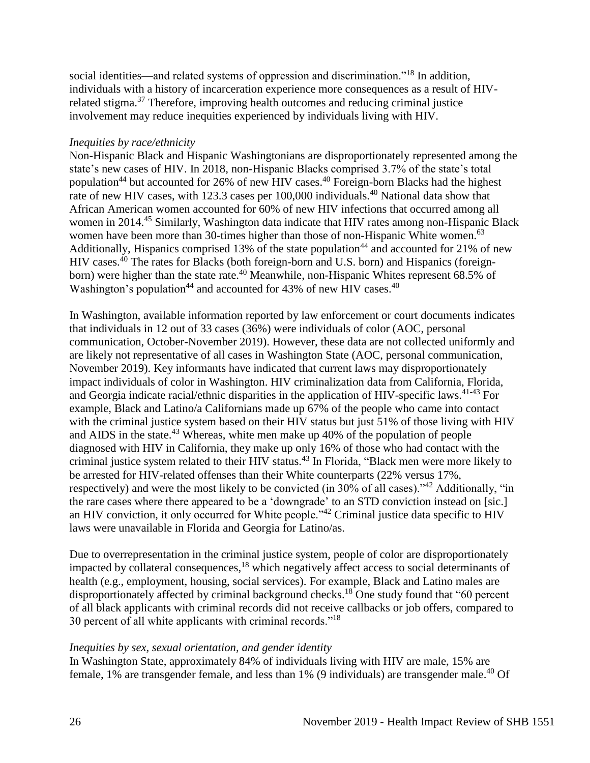social identities—and related systems of oppression and discrimination."[18] In addition, individuals with a history of incarceration experience more consequences as a result of HIV-related stigma.[37] Therefore, improving health outcomes and reducing criminal justice involvement may reduce inequities experienced by individuals living with HIV.

*Inequities by race/ethnicity*

Non-Hispanic Black and Hispanic Washingtonians are disproportionately represented among the state's new cases of HIV. In 2018, non-Hispanic Blacks comprised 3.7% of the state's total population[44] but accounted for 26% of new HIV cases.[40] Foreign-born Blacks had the highest rate of new HIV cases, with 123.3 cases per 100,000 individuals.[40] National data show that African American women accounted for 60% of new HIV infections that occurred among all women in 2014.[45] Similarly, Washington data indicate that HIV rates among non-Hispanic Black women have been more than 30-times higher than those of non-Hispanic White women.[63] Additionally, Hispanics comprised 13% of the state population[44] and accounted for 21% of new HIV cases.[40] The rates for Blacks (both foreign-born and U.S. born) and Hispanics (foreign-born) were higher than the state rate.[40] Meanwhile, non-Hispanic Whites represent 68.5% of Washington's population[44] and accounted for 43% of new HIV cases.[40]

In Washington, available information reported by law enforcement or court documents indicates that individuals in 12 out of 33 cases (36%) were individuals of color (AOC, personal communication, October-November 2019). However, these data are not collected uniformly and are likely not representative of all cases in Washington State (AOC, personal communication, November 2019). Key informants have indicated that current laws may disproportionately impact individuals of color in Washington. HIV criminalization data from California, Florida, and Georgia indicate racial/ethnic disparities in the application of HIV-specific laws.[41-43] For example, Black and Latino/a Californians made up 67% of the people who came into contact with the criminal justice system based on their HIV status but just 51% of those living with HIV and AIDS in the state.[43] Whereas, white men make up 40% of the population of people diagnosed with HIV in California, they make up only 16% of those who had contact with the criminal justice system related to their HIV status.[43] In Florida, "Black men were more likely to be arrested for HIV-related offenses than their White counterparts (22% versus 17%, respectively) and were the most likely to be convicted (in 30% of all cases)."[42] Additionally, "in the rare cases where there appeared to be a 'downgrade' to an STD conviction instead on [sic.] an HIV conviction, it only occurred for White people."[42] Criminal justice data specific to HIV laws were unavailable in Florida and Georgia for Latino/as.

Due to overrepresentation in the criminal justice system, people of color are disproportionately impacted by collateral consequences,[18] which negatively affect access to social determinants of health (e.g., employment, housing, social services). For example, Black and Latino males are disproportionately affected by criminal background checks.[18] One study found that "60 percent of all black applicants with criminal records did not receive callbacks or job offers, compared to 30 percent of all white applicants with criminal records."[18]

*Inequities by sex, sexual orientation, and gender identity*

In Washington State, approximately 84% of individuals living with HIV are male, 15% are female, 1% are transgender female, and less than 1% (9 individuals) are transgender male.[40] Of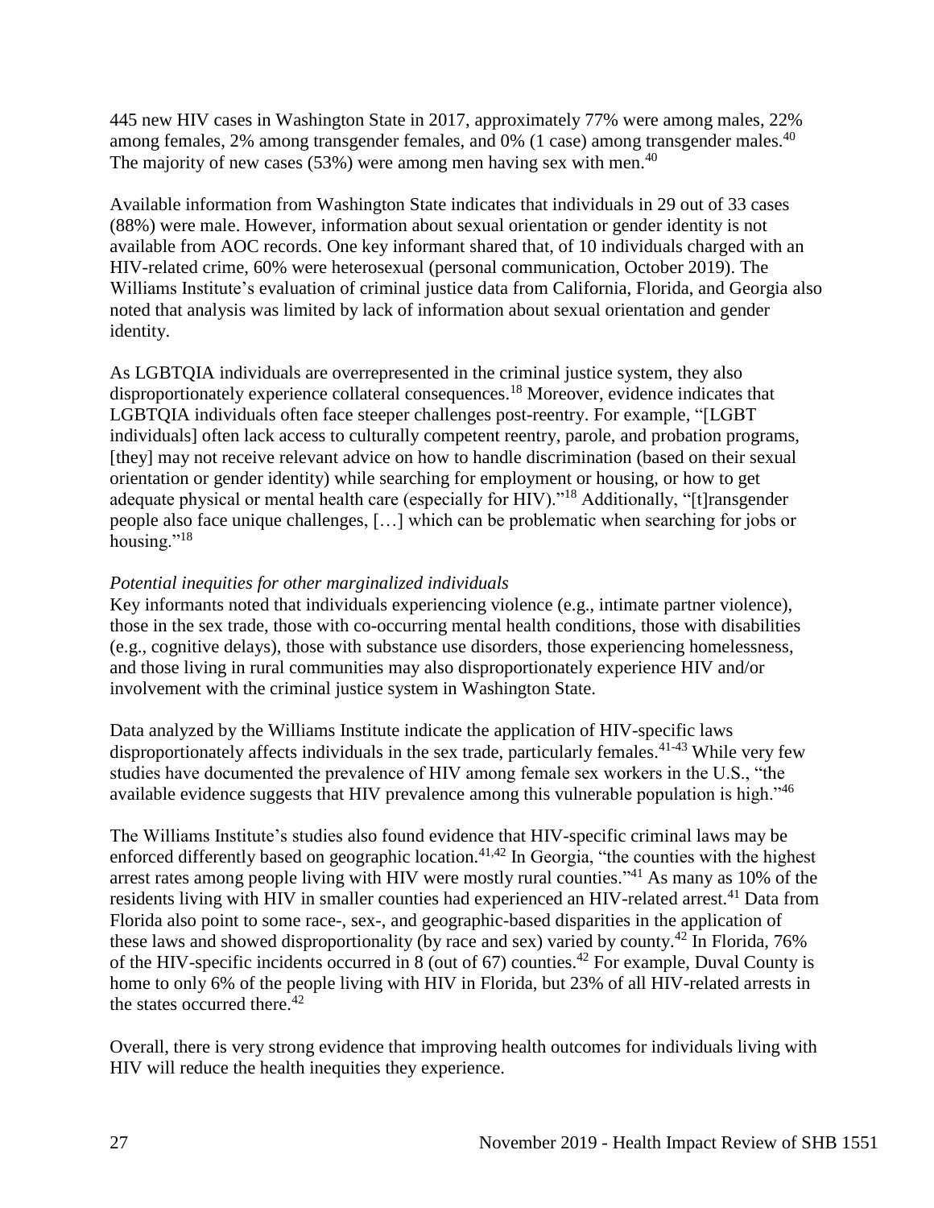445 new HIV cases in Washington State in 2017, approximately 77% were among males, 22% among females, 2% among transgender females, and 0% (1 case) among transgender males.[40] The majority of new cases (53%) were among men having sex with men.[40]

Available information from Washington State indicates that individuals in 29 out of 33 cases (88%) were male. However, information about sexual orientation or gender identity is not available from AOC records. One key informant shared that, of 10 individuals charged with an HIV-related crime, 60% were heterosexual (personal communication, October 2019). The Williams Institute's evaluation of criminal justice data from California, Florida, and Georgia also noted that analysis was limited by lack of information about sexual orientation and gender identity.

As LGBTQIA individuals are overrepresented in the criminal justice system, they also disproportionately experience collateral consequences.[18] Moreover, evidence indicates that LGBTQIA individuals often face steeper challenges post-reentry. For example, "[LGBT individuals] often lack access to culturally competent reentry, parole, and probation programs, [they] may not receive relevant advice on how to handle discrimination (based on their sexual orientation or gender identity) while searching for employment or housing, or how to get adequate physical or mental health care (especially for HIV)."[18] Additionally, "[t]ransgender people also face unique challenges, […] which can be problematic when searching for jobs or housing."[18]

*Potential inequities for other marginalized individuals*

Key informants noted that individuals experiencing violence (e.g., intimate partner violence), those in the sex trade, those with co-occurring mental health conditions, those with disabilities (e.g., cognitive delays), those with substance use disorders, those experiencing homelessness, and those living in rural communities may also disproportionately experience HIV and/or involvement with the criminal justice system in Washington State.

Data analyzed by the Williams Institute indicate the application of HIV-specific laws disproportionately affects individuals in the sex trade, particularly females.[41-43] While very few studies have documented the prevalence of HIV among female sex workers in the U.S., "the available evidence suggests that HIV prevalence among this vulnerable population is high."[46]

The Williams Institute's studies also found evidence that HIV-specific criminal laws may be enforced differently based on geographic location.[41,42] In Georgia, "the counties with the highest arrest rates among people living with HIV were mostly rural counties."[41] As many as 10% of the residents living with HIV in smaller counties had experienced an HIV-related arrest.[41] Data from Florida also point to some race-, sex-, and geographic-based disparities in the application of these laws and showed disproportionality (by race and sex) varied by county.[42] In Florida, 76% of the HIV-specific incidents occurred in 8 (out of 67) counties.[42] For example, Duval County is home to only 6% of the people living with HIV in Florida, but 23% of all HIV-related arrests in the states occurred there.[42]

Overall, there is very strong evidence that improving health outcomes for individuals living with HIV will reduce the health inequities they experience.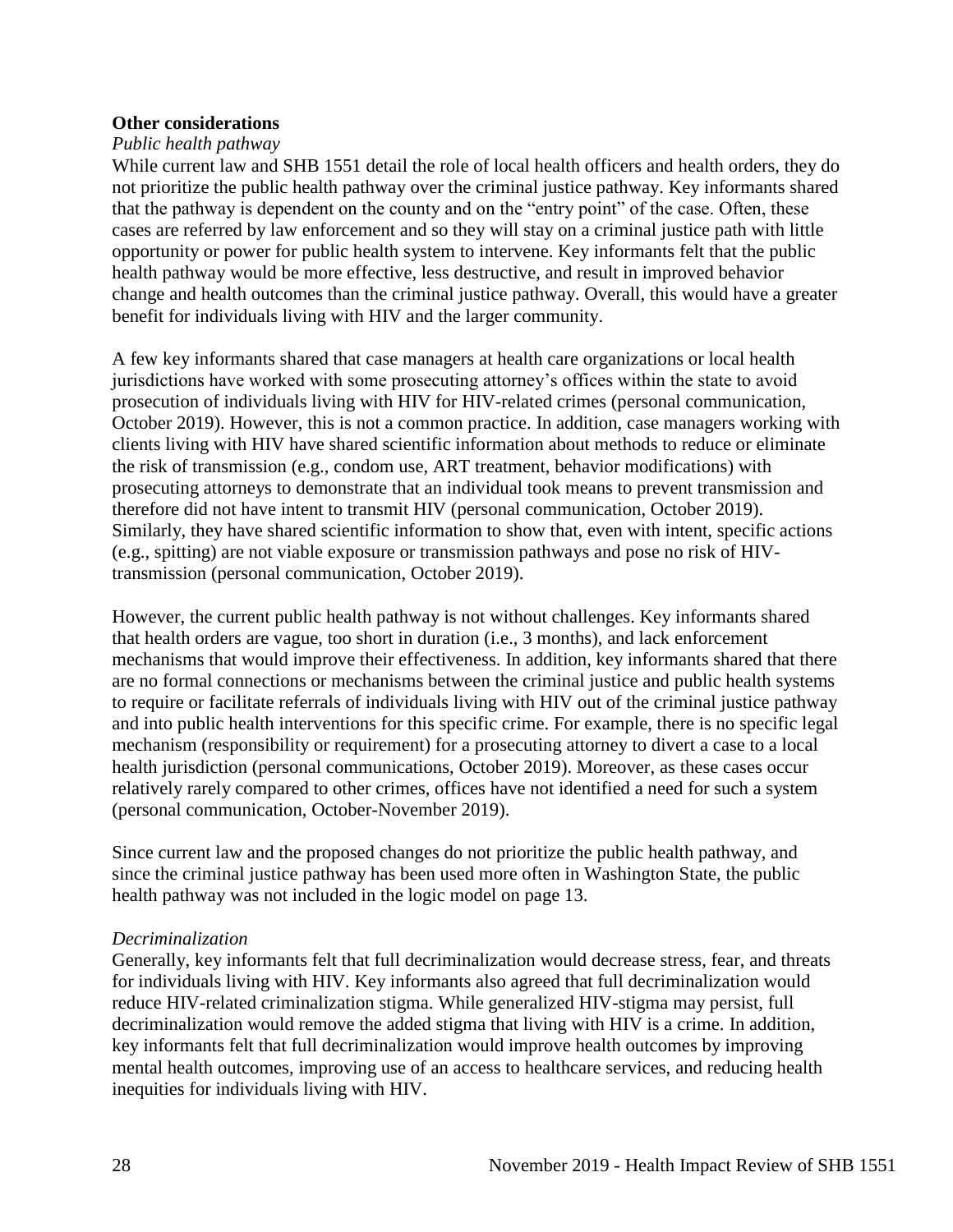**Other considerations**

*Public health pathway*

While current law and SHB 1551 detail the role of local health officers and health orders, they do not prioritize the public health pathway over the criminal justice pathway. Key informants shared that the pathway is dependent on the county and on the "entry point" of the case. Often, these cases are referred by law enforcement and so they will stay on a criminal justice path with little opportunity or power for public health system to intervene. Key informants felt that the public health pathway would be more effective, less destructive, and result in improved behavior change and health outcomes than the criminal justice pathway. Overall, this would have a greater benefit for individuals living with HIV and the larger community.

A few key informants shared that case managers at health care organizations or local health jurisdictions have worked with some prosecuting attorney's offices within the state to avoid prosecution of individuals living with HIV for HIV-related crimes (personal communication, October 2019). However, this is not a common practice. In addition, case managers working with clients living with HIV have shared scientific information about methods to reduce or eliminate the risk of transmission (e.g., condom use, ART treatment, behavior modifications) with prosecuting attorneys to demonstrate that an individual took means to prevent transmission and therefore did not have intent to transmit HIV (personal communication, October 2019). Similarly, they have shared scientific information to show that, even with intent, specific actions (e.g., spitting) are not viable exposure or transmission pathways and pose no risk of HIV-transmission (personal communication, October 2019).

However, the current public health pathway is not without challenges. Key informants shared that health orders are vague, too short in duration (i.e., 3 months), and lack enforcement mechanisms that would improve their effectiveness. In addition, key informants shared that there are no formal connections or mechanisms between the criminal justice and public health systems to require or facilitate referrals of individuals living with HIV out of the criminal justice pathway and into public health interventions for this specific crime. For example, there is no specific legal mechanism (responsibility or requirement) for a prosecuting attorney to divert a case to a local health jurisdiction (personal communications, October 2019). Moreover, as these cases occur relatively rarely compared to other crimes, offices have not identified a need for such a system (personal communication, October-November 2019).

Since current law and the proposed changes do not prioritize the public health pathway, and since the criminal justice pathway has been used more often in Washington State, the public health pathway was not included in the logic model on page 13.

*Decriminalization*

Generally, key informants felt that full decriminalization would decrease stress, fear, and threats for individuals living with HIV. Key informants also agreed that full decriminalization would reduce HIV-related criminalization stigma. While generalized HIV-stigma may persist, full decriminalization would remove the added stigma that living with HIV is a crime. In addition, key informants felt that full decriminalization would improve health outcomes by improving mental health outcomes, improving use of an access to healthcare services, and reducing health inequities for individuals living with HIV.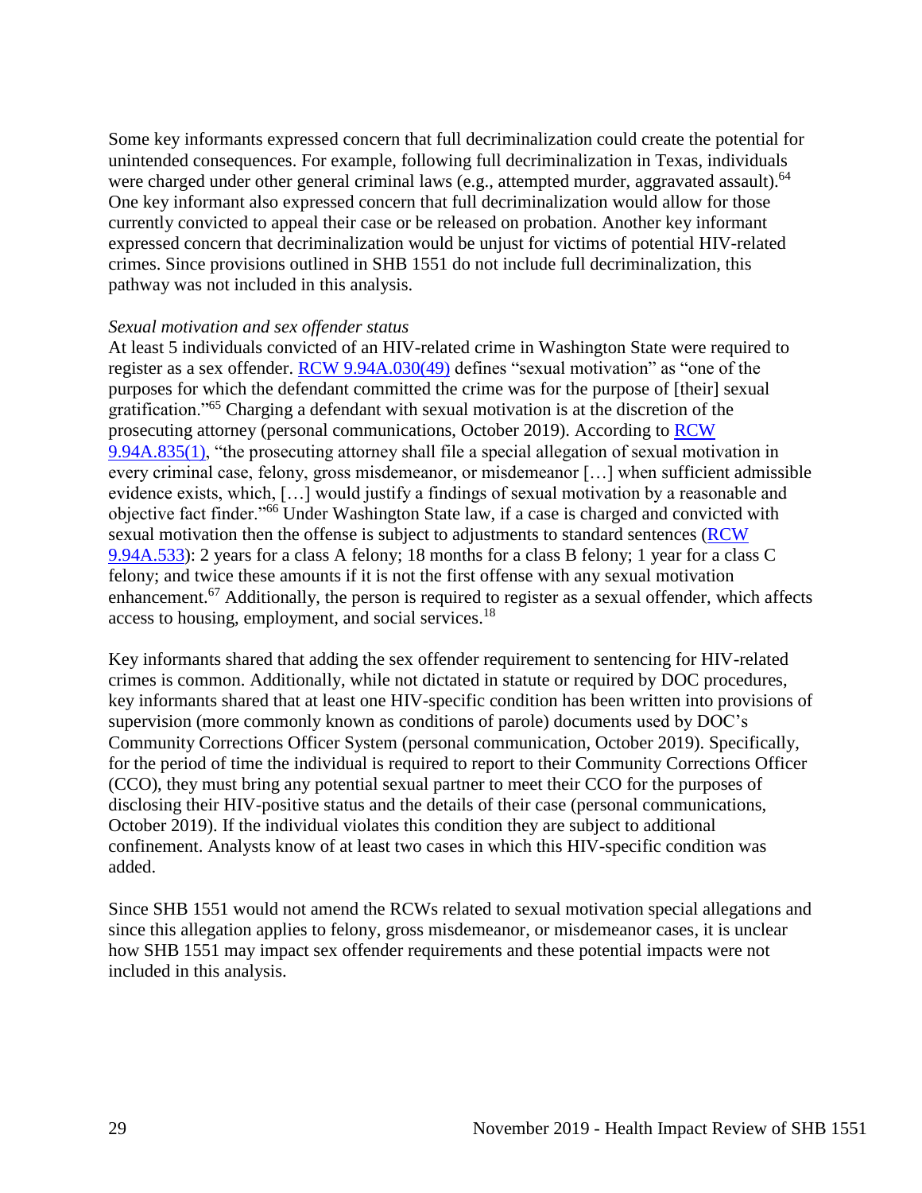Some key informants expressed concern that full decriminalization could create the potential for unintended consequences. For example, following full decriminalization in Texas, individuals were charged under other general criminal laws (e.g., attempted murder, aggravated assault).[64] One key informant also expressed concern that full decriminalization would allow for those currently convicted to appeal their case or be released on probation. Another key informant expressed concern that decriminalization would be unjust for victims of potential HIV-related crimes. Since provisions outlined in SHB 1551 do not include full decriminalization, this pathway was not included in this analysis.

*Sexual motivation and sex offender status*

At least 5 individuals convicted of an HIV-related crime in Washington State were required to register as a sex offender. RCW 9.94A.030(49) defines "sexual motivation" as "one of the purposes for which the defendant committed the crime was for the purpose of [their] sexual gratification."[65] Charging a defendant with sexual motivation is at the discretion of the prosecuting attorney (personal communications, October 2019). According to RCW 9.94A.835(1), "the prosecuting attorney shall file a special allegation of sexual motivation in every criminal case, felony, gross misdemeanor, or misdemeanor […] when sufficient admissible evidence exists, which, […] would justify a findings of sexual motivation by a reasonable and objective fact finder."[66] Under Washington State law, if a case is charged and convicted with sexual motivation then the offense is subject to adjustments to standard sentences (RCW 9.94A.533): 2 years for a class A felony; 18 months for a class B felony; 1 year for a class C felony; and twice these amounts if it is not the first offense with any sexual motivation enhancement.[67] Additionally, the person is required to register as a sexual offender, which affects access to housing, employment, and social services.[18]

Key informants shared that adding the sex offender requirement to sentencing for HIV-related crimes is common. Additionally, while not dictated in statute or required by DOC procedures, key informants shared that at least one HIV-specific condition has been written into provisions of supervision (more commonly known as conditions of parole) documents used by DOC's Community Corrections Officer System (personal communication, October 2019). Specifically, for the period of time the individual is required to report to their Community Corrections Officer (CCO), they must bring any potential sexual partner to meet their CCO for the purposes of disclosing their HIV-positive status and the details of their case (personal communications, October 2019). If the individual violates this condition they are subject to additional confinement. Analysts know of at least two cases in which this HIV-specific condition was added.

Since SHB 1551 would not amend the RCWs related to sexual motivation special allegations and since this allegation applies to felony, gross misdemeanor, or misdemeanor cases, it is unclear how SHB 1551 may impact sex offender requirements and these potential impacts were not included in this analysis.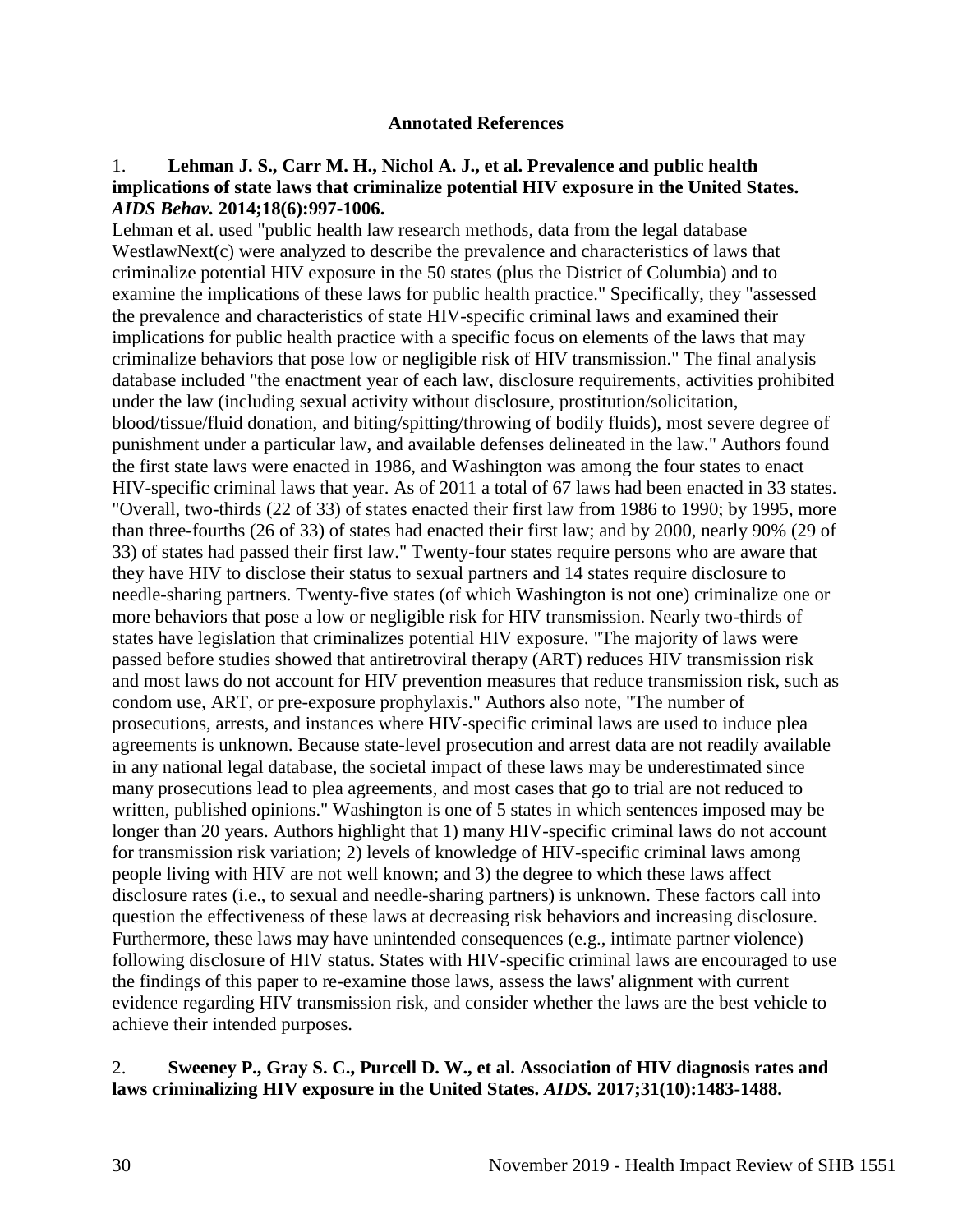**Annotated References**

1. **Lehman J. S., Carr M. H., Nichol A. J., et al. Prevalence and public health implications of state laws that criminalize potential HIV exposure in the United States.** ***AIDS Behav.*** **2014;18(6):997-1006.**

Lehman et al. used "public health law research methods, data from the legal database WestlawNext(c) were analyzed to describe the prevalence and characteristics of laws that criminalize potential HIV exposure in the 50 states (plus the District of Columbia) and to examine the implications of these laws for public health practice." Specifically, they "assessed the prevalence and characteristics of state HIV-specific criminal laws and examined their implications for public health practice with a specific focus on elements of the laws that may criminalize behaviors that pose low or negligible risk of HIV transmission." The final analysis database included "the enactment year of each law, disclosure requirements, activities prohibited under the law (including sexual activity without disclosure, prostitution/solicitation, blood/tissue/fluid donation, and biting/spitting/throwing of bodily fluids), most severe degree of punishment under a particular law, and available defenses delineated in the law." Authors found the first state laws were enacted in 1986, and Washington was among the four states to enact HIV-specific criminal laws that year. As of 2011 a total of 67 laws had been enacted in 33 states. "Overall, two-thirds (22 of 33) of states enacted their first law from 1986 to 1990; by 1995, more than three-fourths (26 of 33) of states had enacted their first law; and by 2000, nearly 90% (29 of 33) of states had passed their first law." Twenty-four states require persons who are aware that they have HIV to disclose their status to sexual partners and 14 states require disclosure to needle-sharing partners. Twenty-five states (of which Washington is not one) criminalize one or more behaviors that pose a low or negligible risk for HIV transmission. Nearly two-thirds of states have legislation that criminalizes potential HIV exposure. "The majority of laws were passed before studies showed that antiretroviral therapy (ART) reduces HIV transmission risk and most laws do not account for HIV prevention measures that reduce transmission risk, such as condom use, ART, or pre-exposure prophylaxis." Authors also note, "The number of prosecutions, arrests, and instances where HIV-specific criminal laws are used to induce plea agreements is unknown. Because state-level prosecution and arrest data are not readily available in any national legal database, the societal impact of these laws may be underestimated since many prosecutions lead to plea agreements, and most cases that go to trial are not reduced to written, published opinions." Washington is one of 5 states in which sentences imposed may be longer than 20 years. Authors highlight that 1) many HIV-specific criminal laws do not account for transmission risk variation; 2) levels of knowledge of HIV-specific criminal laws among people living with HIV are not well known; and 3) the degree to which these laws affect disclosure rates (i.e., to sexual and needle-sharing partners) is unknown. These factors call into question the effectiveness of these laws at decreasing risk behaviors and increasing disclosure. Furthermore, these laws may have unintended consequences (e.g., intimate partner violence) following disclosure of HIV status. States with HIV-specific criminal laws are encouraged to use the findings of this paper to re-examine those laws, assess the laws' alignment with current evidence regarding HIV transmission risk, and consider whether the laws are the best vehicle to achieve their intended purposes.

2. **Sweeney P., Gray S. C., Purcell D. W., et al. Association of HIV diagnosis rates and laws criminalizing HIV exposure in the United States.** ***AIDS.*** **2017;31(10):1483-1488.**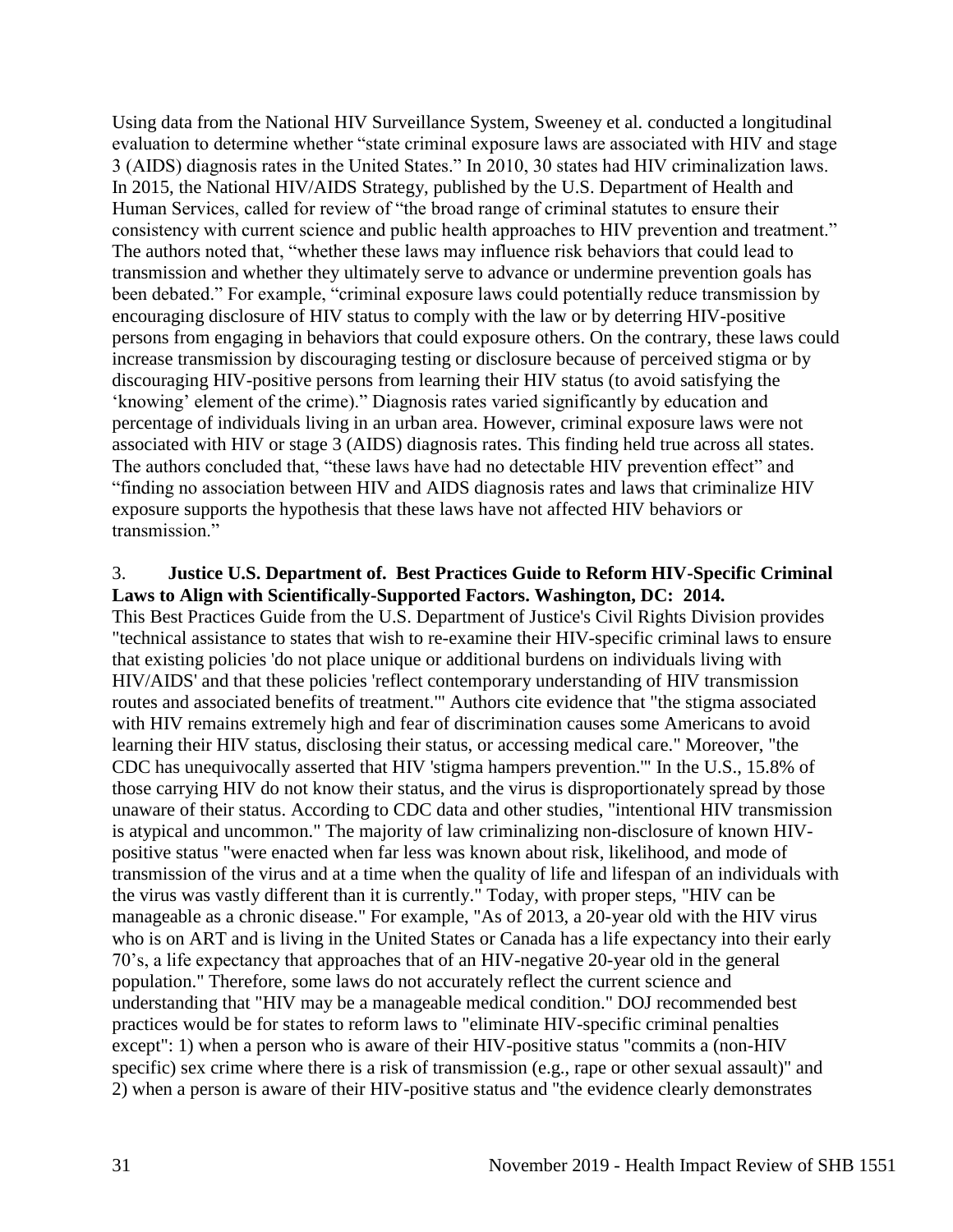Using data from the National HIV Surveillance System, Sweeney et al. conducted a longitudinal evaluation to determine whether "state criminal exposure laws are associated with HIV and stage 3 (AIDS) diagnosis rates in the United States." In 2010, 30 states had HIV criminalization laws. In 2015, the National HIV/AIDS Strategy, published by the U.S. Department of Health and Human Services, called for review of "the broad range of criminal statutes to ensure their consistency with current science and public health approaches to HIV prevention and treatment." The authors noted that, "whether these laws may influence risk behaviors that could lead to transmission and whether they ultimately serve to advance or undermine prevention goals has been debated." For example, "criminal exposure laws could potentially reduce transmission by encouraging disclosure of HIV status to comply with the law or by deterring HIV-positive persons from engaging in behaviors that could exposure others. On the contrary, these laws could increase transmission by discouraging testing or disclosure because of perceived stigma or by discouraging HIV-positive persons from learning their HIV status (to avoid satisfying the 'knowing' element of the crime)." Diagnosis rates varied significantly by education and percentage of individuals living in an urban area. However, criminal exposure laws were not associated with HIV or stage 3 (AIDS) diagnosis rates. This finding held true across all states. The authors concluded that, "these laws have had no detectable HIV prevention effect" and "finding no association between HIV and AIDS diagnosis rates and laws that criminalize HIV exposure supports the hypothesis that these laws have not affected HIV behaviors or transmission."

3. **Justice U.S. Department of. Best Practices Guide to Reform HIV-Specific Criminal Laws to Align with Scientifically-Supported Factors. Washington, DC: 2014.**

This Best Practices Guide from the U.S. Department of Justice's Civil Rights Division provides "technical assistance to states that wish to re-examine their HIV-specific criminal laws to ensure that existing policies 'do not place unique or additional burdens on individuals living with HIV/AIDS' and that these policies 'reflect contemporary understanding of HIV transmission routes and associated benefits of treatment.'" Authors cite evidence that "the stigma associated with HIV remains extremely high and fear of discrimination causes some Americans to avoid learning their HIV status, disclosing their status, or accessing medical care." Moreover, "the CDC has unequivocally asserted that HIV 'stigma hampers prevention.'" In the U.S., 15.8% of those carrying HIV do not know their status, and the virus is disproportionately spread by those unaware of their status. According to CDC data and other studies, "intentional HIV transmission is atypical and uncommon." The majority of law criminalizing non-disclosure of known HIV-positive status "were enacted when far less was known about risk, likelihood, and mode of transmission of the virus and at a time when the quality of life and lifespan of an individuals with the virus was vastly different than it is currently." Today, with proper steps, "HIV can be manageable as a chronic disease." For example, "As of 2013, a 20-year old with the HIV virus who is on ART and is living in the United States or Canada has a life expectancy into their early 70's, a life expectancy that approaches that of an HIV-negative 20-year old in the general population." Therefore, some laws do not accurately reflect the current science and understanding that "HIV may be a manageable medical condition." DOJ recommended best practices would be for states to reform laws to "eliminate HIV-specific criminal penalties except": 1) when a person who is aware of their HIV-positive status "commits a (non-HIV specific) sex crime where there is a risk of transmission (e.g., rape or other sexual assault)" and 2) when a person is aware of their HIV-positive status and "the evidence clearly demonstrates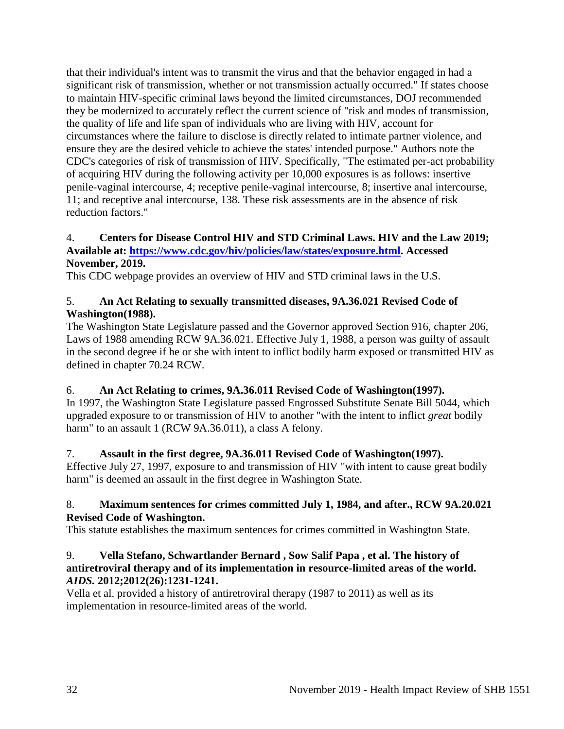that their individual's intent was to transmit the virus and that the behavior engaged in had a significant risk of transmission, whether or not transmission actually occurred." If states choose to maintain HIV-specific criminal laws beyond the limited circumstances, DOJ recommended they be modernized to accurately reflect the current science of "risk and modes of transmission, the quality of life and life span of individuals who are living with HIV, account for circumstances where the failure to disclose is directly related to intimate partner violence, and ensure they are the desired vehicle to achieve the states' intended purpose." Authors note the CDC's categories of risk of transmission of HIV. Specifically, "The estimated per-act probability of acquiring HIV during the following activity per 10,000 exposures is as follows: insertive penile-vaginal intercourse, 4; receptive penile-vaginal intercourse, 8; insertive anal intercourse, 11; and receptive anal intercourse, 138. These risk assessments are in the absence of risk reduction factors."

4. **Centers for Disease Control HIV and STD Criminal Laws. HIV and the Law 2019; Available at: [https://www.cdc.gov/hiv/policies/law/states/exposure.html](https://www.cdc.gov/hiv/policies/law/states/exposure.html). Accessed November, 2019.**

This CDC webpage provides an overview of HIV and STD criminal laws in the U.S.

5. **An Act Relating to sexually transmitted diseases, 9A.36.021 Revised Code of Washington(1988).**

The Washington State Legislature passed and the Governor approved Section 916, chapter 206, Laws of 1988 amending RCW 9A.36.021. Effective July 1, 1988, a person was guilty of assault in the second degree if he or she with intent to inflict bodily harm exposed or transmitted HIV as defined in chapter 70.24 RCW.

6. **An Act Relating to crimes, 9A.36.011 Revised Code of Washington(1997).**

In 1997, the Washington State Legislature passed Engrossed Substitute Senate Bill 5044, which upgraded exposure to or transmission of HIV to another "with the intent to inflict *great* bodily harm" to an assault 1 (RCW 9A.36.011), a class A felony.

7. **Assault in the first degree, 9A.36.011 Revised Code of Washington(1997).**

Effective July 27, 1997, exposure to and transmission of HIV "with intent to cause great bodily harm" is deemed an assault in the first degree in Washington State.

8. **Maximum sentences for crimes committed July 1, 1984, and after., RCW 9A.20.021 Revised Code of Washington.**

This statute establishes the maximum sentences for crimes committed in Washington State.

9. **Vella Stefano, Schwartlander Bernard , Sow Salif Papa , et al. The history of antiretroviral therapy and of its implementation in resource-limited areas of the world. *AIDS.* 2012;2012(26):1231-1241.**

Vella et al. provided a history of antiretroviral therapy (1987 to 2011) as well as its implementation in resource-limited areas of the world.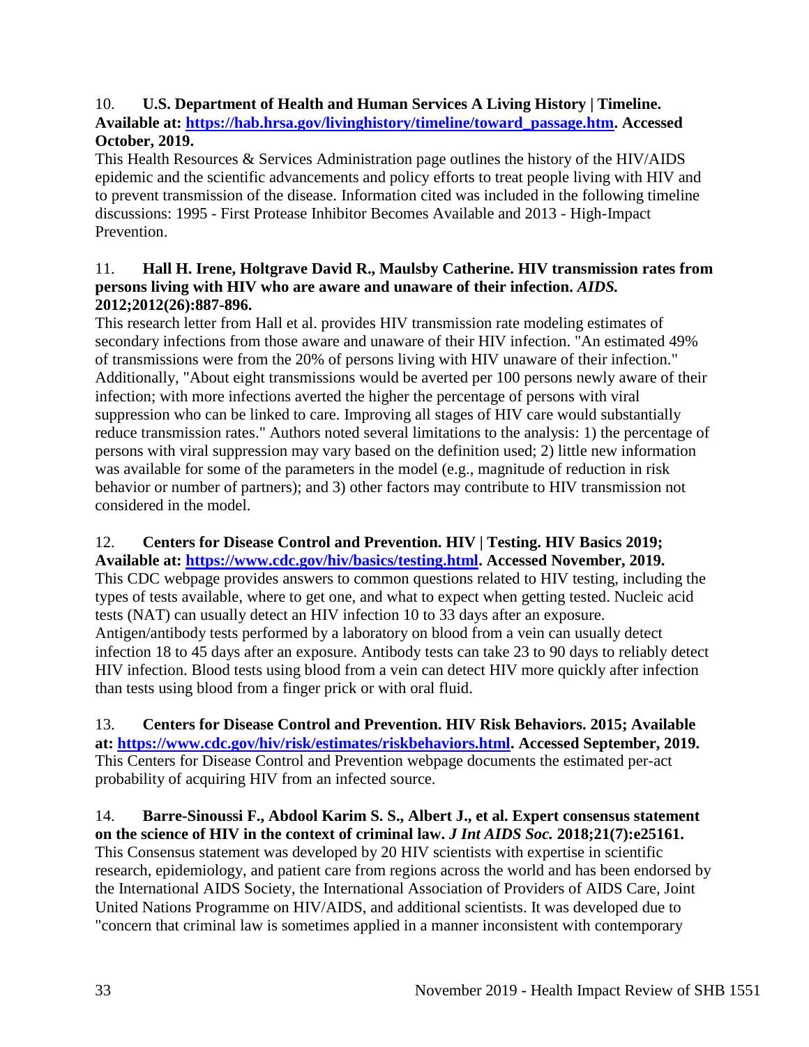10. **U.S. Department of Health and Human Services A Living History | Timeline. Available at: [https://hab.hrsa.gov/livinghistory/timeline/toward_passage.htm](https://hab.hrsa.gov/livinghistory/timeline/toward_passage.htm). Accessed October, 2019.**

This Health Resources & Services Administration page outlines the history of the HIV/AIDS epidemic and the scientific advancements and policy efforts to treat people living with HIV and to prevent transmission of the disease. Information cited was included in the following timeline discussions: 1995 - First Protease Inhibitor Becomes Available and 2013 - High-Impact Prevention.

11. **Hall H. Irene, Holtgrave David R., Maulsby Catherine. HIV transmission rates from persons living with HIV who are aware and unaware of their infection. *AIDS.* 2012;2012(26):887-896.**

This research letter from Hall et al. provides HIV transmission rate modeling estimates of secondary infections from those aware and unaware of their HIV infection. "An estimated 49% of transmissions were from the 20% of persons living with HIV unaware of their infection." Additionally, "About eight transmissions would be averted per 100 persons newly aware of their infection; with more infections averted the higher the percentage of persons with viral suppression who can be linked to care. Improving all stages of HIV care would substantially reduce transmission rates." Authors noted several limitations to the analysis: 1) the percentage of persons with viral suppression may vary based on the definition used; 2) little new information was available for some of the parameters in the model (e.g., magnitude of reduction in risk behavior or number of partners); and 3) other factors may contribute to HIV transmission not considered in the model.

12. **Centers for Disease Control and Prevention. HIV | Testing. HIV Basics 2019; Available at: [https://www.cdc.gov/hiv/basics/testing.html](https://www.cdc.gov/hiv/basics/testing.html). Accessed November, 2019.**

This CDC webpage provides answers to common questions related to HIV testing, including the types of tests available, where to get one, and what to expect when getting tested. Nucleic acid tests (NAT) can usually detect an HIV infection 10 to 33 days after an exposure. Antigen/antibody tests performed by a laboratory on blood from a vein can usually detect infection 18 to 45 days after an exposure. Antibody tests can take 23 to 90 days to reliably detect HIV infection. Blood tests using blood from a vein can detect HIV more quickly after infection than tests using blood from a finger prick or with oral fluid.

13. **Centers for Disease Control and Prevention. HIV Risk Behaviors. 2015; Available at: [https://www.cdc.gov/hiv/risk/estimates/riskbehaviors.html](https://www.cdc.gov/hiv/risk/estimates/riskbehaviors.html). Accessed September, 2019.**

This Centers for Disease Control and Prevention webpage documents the estimated per-act probability of acquiring HIV from an infected source.

14. **Barre-Sinoussi F., Abdool Karim S. S., Albert J., et al. Expert consensus statement on the science of HIV in the context of criminal law. *J Int AIDS Soc.* 2018;21(7):e25161.**

This Consensus statement was developed by 20 HIV scientists with expertise in scientific research, epidemiology, and patient care from regions across the world and has been endorsed by the International AIDS Society, the International Association of Providers of AIDS Care, Joint United Nations Programme on HIV/AIDS, and additional scientists. It was developed due to "concern that criminal law is sometimes applied in a manner inconsistent with contemporary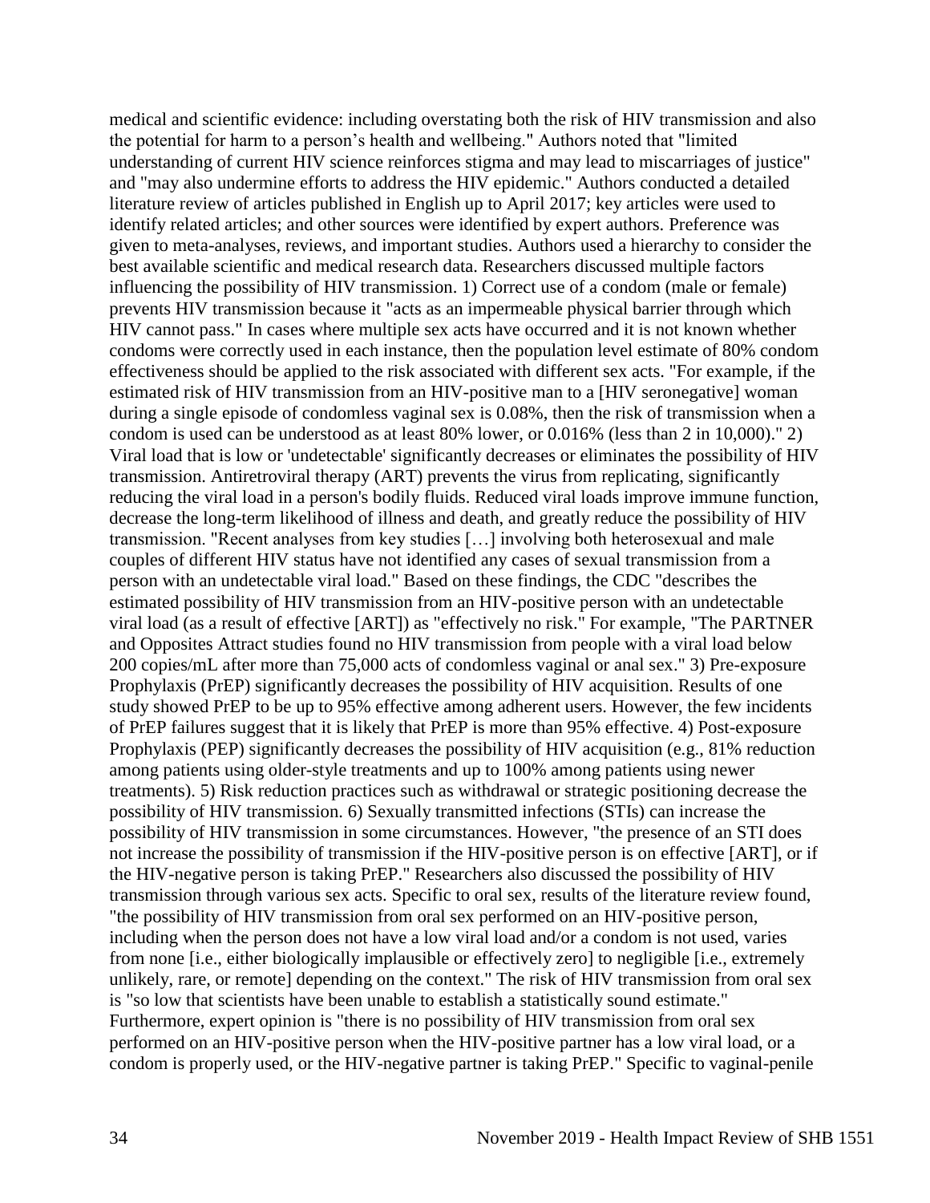medical and scientific evidence: including overstating both the risk of HIV transmission and also the potential for harm to a person's health and wellbeing." Authors noted that "limited understanding of current HIV science reinforces stigma and may lead to miscarriages of justice" and "may also undermine efforts to address the HIV epidemic." Authors conducted a detailed literature review of articles published in English up to April 2017; key articles were used to identify related articles; and other sources were identified by expert authors. Preference was given to meta-analyses, reviews, and important studies. Authors used a hierarchy to consider the best available scientific and medical research data. Researchers discussed multiple factors influencing the possibility of HIV transmission. 1) Correct use of a condom (male or female) prevents HIV transmission because it "acts as an impermeable physical barrier through which HIV cannot pass." In cases where multiple sex acts have occurred and it is not known whether condoms were correctly used in each instance, then the population level estimate of 80% condom effectiveness should be applied to the risk associated with different sex acts. "For example, if the estimated risk of HIV transmission from an HIV-positive man to a [HIV seronegative] woman during a single episode of condomless vaginal sex is 0.08%, then the risk of transmission when a condom is used can be understood as at least 80% lower, or 0.016% (less than 2 in 10,000)." 2) Viral load that is low or 'undetectable' significantly decreases or eliminates the possibility of HIV transmission. Antiretroviral therapy (ART) prevents the virus from replicating, significantly reducing the viral load in a person's bodily fluids. Reduced viral loads improve immune function, decrease the long-term likelihood of illness and death, and greatly reduce the possibility of HIV transmission. "Recent analyses from key studies […] involving both heterosexual and male couples of different HIV status have not identified any cases of sexual transmission from a person with an undetectable viral load." Based on these findings, the CDC "describes the estimated possibility of HIV transmission from an HIV-positive person with an undetectable viral load (as a result of effective [ART]) as "effectively no risk." For example, "The PARTNER and Opposites Attract studies found no HIV transmission from people with a viral load below 200 copies/mL after more than 75,000 acts of condomless vaginal or anal sex." 3) Pre-exposure Prophylaxis (PrEP) significantly decreases the possibility of HIV acquisition. Results of one study showed PrEP to be up to 95% effective among adherent users. However, the few incidents of PrEP failures suggest that it is likely that PrEP is more than 95% effective. 4) Post-exposure Prophylaxis (PEP) significantly decreases the possibility of HIV acquisition (e.g., 81% reduction among patients using older-style treatments and up to 100% among patients using newer treatments). 5) Risk reduction practices such as withdrawal or strategic positioning decrease the possibility of HIV transmission. 6) Sexually transmitted infections (STIs) can increase the possibility of HIV transmission in some circumstances. However, "the presence of an STI does not increase the possibility of transmission if the HIV-positive person is on effective [ART], or if the HIV-negative person is taking PrEP." Researchers also discussed the possibility of HIV transmission through various sex acts. Specific to oral sex, results of the literature review found, "the possibility of HIV transmission from oral sex performed on an HIV-positive person, including when the person does not have a low viral load and/or a condom is not used, varies from none [i.e., either biologically implausible or effectively zero] to negligible [i.e., extremely unlikely, rare, or remote] depending on the context." The risk of HIV transmission from oral sex is "so low that scientists have been unable to establish a statistically sound estimate." Furthermore, expert opinion is "there is no possibility of HIV transmission from oral sex performed on an HIV-positive person when the HIV-positive partner has a low viral load, or a condom is properly used, or the HIV-negative partner is taking PrEP." Specific to vaginal-penile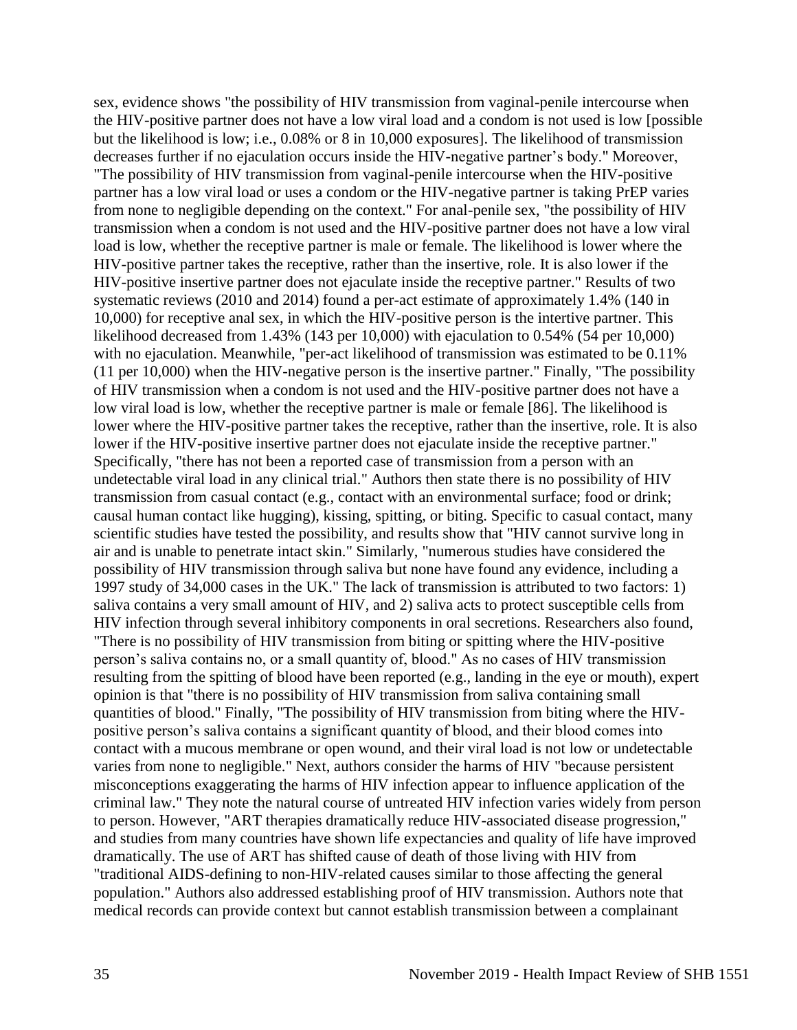sex, evidence shows "the possibility of HIV transmission from vaginal-penile intercourse when the HIV-positive partner does not have a low viral load and a condom is not used is low [possible but the likelihood is low; i.e., 0.08% or 8 in 10,000 exposures]. The likelihood of transmission decreases further if no ejaculation occurs inside the HIV-negative partner's body." Moreover, "The possibility of HIV transmission from vaginal-penile intercourse when the HIV-positive partner has a low viral load or uses a condom or the HIV-negative partner is taking PrEP varies from none to negligible depending on the context." For anal-penile sex, "the possibility of HIV transmission when a condom is not used and the HIV-positive partner does not have a low viral load is low, whether the receptive partner is male or female. The likelihood is lower where the HIV-positive partner takes the receptive, rather than the insertive, role. It is also lower if the HIV-positive insertive partner does not ejaculate inside the receptive partner." Results of two systematic reviews (2010 and 2014) found a per-act estimate of approximately 1.4% (140 in 10,000) for receptive anal sex, in which the HIV-positive person is the intertive partner. This likelihood decreased from 1.43% (143 per 10,000) with ejaculation to 0.54% (54 per 10,000) with no ejaculation. Meanwhile, "per-act likelihood of transmission was estimated to be 0.11% (11 per 10,000) when the HIV-negative person is the insertive partner." Finally, "The possibility of HIV transmission when a condom is not used and the HIV-positive partner does not have a low viral load is low, whether the receptive partner is male or female [86]. The likelihood is lower where the HIV-positive partner takes the receptive, rather than the insertive, role. It is also lower if the HIV-positive insertive partner does not ejaculate inside the receptive partner." Specifically, "there has not been a reported case of transmission from a person with an undetectable viral load in any clinical trial." Authors then state there is no possibility of HIV transmission from casual contact (e.g., contact with an environmental surface; food or drink; causal human contact like hugging), kissing, spitting, or biting. Specific to casual contact, many scientific studies have tested the possibility, and results show that "HIV cannot survive long in air and is unable to penetrate intact skin." Similarly, "numerous studies have considered the possibility of HIV transmission through saliva but none have found any evidence, including a 1997 study of 34,000 cases in the UK." The lack of transmission is attributed to two factors: 1) saliva contains a very small amount of HIV, and 2) saliva acts to protect susceptible cells from HIV infection through several inhibitory components in oral secretions. Researchers also found, "There is no possibility of HIV transmission from biting or spitting where the HIV-positive person's saliva contains no, or a small quantity of, blood." As no cases of HIV transmission resulting from the spitting of blood have been reported (e.g., landing in the eye or mouth), expert opinion is that "there is no possibility of HIV transmission from saliva containing small quantities of blood." Finally, "The possibility of HIV transmission from biting where the HIV-positive person's saliva contains a significant quantity of blood, and their blood comes into contact with a mucous membrane or open wound, and their viral load is not low or undetectable varies from none to negligible." Next, authors consider the harms of HIV "because persistent misconceptions exaggerating the harms of HIV infection appear to influence application of the criminal law." They note the natural course of untreated HIV infection varies widely from person to person. However, "ART therapies dramatically reduce HIV-associated disease progression," and studies from many countries have shown life expectancies and quality of life have improved dramatically. The use of ART has shifted cause of death of those living with HIV from "traditional AIDS-defining to non-HIV-related causes similar to those affecting the general population." Authors also addressed establishing proof of HIV transmission. Authors note that medical records can provide context but cannot establish transmission between a complainant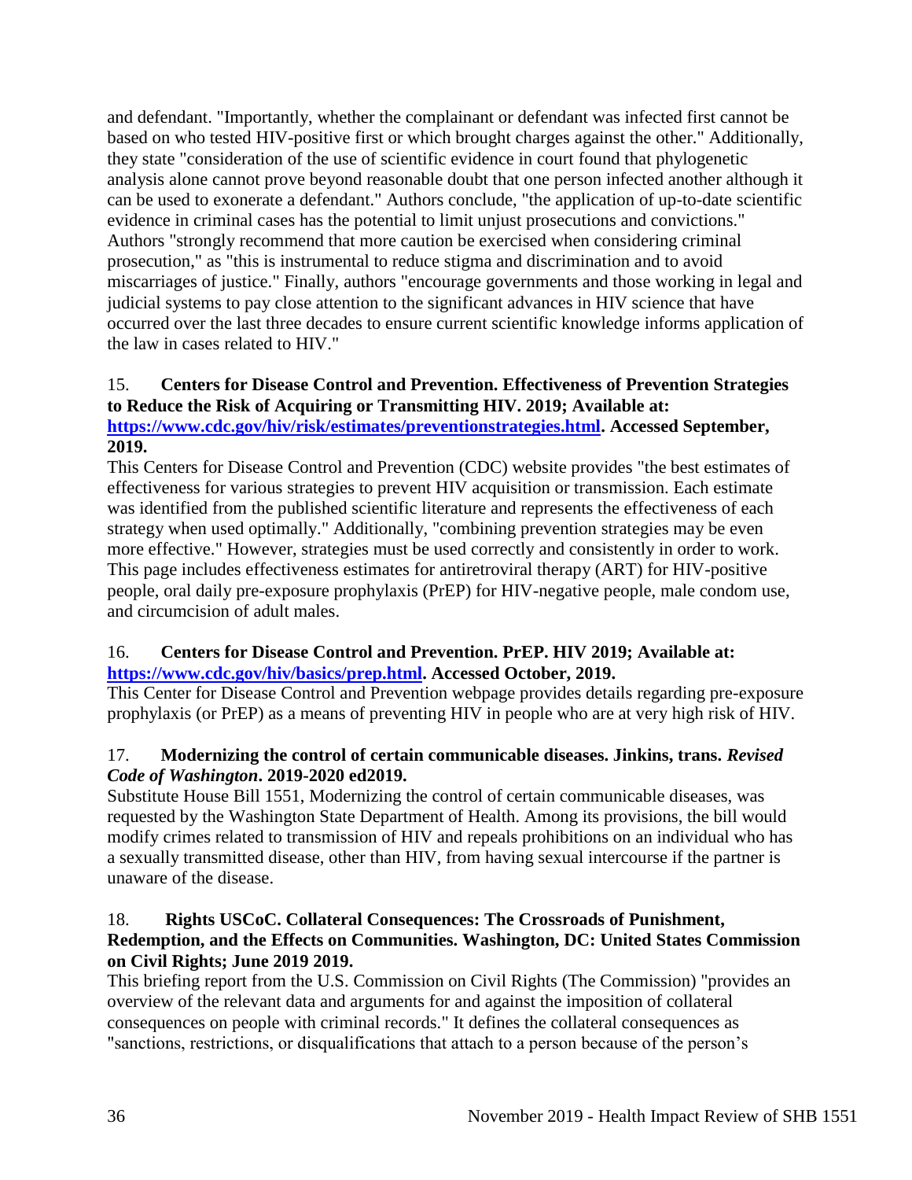and defendant. "Importantly, whether the complainant or defendant was infected first cannot be based on who tested HIV-positive first or which brought charges against the other." Additionally, they state "consideration of the use of scientific evidence in court found that phylogenetic analysis alone cannot prove beyond reasonable doubt that one person infected another although it can be used to exonerate a defendant." Authors conclude, "the application of up-to-date scientific evidence in criminal cases has the potential to limit unjust prosecutions and convictions." Authors "strongly recommend that more caution be exercised when considering criminal prosecution," as "this is instrumental to reduce stigma and discrimination and to avoid miscarriages of justice." Finally, authors "encourage governments and those working in legal and judicial systems to pay close attention to the significant advances in HIV science that have occurred over the last three decades to ensure current scientific knowledge informs application of the law in cases related to HIV."

15. **Centers for Disease Control and Prevention. Effectiveness of Prevention Strategies to Reduce the Risk of Acquiring or Transmitting HIV. 2019; Available at: [https://www.cdc.gov/hiv/risk/estimates/preventionstrategies.html](https://www.cdc.gov/hiv/risk/estimates/preventionstrategies.html). Accessed September, 2019.**

This Centers for Disease Control and Prevention (CDC) website provides "the best estimates of effectiveness for various strategies to prevent HIV acquisition or transmission. Each estimate was identified from the published scientific literature and represents the effectiveness of each strategy when used optimally." Additionally, "combining prevention strategies may be even more effective." However, strategies must be used correctly and consistently in order to work. This page includes effectiveness estimates for antiretroviral therapy (ART) for HIV-positive people, oral daily pre-exposure prophylaxis (PrEP) for HIV-negative people, male condom use, and circumcision of adult males.

16. **Centers for Disease Control and Prevention. PrEP. HIV 2019; Available at: [https://www.cdc.gov/hiv/basics/prep.html](https://www.cdc.gov/hiv/basics/prep.html). Accessed October, 2019.**

This Center for Disease Control and Prevention webpage provides details regarding pre-exposure prophylaxis (or PrEP) as a means of preventing HIV in people who are at very high risk of HIV.

17. **Modernizing the control of certain communicable diseases. Jinkins, trans. *Revised Code of Washington*. 2019-2020 ed2019.**

Substitute House Bill 1551, Modernizing the control of certain communicable diseases, was requested by the Washington State Department of Health. Among its provisions, the bill would modify crimes related to transmission of HIV and repeals prohibitions on an individual who has a sexually transmitted disease, other than HIV, from having sexual intercourse if the partner is unaware of the disease.

18. **Rights USCoC. Collateral Consequences: The Crossroads of Punishment, Redemption, and the Effects on Communities. Washington, DC: United States Commission on Civil Rights; June 2019 2019.**

This briefing report from the U.S. Commission on Civil Rights (The Commission) "provides an overview of the relevant data and arguments for and against the imposition of collateral consequences on people with criminal records." It defines the collateral consequences as "sanctions, restrictions, or disqualifications that attach to a person because of the person's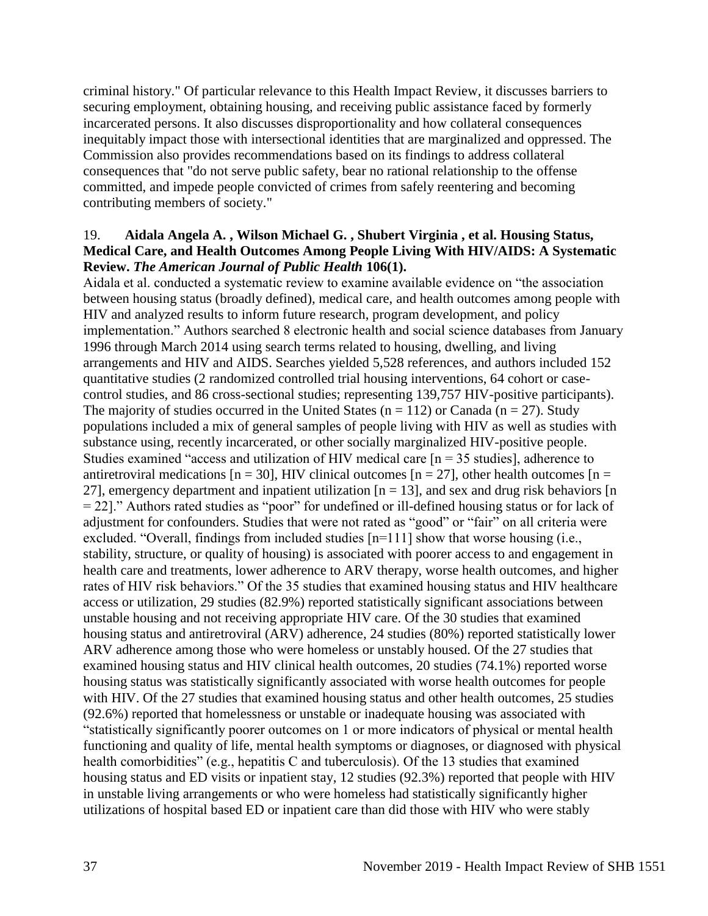criminal history." Of particular relevance to this Health Impact Review, it discusses barriers to securing employment, obtaining housing, and receiving public assistance faced by formerly incarcerated persons. It also discusses disproportionality and how collateral consequences inequitably impact those with intersectional identities that are marginalized and oppressed. The Commission also provides recommendations based on its findings to address collateral consequences that "do not serve public safety, bear no rational relationship to the offense committed, and impede people convicted of crimes from safely reentering and becoming contributing members of society."

19. **Aidala Angela A. , Wilson Michael G. , Shubert Virginia , et al. Housing Status, Medical Care, and Health Outcomes Among People Living With HIV/AIDS: A Systematic Review. *The American Journal of Public Health* 106(1).**

Aidala et al. conducted a systematic review to examine available evidence on "the association between housing status (broadly defined), medical care, and health outcomes among people with HIV and analyzed results to inform future research, program development, and policy implementation." Authors searched 8 electronic health and social science databases from January 1996 through March 2014 using search terms related to housing, dwelling, and living arrangements and HIV and AIDS. Searches yielded 5,528 references, and authors included 152 quantitative studies (2 randomized controlled trial housing interventions, 64 cohort or case-control studies, and 86 cross-sectional studies; representing 139,757 HIV-positive participants). The majority of studies occurred in the United States (n = 112) or Canada (n = 27). Study populations included a mix of general samples of people living with HIV as well as studies with substance using, recently incarcerated, or other socially marginalized HIV-positive people. Studies examined "access and utilization of HIV medical care [n = 35 studies], adherence to antiretroviral medications [n = 30], HIV clinical outcomes [n = 27], other health outcomes [n = 27], emergency department and inpatient utilization [n = 13], and sex and drug risk behaviors [n = 22]." Authors rated studies as "poor" for undefined or ill-defined housing status or for lack of adjustment for confounders. Studies that were not rated as "good" or "fair" on all criteria were excluded. "Overall, findings from included studies [n=111] show that worse housing (i.e., stability, structure, or quality of housing) is associated with poorer access to and engagement in health care and treatments, lower adherence to ARV therapy, worse health outcomes, and higher rates of HIV risk behaviors." Of the 35 studies that examined housing status and HIV healthcare access or utilization, 29 studies (82.9%) reported statistically significant associations between unstable housing and not receiving appropriate HIV care. Of the 30 studies that examined housing status and antiretroviral (ARV) adherence, 24 studies (80%) reported statistically lower ARV adherence among those who were homeless or unstably housed. Of the 27 studies that examined housing status and HIV clinical health outcomes, 20 studies (74.1%) reported worse housing status was statistically significantly associated with worse health outcomes for people with HIV. Of the 27 studies that examined housing status and other health outcomes, 25 studies (92.6%) reported that homelessness or unstable or inadequate housing was associated with "statistically significantly poorer outcomes on 1 or more indicators of physical or mental health functioning and quality of life, mental health symptoms or diagnoses, or diagnosed with physical health comorbidities" (e.g., hepatitis C and tuberculosis). Of the 13 studies that examined housing status and ED visits or inpatient stay, 12 studies (92.3%) reported that people with HIV in unstable living arrangements or who were homeless had statistically significantly higher utilizations of hospital based ED or inpatient care than did those with HIV who were stably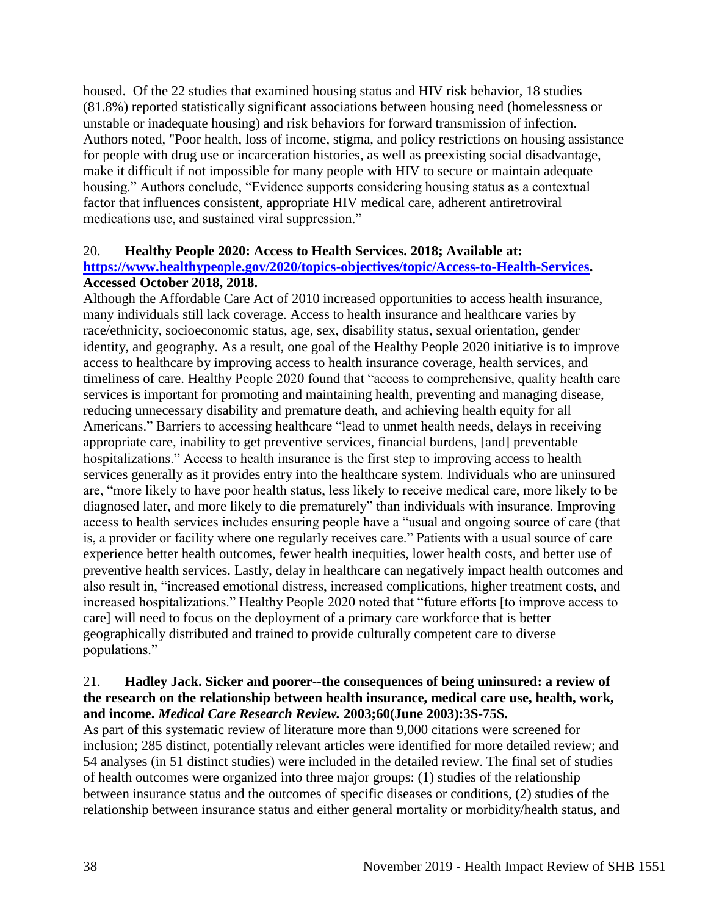housed. Of the 22 studies that examined housing status and HIV risk behavior, 18 studies (81.8%) reported statistically significant associations between housing need (homelessness or unstable or inadequate housing) and risk behaviors for forward transmission of infection. Authors noted, "Poor health, loss of income, stigma, and policy restrictions on housing assistance for people with drug use or incarceration histories, as well as preexisting social disadvantage, make it difficult if not impossible for many people with HIV to secure or maintain adequate housing." Authors conclude, "Evidence supports considering housing status as a contextual factor that influences consistent, appropriate HIV medical care, adherent antiretroviral medications use, and sustained viral suppression."

20. **Healthy People 2020: Access to Health Services. 2018; Available at: [https://www.healthypeople.gov/2020/topics-objectives/topic/Access-to-Health-Services](https://www.healthypeople.gov/2020/topics-objectives/topic/Access-to-Health-Services). Accessed October 2018, 2018.**

Although the Affordable Care Act of 2010 increased opportunities to access health insurance, many individuals still lack coverage. Access to health insurance and healthcare varies by race/ethnicity, socioeconomic status, age, sex, disability status, sexual orientation, gender identity, and geography. As a result, one goal of the Healthy People 2020 initiative is to improve access to healthcare by improving access to health insurance coverage, health services, and timeliness of care. Healthy People 2020 found that "access to comprehensive, quality health care services is important for promoting and maintaining health, preventing and managing disease, reducing unnecessary disability and premature death, and achieving health equity for all Americans." Barriers to accessing healthcare "lead to unmet health needs, delays in receiving appropriate care, inability to get preventive services, financial burdens, [and] preventable hospitalizations." Access to health insurance is the first step to improving access to health services generally as it provides entry into the healthcare system. Individuals who are uninsured are, "more likely to have poor health status, less likely to receive medical care, more likely to be diagnosed later, and more likely to die prematurely" than individuals with insurance. Improving access to health services includes ensuring people have a "usual and ongoing source of care (that is, a provider or facility where one regularly receives care." Patients with a usual source of care experience better health outcomes, fewer health inequities, lower health costs, and better use of preventive health services. Lastly, delay in healthcare can negatively impact health outcomes and also result in, "increased emotional distress, increased complications, higher treatment costs, and increased hospitalizations." Healthy People 2020 noted that "future efforts [to improve access to care] will need to focus on the deployment of a primary care workforce that is better geographically distributed and trained to provide culturally competent care to diverse populations."

21. **Hadley Jack. Sicker and poorer--the consequences of being uninsured: a review of the research on the relationship between health insurance, medical care use, health, work, and income. *Medical Care Research Review.* 2003;60(June 2003):3S-75S.**

As part of this systematic review of literature more than 9,000 citations were screened for inclusion; 285 distinct, potentially relevant articles were identified for more detailed review; and 54 analyses (in 51 distinct studies) were included in the detailed review. The final set of studies of health outcomes were organized into three major groups: (1) studies of the relationship between insurance status and the outcomes of specific diseases or conditions, (2) studies of the relationship between insurance status and either general mortality or morbidity/health status, and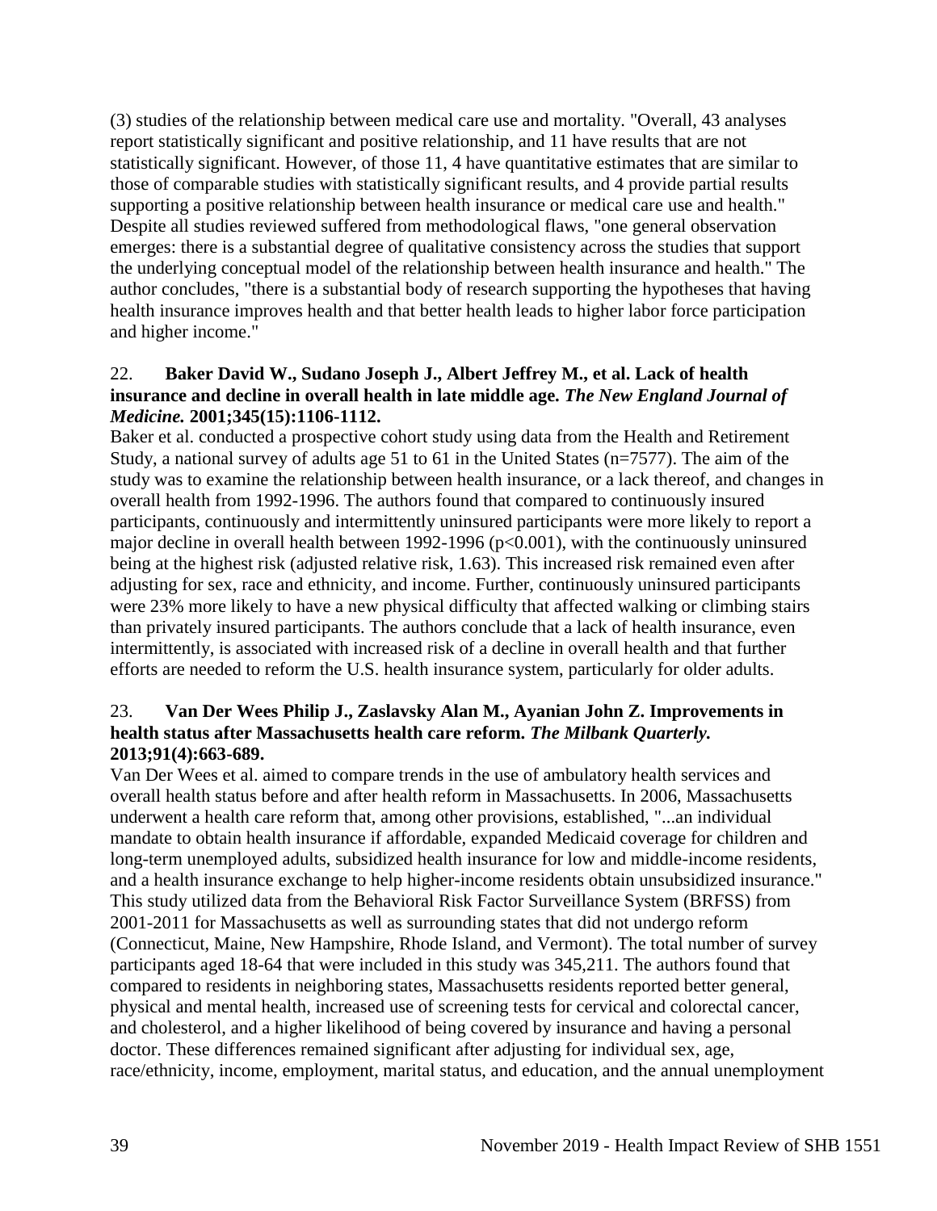(3) studies of the relationship between medical care use and mortality. "Overall, 43 analyses report statistically significant and positive relationship, and 11 have results that are not statistically significant. However, of those 11, 4 have quantitative estimates that are similar to those of comparable studies with statistically significant results, and 4 provide partial results supporting a positive relationship between health insurance or medical care use and health." Despite all studies reviewed suffered from methodological flaws, "one general observation emerges: there is a substantial degree of qualitative consistency across the studies that support the underlying conceptual model of the relationship between health insurance and health." The author concludes, "there is a substantial body of research supporting the hypotheses that having health insurance improves health and that better health leads to higher labor force participation and higher income."

22. **Baker David W., Sudano Joseph J., Albert Jeffrey M., et al. Lack of health insurance and decline in overall health in late middle age. *The New England Journal of Medicine.* 2001;345(15):1106-1112.**

Baker et al. conducted a prospective cohort study using data from the Health and Retirement Study, a national survey of adults age 51 to 61 in the United States (n=7577). The aim of the study was to examine the relationship between health insurance, or a lack thereof, and changes in overall health from 1992-1996. The authors found that compared to continuously insured participants, continuously and intermittently uninsured participants were more likely to report a major decline in overall health between 1992-1996 ($p<0.001$), with the continuously uninsured being at the highest risk (adjusted relative risk, 1.63). This increased risk remained even after adjusting for sex, race and ethnicity, and income. Further, continuously uninsured participants were 23% more likely to have a new physical difficulty that affected walking or climbing stairs than privately insured participants. The authors conclude that a lack of health insurance, even intermittently, is associated with increased risk of a decline in overall health and that further efforts are needed to reform the U.S. health insurance system, particularly for older adults.

23. **Van Der Wees Philip J., Zaslavsky Alan M., Ayanian John Z. Improvements in health status after Massachusetts health care reform. *The Milbank Quarterly.* 2013;91(4):663-689.**

Van Der Wees et al. aimed to compare trends in the use of ambulatory health services and overall health status before and after health reform in Massachusetts. In 2006, Massachusetts underwent a health care reform that, among other provisions, established, "...an individual mandate to obtain health insurance if affordable, expanded Medicaid coverage for children and long-term unemployed adults, subsidized health insurance for low and middle-income residents, and a health insurance exchange to help higher-income residents obtain unsubsidized insurance." This study utilized data from the Behavioral Risk Factor Surveillance System (BRFSS) from 2001-2011 for Massachusetts as well as surrounding states that did not undergo reform (Connecticut, Maine, New Hampshire, Rhode Island, and Vermont). The total number of survey participants aged 18-64 that were included in this study was 345,211. The authors found that compared to residents in neighboring states, Massachusetts residents reported better general, physical and mental health, increased use of screening tests for cervical and colorectal cancer, and cholesterol, and a higher likelihood of being covered by insurance and having a personal doctor. These differences remained significant after adjusting for individual sex, age, race/ethnicity, income, employment, marital status, and education, and the annual unemployment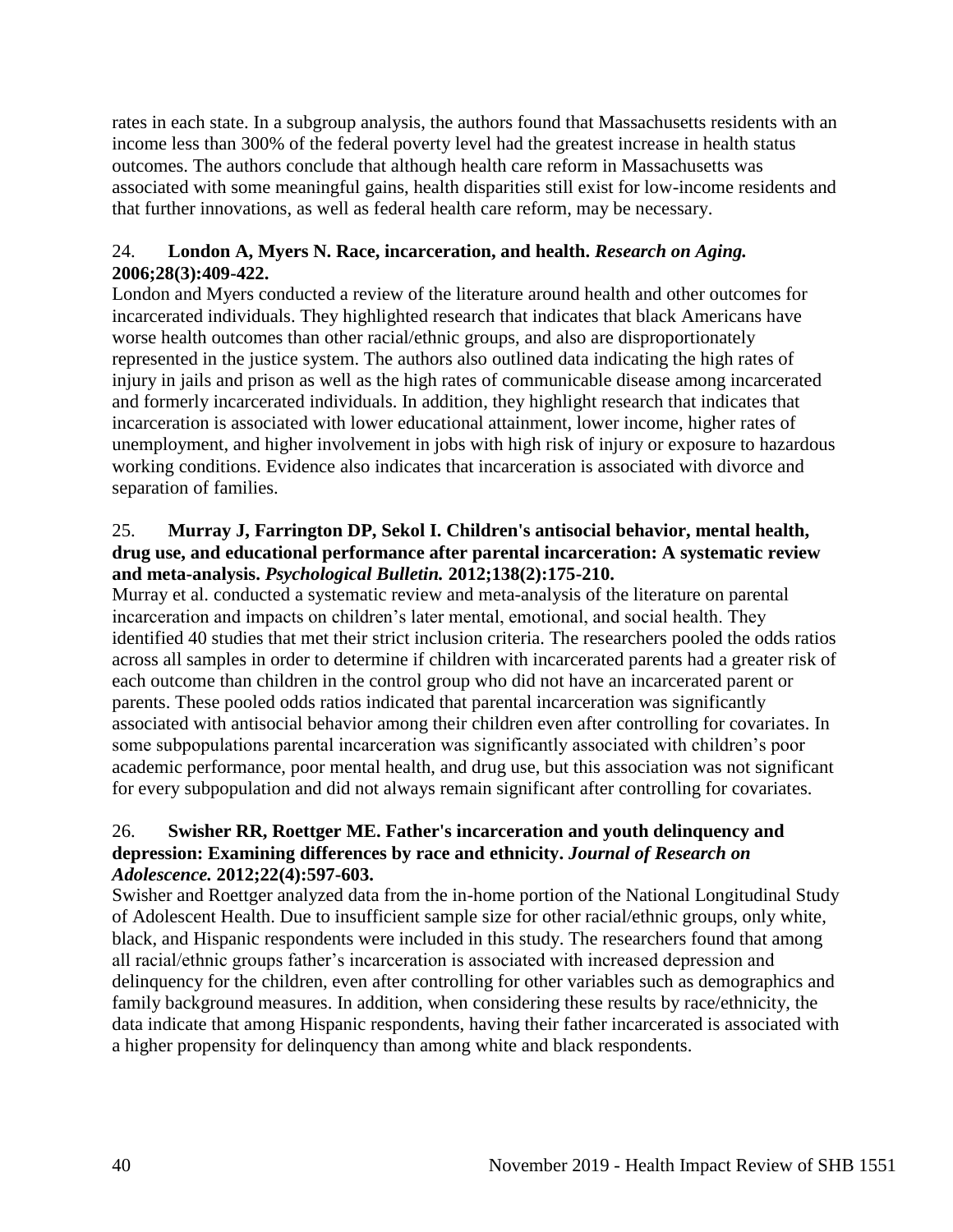rates in each state. In a subgroup analysis, the authors found that Massachusetts residents with an income less than 300% of the federal poverty level had the greatest increase in health status outcomes. The authors conclude that although health care reform in Massachusetts was associated with some meaningful gains, health disparities still exist for low-income residents and that further innovations, as well as federal health care reform, may be necessary.

24. **London A, Myers N. Race, incarceration, and health. *Research on Aging.* 2006;28(3):409-422.**

London and Myers conducted a review of the literature around health and other outcomes for incarcerated individuals. They highlighted research that indicates that black Americans have worse health outcomes than other racial/ethnic groups, and also are disproportionately represented in the justice system. The authors also outlined data indicating the high rates of injury in jails and prison as well as the high rates of communicable disease among incarcerated and formerly incarcerated individuals. In addition, they highlight research that indicates that incarceration is associated with lower educational attainment, lower income, higher rates of unemployment, and higher involvement in jobs with high risk of injury or exposure to hazardous working conditions. Evidence also indicates that incarceration is associated with divorce and separation of families.

25. **Murray J, Farrington DP, Sekol I. Children's antisocial behavior, mental health, drug use, and educational performance after parental incarceration: A systematic review and meta-analysis. *Psychological Bulletin.* 2012;138(2):175-210.**

Murray et al. conducted a systematic review and meta-analysis of the literature on parental incarceration and impacts on children's later mental, emotional, and social health. They identified 40 studies that met their strict inclusion criteria. The researchers pooled the odds ratios across all samples in order to determine if children with incarcerated parents had a greater risk of each outcome than children in the control group who did not have an incarcerated parent or parents. These pooled odds ratios indicated that parental incarceration was significantly associated with antisocial behavior among their children even after controlling for covariates. In some subpopulations parental incarceration was significantly associated with children's poor academic performance, poor mental health, and drug use, but this association was not significant for every subpopulation and did not always remain significant after controlling for covariates.

26. **Swisher RR, Roettger ME. Father's incarceration and youth delinquency and depression: Examining differences by race and ethnicity. *Journal of Research on Adolescence.* 2012;22(4):597-603.**

Swisher and Roettger analyzed data from the in-home portion of the National Longitudinal Study of Adolescent Health. Due to insufficient sample size for other racial/ethnic groups, only white, black, and Hispanic respondents were included in this study. The researchers found that among all racial/ethnic groups father's incarceration is associated with increased depression and delinquency for the children, even after controlling for other variables such as demographics and family background measures. In addition, when considering these results by race/ethnicity, the data indicate that among Hispanic respondents, having their father incarcerated is associated with a higher propensity for delinquency than among white and black respondents.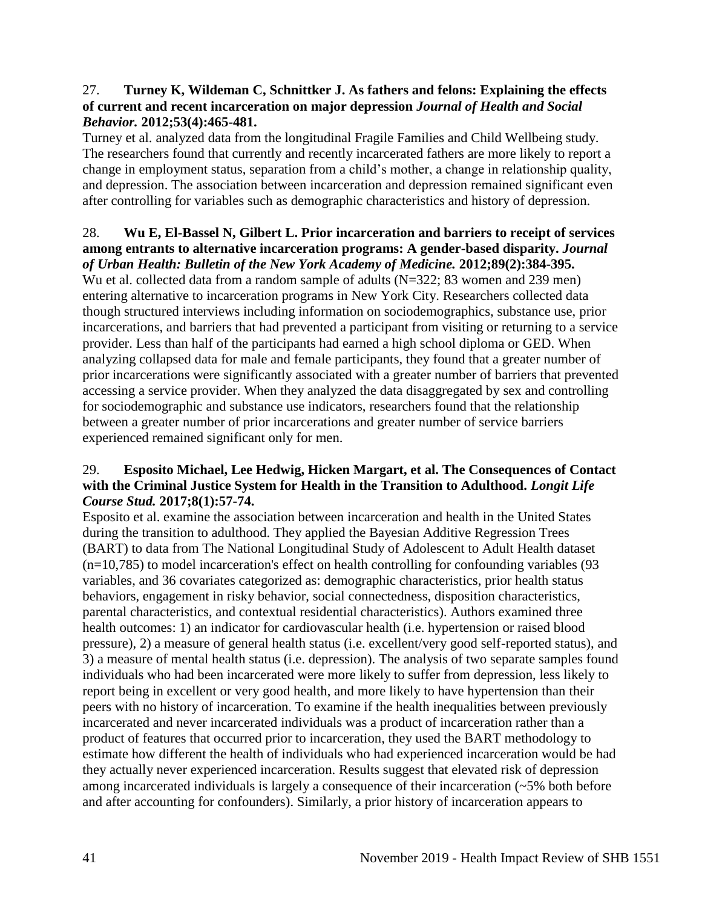27. **Turney K, Wildeman C, Schnittker J. As fathers and felons: Explaining the effects of current and recent incarceration on major depression** ***Journal of Health and Social Behavior.*** **2012;53(4):465-481.**

Turney et al. analyzed data from the longitudinal Fragile Families and Child Wellbeing study. The researchers found that currently and recently incarcerated fathers are more likely to report a change in employment status, separation from a child's mother, a change in relationship quality, and depression. The association between incarceration and depression remained significant even after controlling for variables such as demographic characteristics and history of depression.

28. **Wu E, El-Bassel N, Gilbert L. Prior incarceration and barriers to receipt of services among entrants to alternative incarceration programs: A gender-based disparity.** ***Journal of Urban Health: Bulletin of the New York Academy of Medicine.*** **2012;89(2):384-395.**

Wu et al. collected data from a random sample of adults (N=322; 83 women and 239 men) entering alternative to incarceration programs in New York City. Researchers collected data though structured interviews including information on sociodemographics, substance use, prior incarcerations, and barriers that had prevented a participant from visiting or returning to a service provider. Less than half of the participants had earned a high school diploma or GED. When analyzing collapsed data for male and female participants, they found that a greater number of prior incarcerations were significantly associated with a greater number of barriers that prevented accessing a service provider. When they analyzed the data disaggregated by sex and controlling for sociodemographic and substance use indicators, researchers found that the relationship between a greater number of prior incarcerations and greater number of service barriers experienced remained significant only for men.

29. **Esposito Michael, Lee Hedwig, Hicken Margart, et al. The Consequences of Contact with the Criminal Justice System for Health in the Transition to Adulthood.** ***Longit Life Course Stud.*** **2017;8(1):57-74.**

Esposito et al. examine the association between incarceration and health in the United States during the transition to adulthood. They applied the Bayesian Additive Regression Trees (BART) to data from The National Longitudinal Study of Adolescent to Adult Health dataset (n=10,785) to model incarceration's effect on health controlling for confounding variables (93 variables, and 36 covariates categorized as: demographic characteristics, prior health status behaviors, engagement in risky behavior, social connectedness, disposition characteristics, parental characteristics, and contextual residential characteristics). Authors examined three health outcomes: 1) an indicator for cardiovascular health (i.e. hypertension or raised blood pressure), 2) a measure of general health status (i.e. excellent/very good self-reported status), and 3) a measure of mental health status (i.e. depression). The analysis of two separate samples found individuals who had been incarcerated were more likely to suffer from depression, less likely to report being in excellent or very good health, and more likely to have hypertension than their peers with no history of incarceration. To examine if the health inequalities between previously incarcerated and never incarcerated individuals was a product of incarceration rather than a product of features that occurred prior to incarceration, they used the BART methodology to estimate how different the health of individuals who had experienced incarceration would be had they actually never experienced incarceration. Results suggest that elevated risk of depression among incarcerated individuals is largely a consequence of their incarceration (~5% both before and after accounting for confounders). Similarly, a prior history of incarceration appears to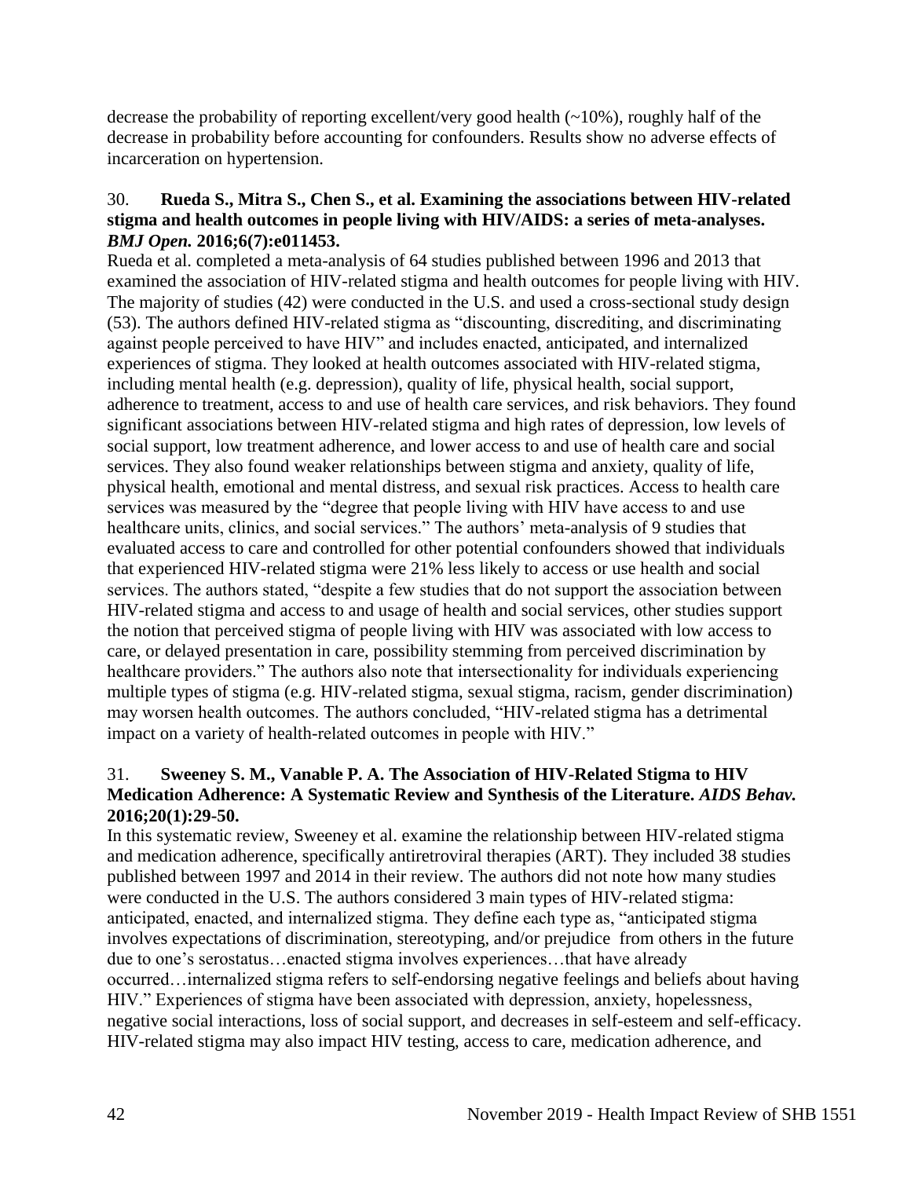decrease the probability of reporting excellent/very good health (~10%), roughly half of the decrease in probability before accounting for confounders. Results show no adverse effects of incarceration on hypertension.

30. **Rueda S., Mitra S., Chen S., et al. Examining the associations between HIV-related stigma and health outcomes in people living with HIV/AIDS: a series of meta-analyses. *BMJ Open.* 2016;6(7):e011453.**

Rueda et al. completed a meta-analysis of 64 studies published between 1996 and 2013 that examined the association of HIV-related stigma and health outcomes for people living with HIV. The majority of studies (42) were conducted in the U.S. and used a cross-sectional study design (53). The authors defined HIV-related stigma as "discounting, discrediting, and discriminating against people perceived to have HIV" and includes enacted, anticipated, and internalized experiences of stigma. They looked at health outcomes associated with HIV-related stigma, including mental health (e.g. depression), quality of life, physical health, social support, adherence to treatment, access to and use of health care services, and risk behaviors. They found significant associations between HIV-related stigma and high rates of depression, low levels of social support, low treatment adherence, and lower access to and use of health care and social services. They also found weaker relationships between stigma and anxiety, quality of life, physical health, emotional and mental distress, and sexual risk practices. Access to health care services was measured by the "degree that people living with HIV have access to and use healthcare units, clinics, and social services." The authors' meta-analysis of 9 studies that evaluated access to care and controlled for other potential confounders showed that individuals that experienced HIV-related stigma were 21% less likely to access or use health and social services. The authors stated, "despite a few studies that do not support the association between HIV-related stigma and access to and usage of health and social services, other studies support the notion that perceived stigma of people living with HIV was associated with low access to care, or delayed presentation in care, possibility stemming from perceived discrimination by healthcare providers." The authors also note that intersectionality for individuals experiencing multiple types of stigma (e.g. HIV-related stigma, sexual stigma, racism, gender discrimination) may worsen health outcomes. The authors concluded, "HIV-related stigma has a detrimental impact on a variety of health-related outcomes in people with HIV."

31. **Sweeney S. M., Vanable P. A. The Association of HIV-Related Stigma to HIV Medication Adherence: A Systematic Review and Synthesis of the Literature. *AIDS Behav.* 2016;20(1):29-50.**

In this systematic review, Sweeney et al. examine the relationship between HIV-related stigma and medication adherence, specifically antiretroviral therapies (ART). They included 38 studies published between 1997 and 2014 in their review. The authors did not note how many studies were conducted in the U.S. The authors considered 3 main types of HIV-related stigma: anticipated, enacted, and internalized stigma. They define each type as, "anticipated stigma involves expectations of discrimination, stereotyping, and/or prejudice from others in the future due to one's serostatus…enacted stigma involves experiences…that have already occurred…internalized stigma refers to self-endorsing negative feelings and beliefs about having HIV." Experiences of stigma have been associated with depression, anxiety, hopelessness, negative social interactions, loss of social support, and decreases in self-esteem and self-efficacy. HIV-related stigma may also impact HIV testing, access to care, medication adherence, and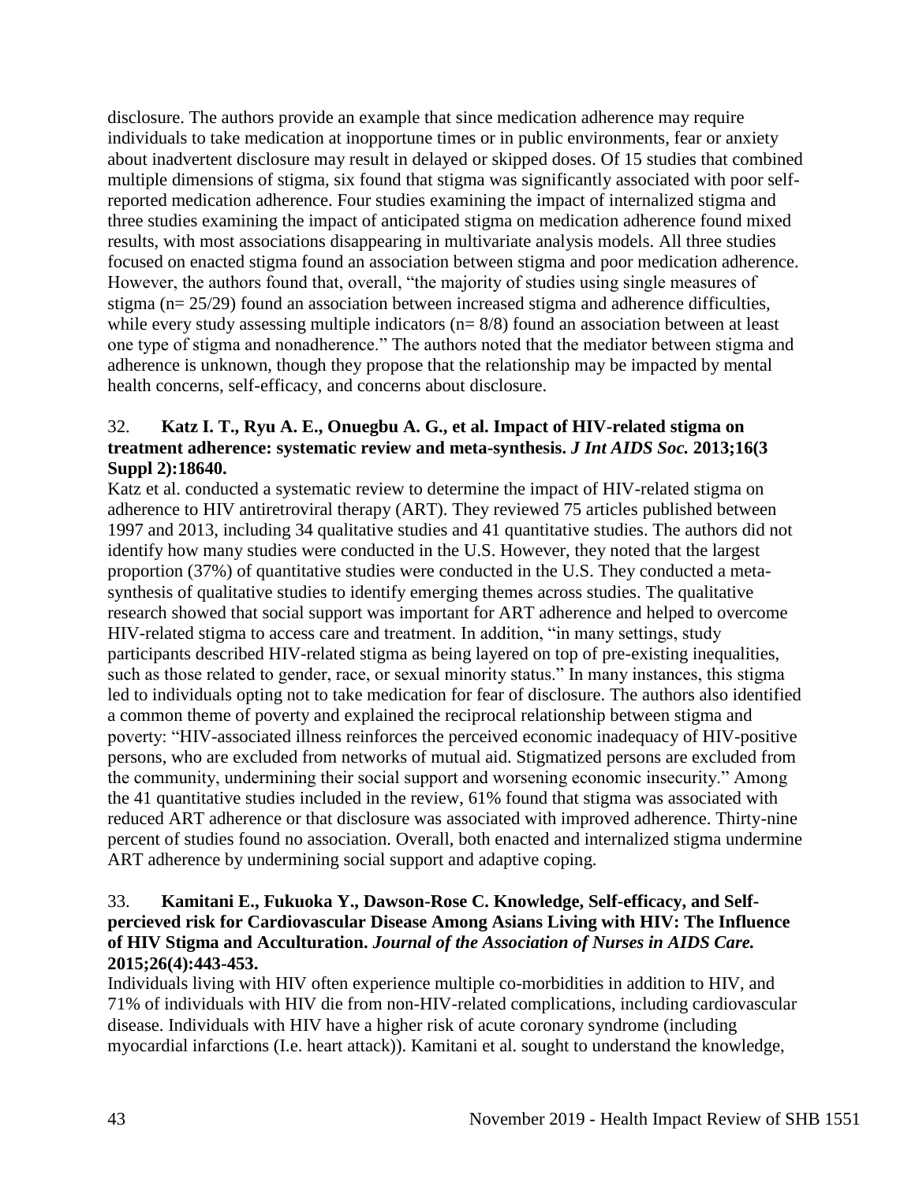disclosure. The authors provide an example that since medication adherence may require individuals to take medication at inopportune times or in public environments, fear or anxiety about inadvertent disclosure may result in delayed or skipped doses. Of 15 studies that combined multiple dimensions of stigma, six found that stigma was significantly associated with poor self-reported medication adherence. Four studies examining the impact of internalized stigma and three studies examining the impact of anticipated stigma on medication adherence found mixed results, with most associations disappearing in multivariate analysis models. All three studies focused on enacted stigma found an association between stigma and poor medication adherence. However, the authors found that, overall, "the majority of studies using single measures of stigma (n= 25/29) found an association between increased stigma and adherence difficulties, while every study assessing multiple indicators (n= 8/8) found an association between at least one type of stigma and nonadherence." The authors noted that the mediator between stigma and adherence is unknown, though they propose that the relationship may be impacted by mental health concerns, self-efficacy, and concerns about disclosure.

32. **Katz I. T., Ryu A. E., Onuegbu A. G., et al. Impact of HIV-related stigma on treatment adherence: systematic review and meta-synthesis.** ***J Int AIDS Soc.*** **2013;16(3 Suppl 2):18640.**

Katz et al. conducted a systematic review to determine the impact of HIV-related stigma on adherence to HIV antiretroviral therapy (ART). They reviewed 75 articles published between 1997 and 2013, including 34 qualitative studies and 41 quantitative studies. The authors did not identify how many studies were conducted in the U.S. However, they noted that the largest proportion (37%) of quantitative studies were conducted in the U.S. They conducted a meta-synthesis of qualitative studies to identify emerging themes across studies. The qualitative research showed that social support was important for ART adherence and helped to overcome HIV-related stigma to access care and treatment. In addition, "in many settings, study participants described HIV-related stigma as being layered on top of pre-existing inequalities, such as those related to gender, race, or sexual minority status." In many instances, this stigma led to individuals opting not to take medication for fear of disclosure. The authors also identified a common theme of poverty and explained the reciprocal relationship between stigma and poverty: "HIV-associated illness reinforces the perceived economic inadequacy of HIV-positive persons, who are excluded from networks of mutual aid. Stigmatized persons are excluded from the community, undermining their social support and worsening economic insecurity." Among the 41 quantitative studies included in the review, 61% found that stigma was associated with reduced ART adherence or that disclosure was associated with improved adherence. Thirty-nine percent of studies found no association. Overall, both enacted and internalized stigma undermine ART adherence by undermining social support and adaptive coping.

33. **Kamitani E., Fukuoka Y., Dawson-Rose C. Knowledge, Self-efficacy, and Self-percieved risk for Cardiovascular Disease Among Asians Living with HIV: The Influence of HIV Stigma and Acculturation.** ***Journal of the Association of Nurses in AIDS Care.*** **2015;26(4):443-453.**

Individuals living with HIV often experience multiple co-morbidities in addition to HIV, and 71% of individuals with HIV die from non-HIV-related complications, including cardiovascular disease. Individuals with HIV have a higher risk of acute coronary syndrome (including myocardial infarctions (I.e. heart attack)). Kamitani et al. sought to understand the knowledge,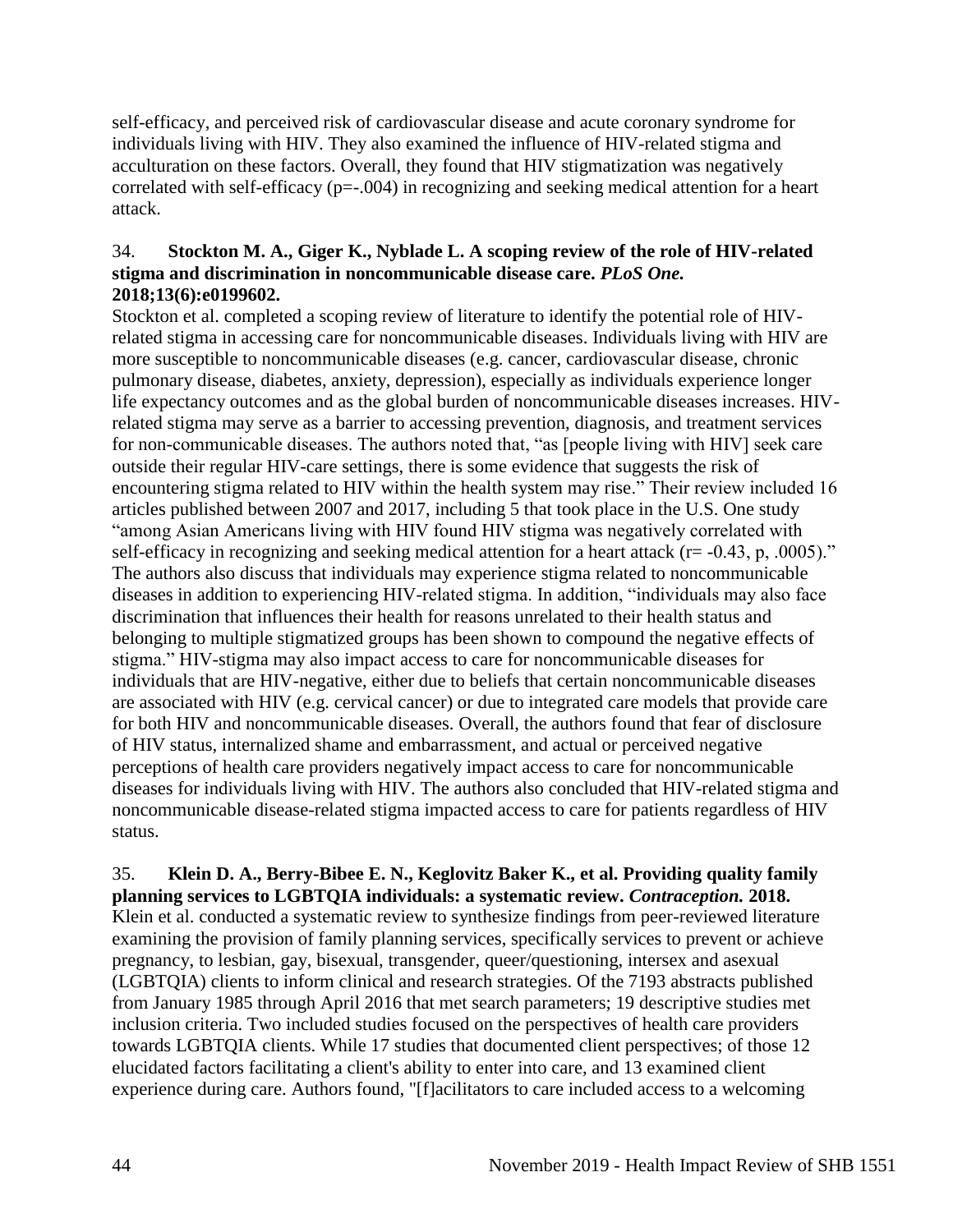self-efficacy, and perceived risk of cardiovascular disease and acute coronary syndrome for individuals living with HIV. They also examined the influence of HIV-related stigma and acculturation on these factors. Overall, they found that HIV stigmatization was negatively correlated with self-efficacy ($p=-.004$) in recognizing and seeking medical attention for a heart attack.

34. **Stockton M. A., Giger K., Nyblade L. A scoping review of the role of HIV-related stigma and discrimination in noncommunicable disease care. *PLoS One.* 2018;13(6):e0199602.**

Stockton et al. completed a scoping review of literature to identify the potential role of HIV-related stigma in accessing care for noncommunicable diseases. Individuals living with HIV are more susceptible to noncommunicable diseases (e.g. cancer, cardiovascular disease, chronic pulmonary disease, diabetes, anxiety, depression), especially as individuals experience longer life expectancy outcomes and as the global burden of noncommunicable diseases increases. HIV-related stigma may serve as a barrier to accessing prevention, diagnosis, and treatment services for non-communicable diseases. The authors noted that, "as [people living with HIV] seek care outside their regular HIV-care settings, there is some evidence that suggests the risk of encountering stigma related to HIV within the health system may rise." Their review included 16 articles published between 2007 and 2017, including 5 that took place in the U.S. One study "among Asian Americans living with HIV found HIV stigma was negatively correlated with self-efficacy in recognizing and seeking medical attention for a heart attack ($r= -0.43$, p, .0005)." The authors also discuss that individuals may experience stigma related to noncommunicable diseases in addition to experiencing HIV-related stigma. In addition, "individuals may also face discrimination that influences their health for reasons unrelated to their health status and belonging to multiple stigmatized groups has been shown to compound the negative effects of stigma." HIV-stigma may also impact access to care for noncommunicable diseases for individuals that are HIV-negative, either due to beliefs that certain noncommunicable diseases are associated with HIV (e.g. cervical cancer) or due to integrated care models that provide care for both HIV and noncommunicable diseases. Overall, the authors found that fear of disclosure of HIV status, internalized shame and embarrassment, and actual or perceived negative perceptions of health care providers negatively impact access to care for noncommunicable diseases for individuals living with HIV. The authors also concluded that HIV-related stigma and noncommunicable disease-related stigma impacted access to care for patients regardless of HIV status.

35. **Klein D. A., Berry-Bibee E. N., Keglovitz Baker K., et al. Providing quality family planning services to LGBTQIA individuals: a systematic review. *Contraception.* 2018.**

Klein et al. conducted a systematic review to synthesize findings from peer-reviewed literature examining the provision of family planning services, specifically services to prevent or achieve pregnancy, to lesbian, gay, bisexual, transgender, queer/questioning, intersex and asexual (LGBTQIA) clients to inform clinical and research strategies. Of the 7193 abstracts published from January 1985 through April 2016 that met search parameters; 19 descriptive studies met inclusion criteria. Two included studies focused on the perspectives of health care providers towards LGBTQIA clients. While 17 studies that documented client perspectives; of those 12 elucidated factors facilitating a client's ability to enter into care, and 13 examined client experience during care. Authors found, "[f]acilitators to care included access to a welcoming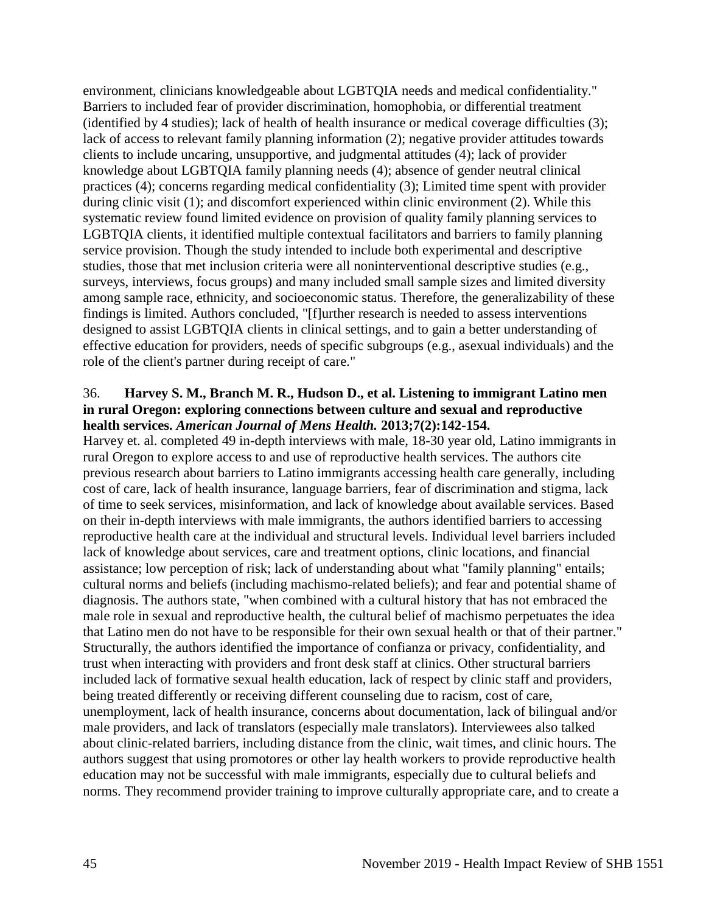environment, clinicians knowledgeable about LGBTQIA needs and medical confidentiality." Barriers to included fear of provider discrimination, homophobia, or differential treatment (identified by 4 studies); lack of health of health insurance or medical coverage difficulties (3); lack of access to relevant family planning information (2); negative provider attitudes towards clients to include uncaring, unsupportive, and judgmental attitudes (4); lack of provider knowledge about LGBTQIA family planning needs (4); absence of gender neutral clinical practices (4); concerns regarding medical confidentiality (3); Limited time spent with provider during clinic visit (1); and discomfort experienced within clinic environment (2). While this systematic review found limited evidence on provision of quality family planning services to LGBTQIA clients, it identified multiple contextual facilitators and barriers to family planning service provision. Though the study intended to include both experimental and descriptive studies, those that met inclusion criteria were all noninterventional descriptive studies (e.g., surveys, interviews, focus groups) and many included small sample sizes and limited diversity among sample race, ethnicity, and socioeconomic status. Therefore, the generalizability of these findings is limited. Authors concluded, "[f]urther research is needed to assess interventions designed to assist LGBTQIA clients in clinical settings, and to gain a better understanding of effective education for providers, needs of specific subgroups (e.g., asexual individuals) and the role of the client's partner during receipt of care."

36. **Harvey S. M., Branch M. R., Hudson D., et al. Listening to immigrant Latino men in rural Oregon: exploring connections between culture and sexual and reproductive health services.** ***American Journal of Mens Health.*** **2013;7(2):142-154.**

Harvey et. al. completed 49 in-depth interviews with male, 18-30 year old, Latino immigrants in rural Oregon to explore access to and use of reproductive health services. The authors cite previous research about barriers to Latino immigrants accessing health care generally, including cost of care, lack of health insurance, language barriers, fear of discrimination and stigma, lack of time to seek services, misinformation, and lack of knowledge about available services. Based on their in-depth interviews with male immigrants, the authors identified barriers to accessing reproductive health care at the individual and structural levels. Individual level barriers included lack of knowledge about services, care and treatment options, clinic locations, and financial assistance; low perception of risk; lack of understanding about what "family planning" entails; cultural norms and beliefs (including machismo-related beliefs); and fear and potential shame of diagnosis. The authors state, "when combined with a cultural history that has not embraced the male role in sexual and reproductive health, the cultural belief of machismo perpetuates the idea that Latino men do not have to be responsible for their own sexual health or that of their partner." Structurally, the authors identified the importance of confianza or privacy, confidentiality, and trust when interacting with providers and front desk staff at clinics. Other structural barriers included lack of formative sexual health education, lack of respect by clinic staff and providers, being treated differently or receiving different counseling due to racism, cost of care, unemployment, lack of health insurance, concerns about documentation, lack of bilingual and/or male providers, and lack of translators (especially male translators). Interviewees also talked about clinic-related barriers, including distance from the clinic, wait times, and clinic hours. The authors suggest that using promotores or other lay health workers to provide reproductive health education may not be successful with male immigrants, especially due to cultural beliefs and norms. They recommend provider training to improve culturally appropriate care, and to create a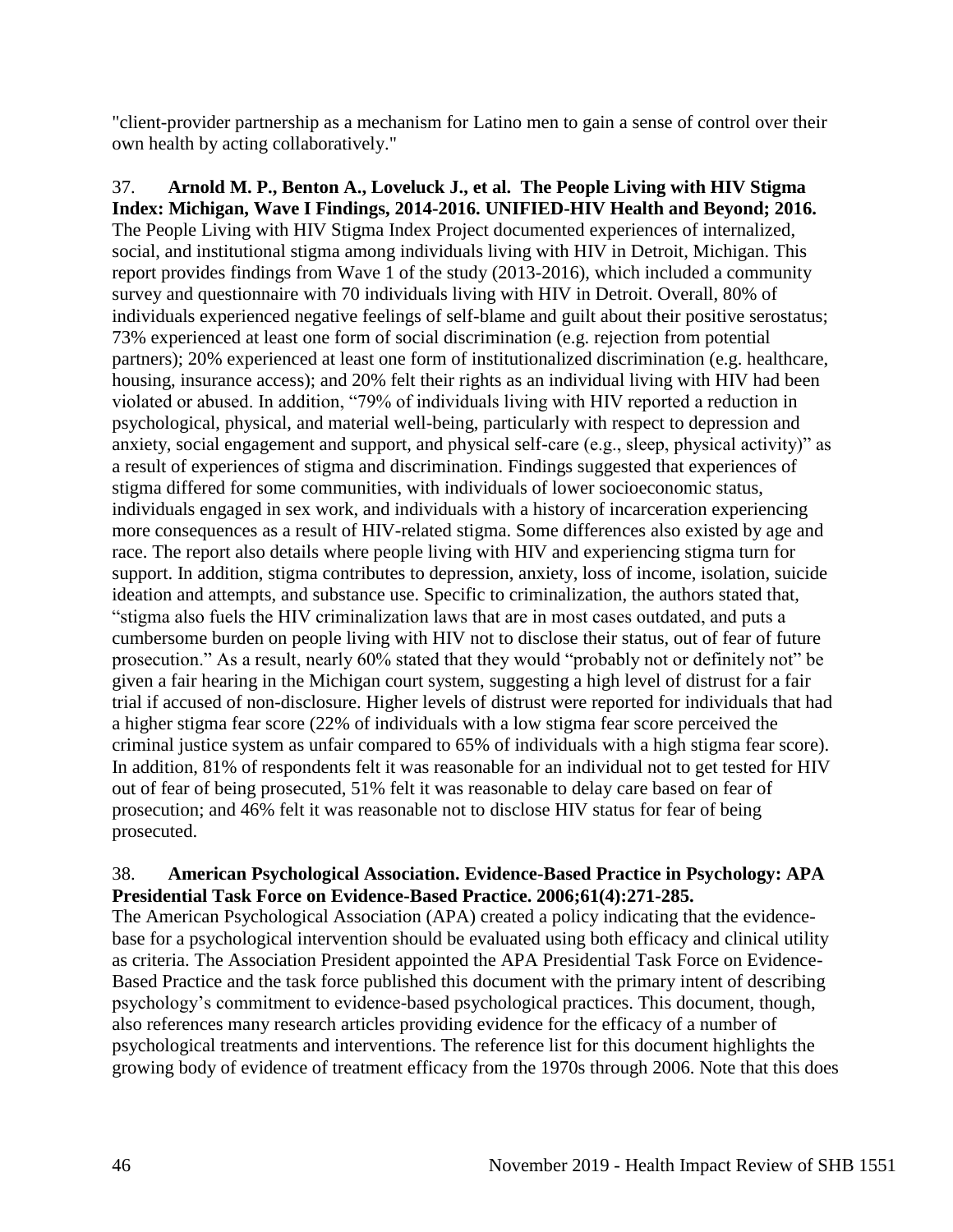"client-provider partnership as a mechanism for Latino men to gain a sense of control over their own health by acting collaboratively."

37. **Arnold M. P., Benton A., Loveluck J., et al. The People Living with HIV Stigma Index: Michigan, Wave I Findings, 2014-2016. UNIFIED-HIV Health and Beyond; 2016.** The People Living with HIV Stigma Index Project documented experiences of internalized, social, and institutional stigma among individuals living with HIV in Detroit, Michigan. This report provides findings from Wave 1 of the study (2013-2016), which included a community survey and questionnaire with 70 individuals living with HIV in Detroit. Overall, 80% of individuals experienced negative feelings of self-blame and guilt about their positive serostatus; 73% experienced at least one form of social discrimination (e.g. rejection from potential partners); 20% experienced at least one form of institutionalized discrimination (e.g. healthcare, housing, insurance access); and 20% felt their rights as an individual living with HIV had been violated or abused. In addition, "79% of individuals living with HIV reported a reduction in psychological, physical, and material well-being, particularly with respect to depression and anxiety, social engagement and support, and physical self-care (e.g., sleep, physical activity)" as a result of experiences of stigma and discrimination. Findings suggested that experiences of stigma differed for some communities, with individuals of lower socioeconomic status, individuals engaged in sex work, and individuals with a history of incarceration experiencing more consequences as a result of HIV-related stigma. Some differences also existed by age and race. The report also details where people living with HIV and experiencing stigma turn for support. In addition, stigma contributes to depression, anxiety, loss of income, isolation, suicide ideation and attempts, and substance use. Specific to criminalization, the authors stated that, "stigma also fuels the HIV criminalization laws that are in most cases outdated, and puts a cumbersome burden on people living with HIV not to disclose their status, out of fear of future prosecution." As a result, nearly 60% stated that they would "probably not or definitely not" be given a fair hearing in the Michigan court system, suggesting a high level of distrust for a fair trial if accused of non-disclosure. Higher levels of distrust were reported for individuals that had a higher stigma fear score (22% of individuals with a low stigma fear score perceived the criminal justice system as unfair compared to 65% of individuals with a high stigma fear score). In addition, 81% of respondents felt it was reasonable for an individual not to get tested for HIV out of fear of being prosecuted, 51% felt it was reasonable to delay care based on fear of prosecution; and 46% felt it was reasonable not to disclose HIV status for fear of being prosecuted.

38. **American Psychological Association. Evidence-Based Practice in Psychology: APA Presidential Task Force on Evidence-Based Practice. 2006;61(4):271-285.** The American Psychological Association (APA) created a policy indicating that the evidence-base for a psychological intervention should be evaluated using both efficacy and clinical utility as criteria. The Association President appointed the APA Presidential Task Force on Evidence-Based Practice and the task force published this document with the primary intent of describing psychology's commitment to evidence-based psychological practices. This document, though, also references many research articles providing evidence for the efficacy of a number of psychological treatments and interventions. The reference list for this document highlights the growing body of evidence of treatment efficacy from the 1970s through 2006. Note that this does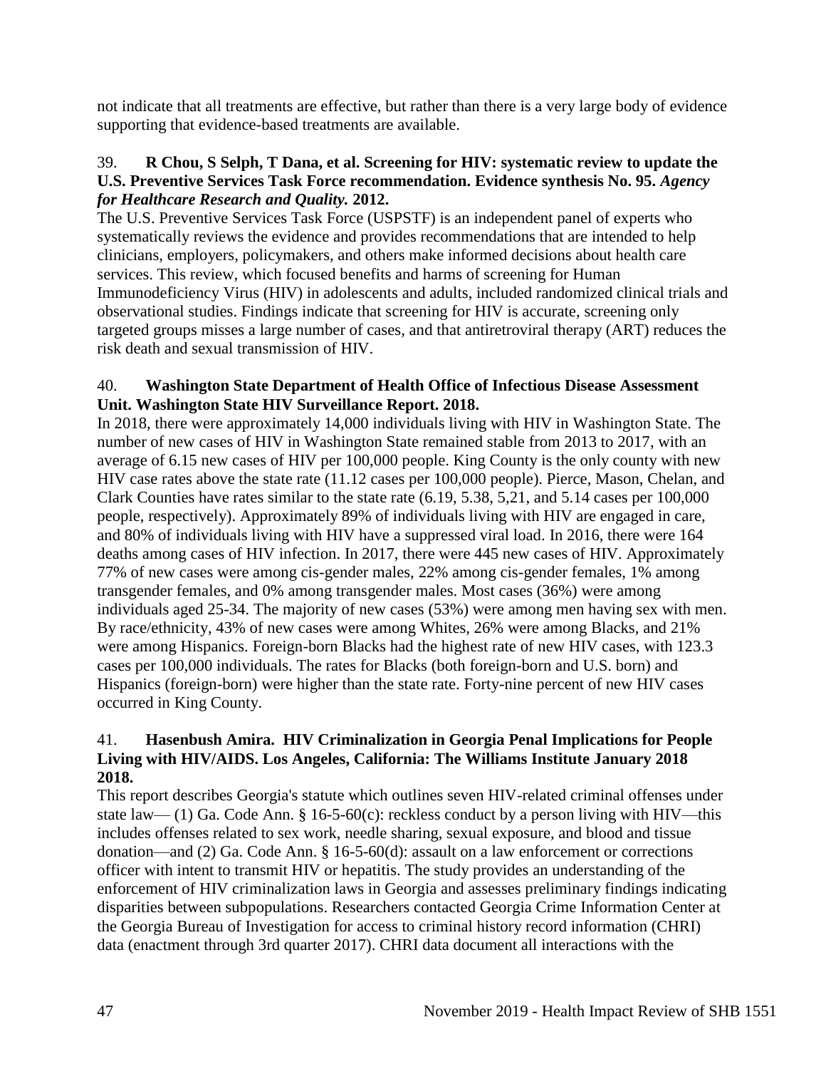not indicate that all treatments are effective, but rather than there is a very large body of evidence supporting that evidence-based treatments are available.

39. **R Chou, S Selph, T Dana, et al. Screening for HIV: systematic review to update the U.S. Preventive Services Task Force recommendation. Evidence synthesis No. 95. *Agency for Healthcare Research and Quality.* 2012.**

The U.S. Preventive Services Task Force (USPSTF) is an independent panel of experts who systematically reviews the evidence and provides recommendations that are intended to help clinicians, employers, policymakers, and others make informed decisions about health care services. This review, which focused benefits and harms of screening for Human Immunodeficiency Virus (HIV) in adolescents and adults, included randomized clinical trials and observational studies. Findings indicate that screening for HIV is accurate, screening only targeted groups misses a large number of cases, and that antiretroviral therapy (ART) reduces the risk death and sexual transmission of HIV.

40. **Washington State Department of Health Office of Infectious Disease Assessment Unit. Washington State HIV Surveillance Report. 2018.**

In 2018, there were approximately 14,000 individuals living with HIV in Washington State. The number of new cases of HIV in Washington State remained stable from 2013 to 2017, with an average of 6.15 new cases of HIV per 100,000 people. King County is the only county with new HIV case rates above the state rate (11.12 cases per 100,000 people). Pierce, Mason, Chelan, and Clark Counties have rates similar to the state rate (6.19, 5.38, 5,21, and 5.14 cases per 100,000 people, respectively). Approximately 89% of individuals living with HIV are engaged in care, and 80% of individuals living with HIV have a suppressed viral load. In 2016, there were 164 deaths among cases of HIV infection. In 2017, there were 445 new cases of HIV. Approximately 77% of new cases were among cis-gender males, 22% among cis-gender females, 1% among transgender females, and 0% among transgender males. Most cases (36%) were among individuals aged 25-34. The majority of new cases (53%) were among men having sex with men. By race/ethnicity, 43% of new cases were among Whites, 26% were among Blacks, and 21% were among Hispanics. Foreign-born Blacks had the highest rate of new HIV cases, with 123.3 cases per 100,000 individuals. The rates for Blacks (both foreign-born and U.S. born) and Hispanics (foreign-born) were higher than the state rate. Forty-nine percent of new HIV cases occurred in King County.

41. **Hasenbush Amira. HIV Criminalization in Georgia Penal Implications for People Living with HIV/AIDS. Los Angeles, California: The Williams Institute January 2018 2018.**

This report describes Georgia's statute which outlines seven HIV-related criminal offenses under state law— (1) Ga. Code Ann. § 16-5-60(c): reckless conduct by a person living with HIV—this includes offenses related to sex work, needle sharing, sexual exposure, and blood and tissue donation—and (2) Ga. Code Ann. § 16-5-60(d): assault on a law enforcement or corrections officer with intent to transmit HIV or hepatitis. The study provides an understanding of the enforcement of HIV criminalization laws in Georgia and assesses preliminary findings indicating disparities between subpopulations. Researchers contacted Georgia Crime Information Center at the Georgia Bureau of Investigation for access to criminal history record information (CHRI) data (enactment through 3rd quarter 2017). CHRI data document all interactions with the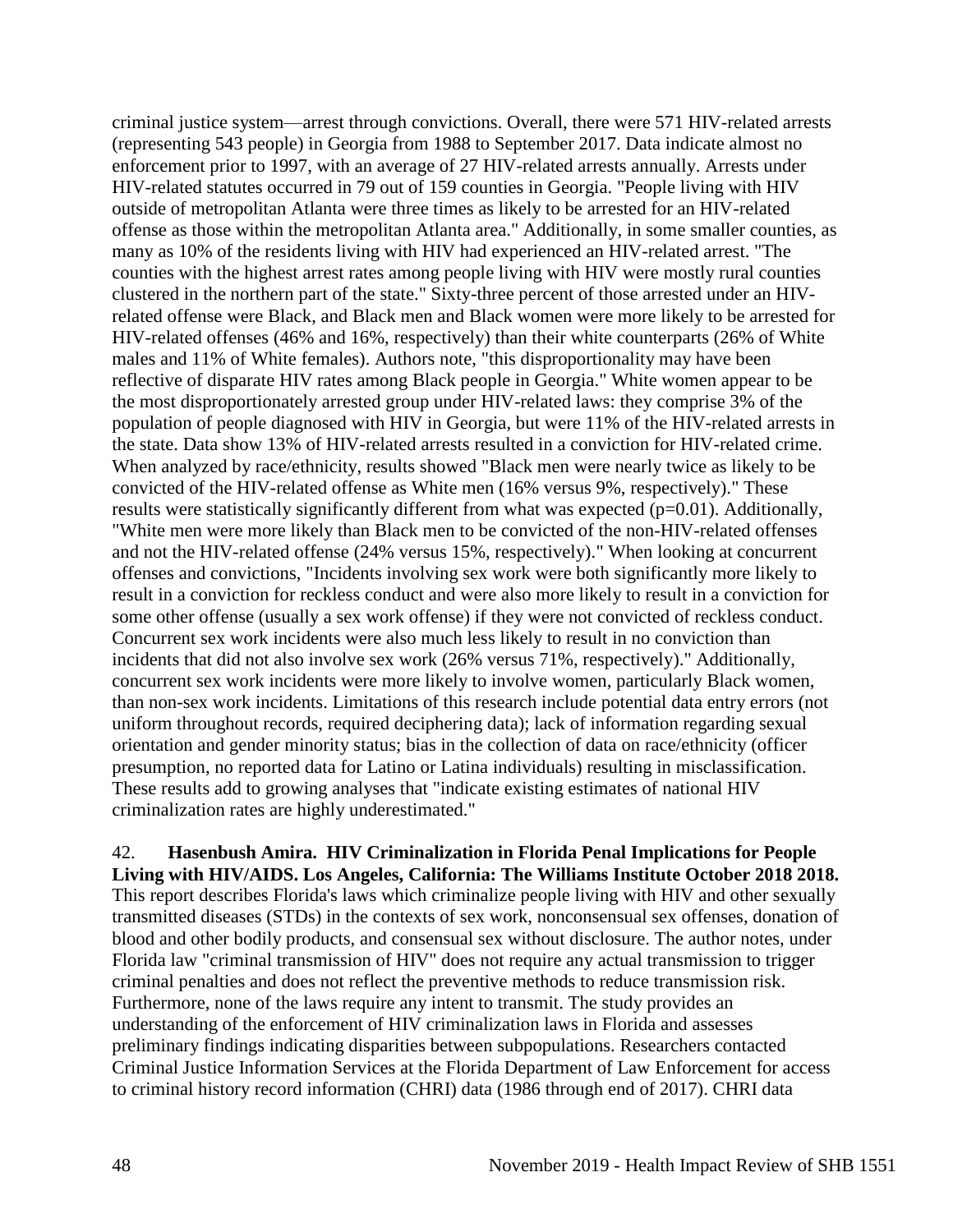criminal justice system—arrest through convictions. Overall, there were 571 HIV-related arrests (representing 543 people) in Georgia from 1988 to September 2017. Data indicate almost no enforcement prior to 1997, with an average of 27 HIV-related arrests annually. Arrests under HIV-related statutes occurred in 79 out of 159 counties in Georgia. "People living with HIV outside of metropolitan Atlanta were three times as likely to be arrested for an HIV-related offense as those within the metropolitan Atlanta area." Additionally, in some smaller counties, as many as 10% of the residents living with HIV had experienced an HIV-related arrest. "The counties with the highest arrest rates among people living with HIV were mostly rural counties clustered in the northern part of the state." Sixty-three percent of those arrested under an HIV-related offense were Black, and Black men and Black women were more likely to be arrested for HIV-related offenses (46% and 16%, respectively) than their white counterparts (26% of White males and 11% of White females). Authors note, "this disproportionality may have been reflective of disparate HIV rates among Black people in Georgia." White women appear to be the most disproportionately arrested group under HIV-related laws: they comprise 3% of the population of people diagnosed with HIV in Georgia, but were 11% of the HIV-related arrests in the state. Data show 13% of HIV-related arrests resulted in a conviction for HIV-related crime. When analyzed by race/ethnicity, results showed "Black men were nearly twice as likely to be convicted of the HIV-related offense as White men (16% versus 9%, respectively)." These results were statistically significantly different from what was expected ($p=0.01$). Additionally, "White men were more likely than Black men to be convicted of the non-HIV-related offenses and not the HIV-related offense (24% versus 15%, respectively)." When looking at concurrent offenses and convictions, "Incidents involving sex work were both significantly more likely to result in a conviction for reckless conduct and were also more likely to result in a conviction for some other offense (usually a sex work offense) if they were not convicted of reckless conduct. Concurrent sex work incidents were also much less likely to result in no conviction than incidents that did not also involve sex work (26% versus 71%, respectively)." Additionally, concurrent sex work incidents were more likely to involve women, particularly Black women, than non-sex work incidents. Limitations of this research include potential data entry errors (not uniform throughout records, required deciphering data); lack of information regarding sexual orientation and gender minority status; bias in the collection of data on race/ethnicity (officer presumption, no reported data for Latino or Latina individuals) resulting in misclassification. These results add to growing analyses that "indicate existing estimates of national HIV criminalization rates are highly underestimated."

42. **Hasenbush Amira. HIV Criminalization in Florida Penal Implications for People Living with HIV/AIDS. Los Angeles, California: The Williams Institute October 2018 2018.** This report describes Florida's laws which criminalize people living with HIV and other sexually transmitted diseases (STDs) in the contexts of sex work, nonconsensual sex offenses, donation of blood and other bodily products, and consensual sex without disclosure. The author notes, under Florida law "criminal transmission of HIV" does not require any actual transmission to trigger criminal penalties and does not reflect the preventive methods to reduce transmission risk. Furthermore, none of the laws require any intent to transmit. The study provides an understanding of the enforcement of HIV criminalization laws in Florida and assesses preliminary findings indicating disparities between subpopulations. Researchers contacted Criminal Justice Information Services at the Florida Department of Law Enforcement for access to criminal history record information (CHRI) data (1986 through end of 2017). CHRI data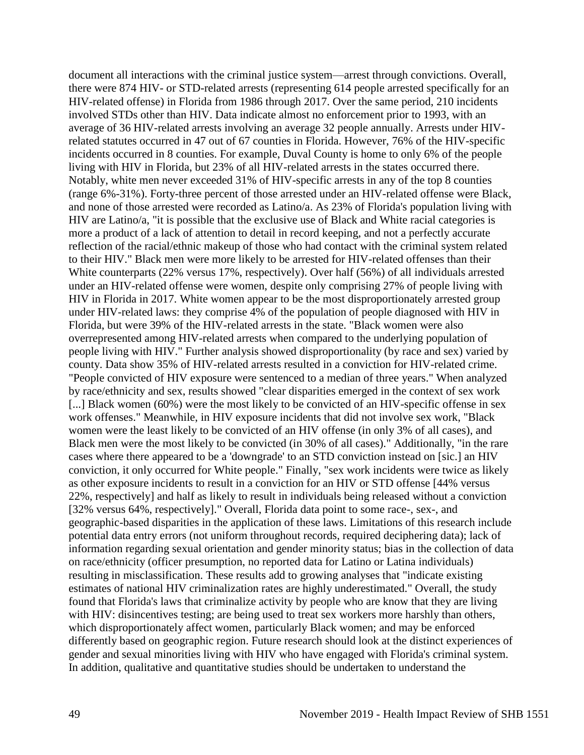document all interactions with the criminal justice system—arrest through convictions. Overall, there were 874 HIV- or STD-related arrests (representing 614 people arrested specifically for an HIV-related offense) in Florida from 1986 through 2017. Over the same period, 210 incidents involved STDs other than HIV. Data indicate almost no enforcement prior to 1993, with an average of 36 HIV-related arrests involving an average 32 people annually. Arrests under HIV-related statutes occurred in 47 out of 67 counties in Florida. However, 76% of the HIV-specific incidents occurred in 8 counties. For example, Duval County is home to only 6% of the people living with HIV in Florida, but 23% of all HIV-related arrests in the states occurred there. Notably, white men never exceeded 31% of HIV-specific arrests in any of the top 8 counties (range 6%-31%). Forty-three percent of those arrested under an HIV-related offense were Black, and none of those arrested were recorded as Latino/a. As 23% of Florida's population living with HIV are Latino/a, "it is possible that the exclusive use of Black and White racial categories is more a product of a lack of attention to detail in record keeping, and not a perfectly accurate reflection of the racial/ethnic makeup of those who had contact with the criminal system related to their HIV." Black men were more likely to be arrested for HIV-related offenses than their White counterparts (22% versus 17%, respectively). Over half (56%) of all individuals arrested under an HIV-related offense were women, despite only comprising 27% of people living with HIV in Florida in 2017. White women appear to be the most disproportionately arrested group under HIV-related laws: they comprise 4% of the population of people diagnosed with HIV in Florida, but were 39% of the HIV-related arrests in the state. "Black women were also overrepresented among HIV-related arrests when compared to the underlying population of people living with HIV." Further analysis showed disproportionality (by race and sex) varied by county. Data show 35% of HIV-related arrests resulted in a conviction for HIV-related crime. "People convicted of HIV exposure were sentenced to a median of three years." When analyzed by race/ethnicity and sex, results showed "clear disparities emerged in the context of sex work [...] Black women (60%) were the most likely to be convicted of an HIV-specific offense in sex work offenses." Meanwhile, in HIV exposure incidents that did not involve sex work, "Black women were the least likely to be convicted of an HIV offense (in only 3% of all cases), and Black men were the most likely to be convicted (in 30% of all cases)." Additionally, "in the rare cases where there appeared to be a 'downgrade' to an STD conviction instead on [sic.] an HIV conviction, it only occurred for White people." Finally, "sex work incidents were twice as likely as other exposure incidents to result in a conviction for an HIV or STD offense [44% versus 22%, respectively] and half as likely to result in individuals being released without a conviction [32% versus 64%, respectively]." Overall, Florida data point to some race-, sex-, and geographic-based disparities in the application of these laws. Limitations of this research include potential data entry errors (not uniform throughout records, required deciphering data); lack of information regarding sexual orientation and gender minority status; bias in the collection of data on race/ethnicity (officer presumption, no reported data for Latino or Latina individuals) resulting in misclassification. These results add to growing analyses that "indicate existing estimates of national HIV criminalization rates are highly underestimated." Overall, the study found that Florida's laws that criminalize activity by people who are know that they are living with HIV: disincentives testing; are being used to treat sex workers more harshly than others, which disproportionately affect women, particularly Black women; and may be enforced differently based on geographic region. Future research should look at the distinct experiences of gender and sexual minorities living with HIV who have engaged with Florida's criminal system. In addition, qualitative and quantitative studies should be undertaken to understand the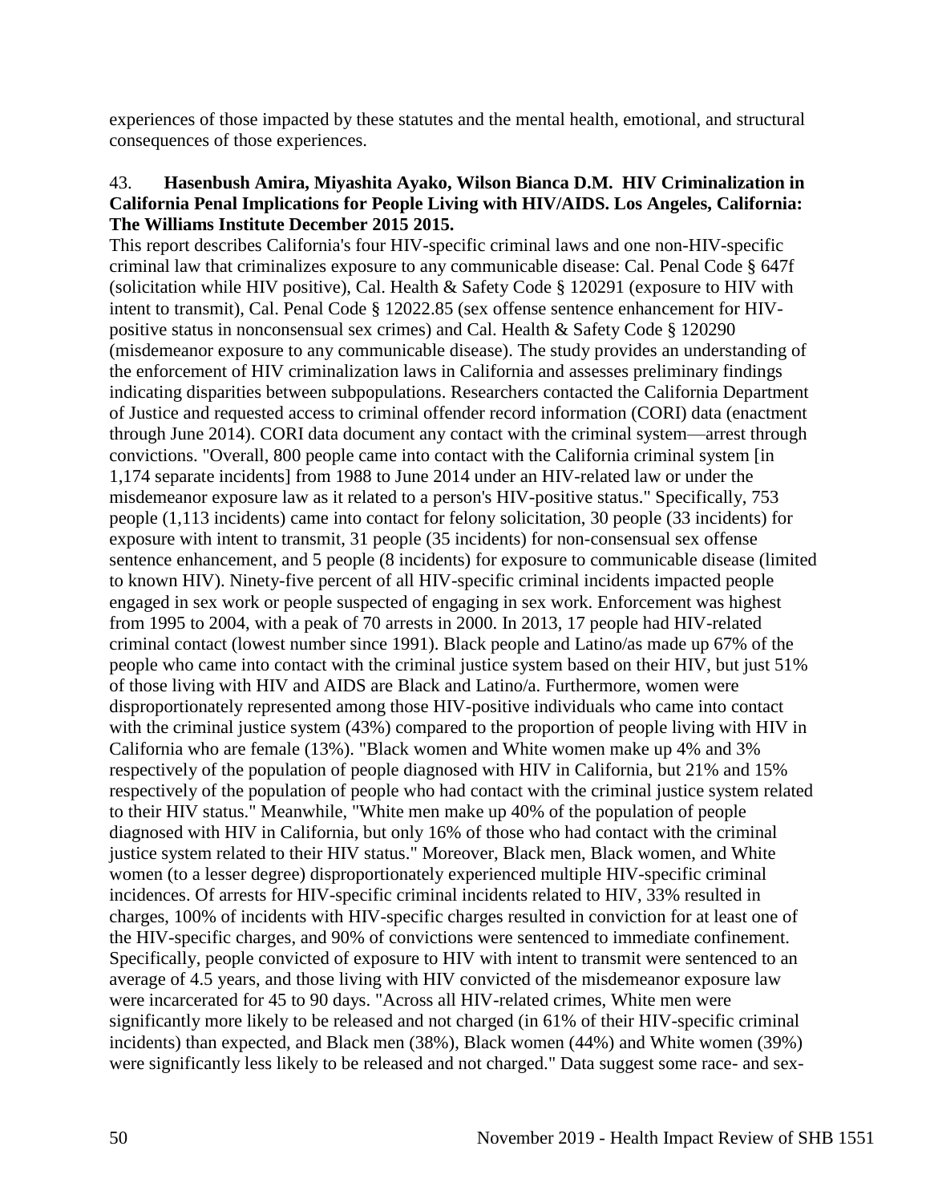experiences of those impacted by these statutes and the mental health, emotional, and structural consequences of those experiences.

43. **Hasenbush Amira, Miyashita Ayako, Wilson Bianca D.M. HIV Criminalization in California Penal Implications for People Living with HIV/AIDS. Los Angeles, California: The Williams Institute December 2015 2015.**

This report describes California's four HIV-specific criminal laws and one non-HIV-specific criminal law that criminalizes exposure to any communicable disease: Cal. Penal Code § 647f (solicitation while HIV positive), Cal. Health & Safety Code § 120291 (exposure to HIV with intent to transmit), Cal. Penal Code § 12022.85 (sex offense sentence enhancement for HIV-positive status in nonconsensual sex crimes) and Cal. Health & Safety Code § 120290 (misdemeanor exposure to any communicable disease). The study provides an understanding of the enforcement of HIV criminalization laws in California and assesses preliminary findings indicating disparities between subpopulations. Researchers contacted the California Department of Justice and requested access to criminal offender record information (CORI) data (enactment through June 2014). CORI data document any contact with the criminal system—arrest through convictions. "Overall, 800 people came into contact with the California criminal system [in 1,174 separate incidents] from 1988 to June 2014 under an HIV-related law or under the misdemeanor exposure law as it related to a person's HIV-positive status." Specifically, 753 people (1,113 incidents) came into contact for felony solicitation, 30 people (33 incidents) for exposure with intent to transmit, 31 people (35 incidents) for non-consensual sex offense sentence enhancement, and 5 people (8 incidents) for exposure to communicable disease (limited to known HIV). Ninety-five percent of all HIV-specific criminal incidents impacted people engaged in sex work or people suspected of engaging in sex work. Enforcement was highest from 1995 to 2004, with a peak of 70 arrests in 2000. In 2013, 17 people had HIV-related criminal contact (lowest number since 1991). Black people and Latino/as made up 67% of the people who came into contact with the criminal justice system based on their HIV, but just 51% of those living with HIV and AIDS are Black and Latino/a. Furthermore, women were disproportionately represented among those HIV-positive individuals who came into contact with the criminal justice system (43%) compared to the proportion of people living with HIV in California who are female (13%). "Black women and White women make up 4% and 3% respectively of the population of people diagnosed with HIV in California, but 21% and 15% respectively of the population of people who had contact with the criminal justice system related to their HIV status." Meanwhile, "White men make up 40% of the population of people diagnosed with HIV in California, but only 16% of those who had contact with the criminal justice system related to their HIV status." Moreover, Black men, Black women, and White women (to a lesser degree) disproportionately experienced multiple HIV-specific criminal incidences. Of arrests for HIV-specific criminal incidents related to HIV, 33% resulted in charges, 100% of incidents with HIV-specific charges resulted in conviction for at least one of the HIV-specific charges, and 90% of convictions were sentenced to immediate confinement. Specifically, people convicted of exposure to HIV with intent to transmit were sentenced to an average of 4.5 years, and those living with HIV convicted of the misdemeanor exposure law were incarcerated for 45 to 90 days. "Across all HIV-related crimes, White men were significantly more likely to be released and not charged (in 61% of their HIV-specific criminal incidents) than expected, and Black men (38%), Black women (44%) and White women (39%) were significantly less likely to be released and not charged." Data suggest some race- and sex-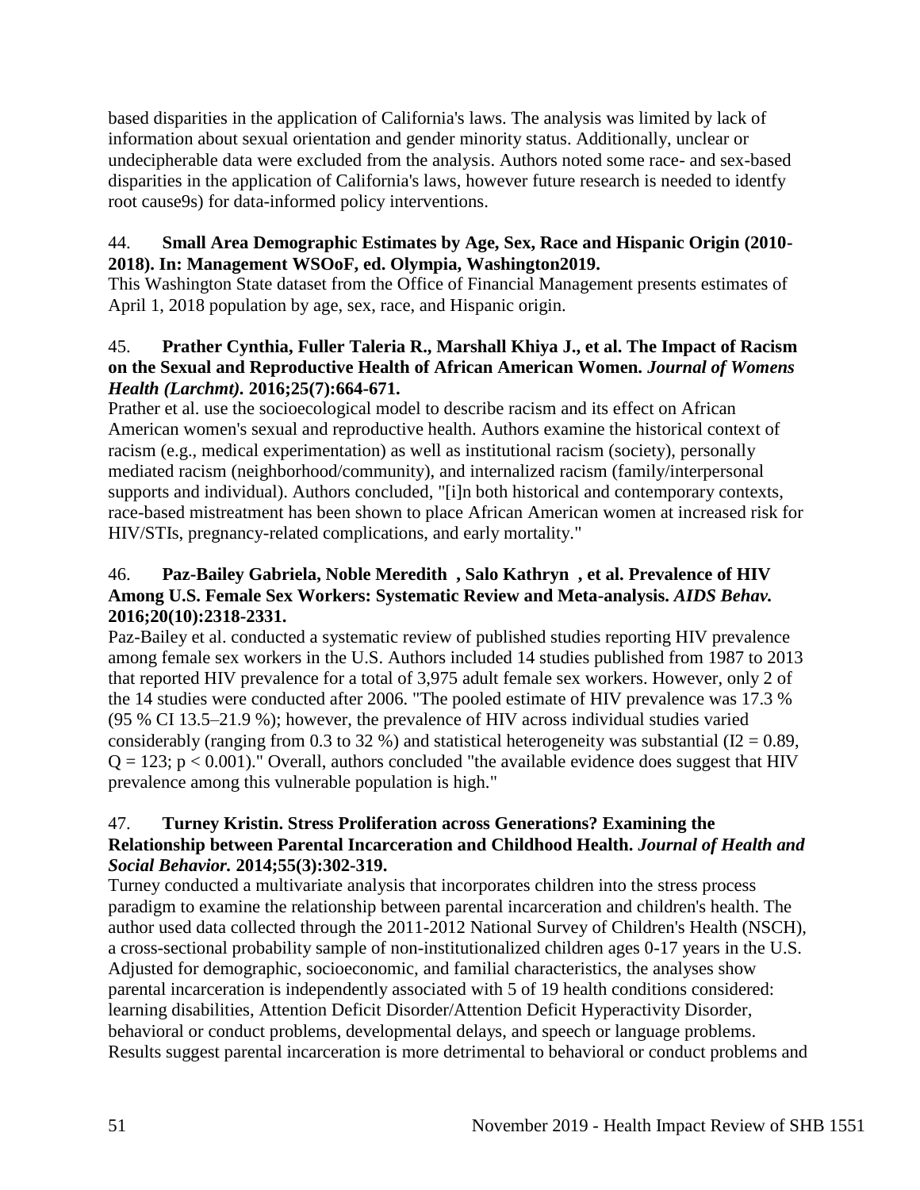based disparities in the application of California's laws. The analysis was limited by lack of information about sexual orientation and gender minority status. Additionally, unclear or undecipherable data were excluded from the analysis. Authors noted some race- and sex-based disparities in the application of California's laws, however future research is needed to identfy root cause9s) for data-informed policy interventions.

44. **Small Area Demographic Estimates by Age, Sex, Race and Hispanic Origin (2010-2018). In: Management WSOoF, ed. Olympia, Washington2019.**
This Washington State dataset from the Office of Financial Management presents estimates of April 1, 2018 population by age, sex, race, and Hispanic origin.

45. **Prather Cynthia, Fuller Taleria R., Marshall Khiya J., et al. The Impact of Racism on the Sexual and Reproductive Health of African American Women. *Journal of Womens Health (Larchmt)*. 2016;25(7):664-671.**
Prather et al. use the socioecological model to describe racism and its effect on African American women's sexual and reproductive health. Authors examine the historical context of racism (e.g., medical experimentation) as well as institutional racism (society), personally mediated racism (neighborhood/community), and internalized racism (family/interpersonal supports and individual). Authors concluded, "[i]n both historical and contemporary contexts, race-based mistreatment has been shown to place African American women at increased risk for HIV/STIs, pregnancy-related complications, and early mortality."

46. **Paz-Bailey Gabriela, Noble Meredith , Salo Kathryn , et al. Prevalence of HIV Among U.S. Female Sex Workers: Systematic Review and Meta-analysis. *AIDS Behav.* 2016;20(10):2318-2331.**
Paz-Bailey et al. conducted a systematic review of published studies reporting HIV prevalence among female sex workers in the U.S. Authors included 14 studies published from 1987 to 2013 that reported HIV prevalence for a total of 3,975 adult female sex workers. However, only 2 of the 14 studies were conducted after 2006. "The pooled estimate of HIV prevalence was 17.3 % (95 % CI 13.5–21.9 %); however, the prevalence of HIV across individual studies varied considerably (ranging from 0.3 to 32 %) and statistical heterogeneity was substantial ($I2 = 0.89$, $Q = 123$; $p < 0.001$)." Overall, authors concluded "the available evidence does suggest that HIV prevalence among this vulnerable population is high."

47. **Turney Kristin. Stress Proliferation across Generations? Examining the Relationship between Parental Incarceration and Childhood Health. *Journal of Health and Social Behavior.* 2014;55(3):302-319.**
Turney conducted a multivariate analysis that incorporates children into the stress process paradigm to examine the relationship between parental incarceration and children's health. The author used data collected through the 2011-2012 National Survey of Children's Health (NSCH), a cross-sectional probability sample of non-institutionalized children ages 0-17 years in the U.S. Adjusted for demographic, socioeconomic, and familial characteristics, the analyses show parental incarceration is independently associated with 5 of 19 health conditions considered: learning disabilities, Attention Deficit Disorder/Attention Deficit Hyperactivity Disorder, behavioral or conduct problems, developmental delays, and speech or language problems. Results suggest parental incarceration is more detrimental to behavioral or conduct problems and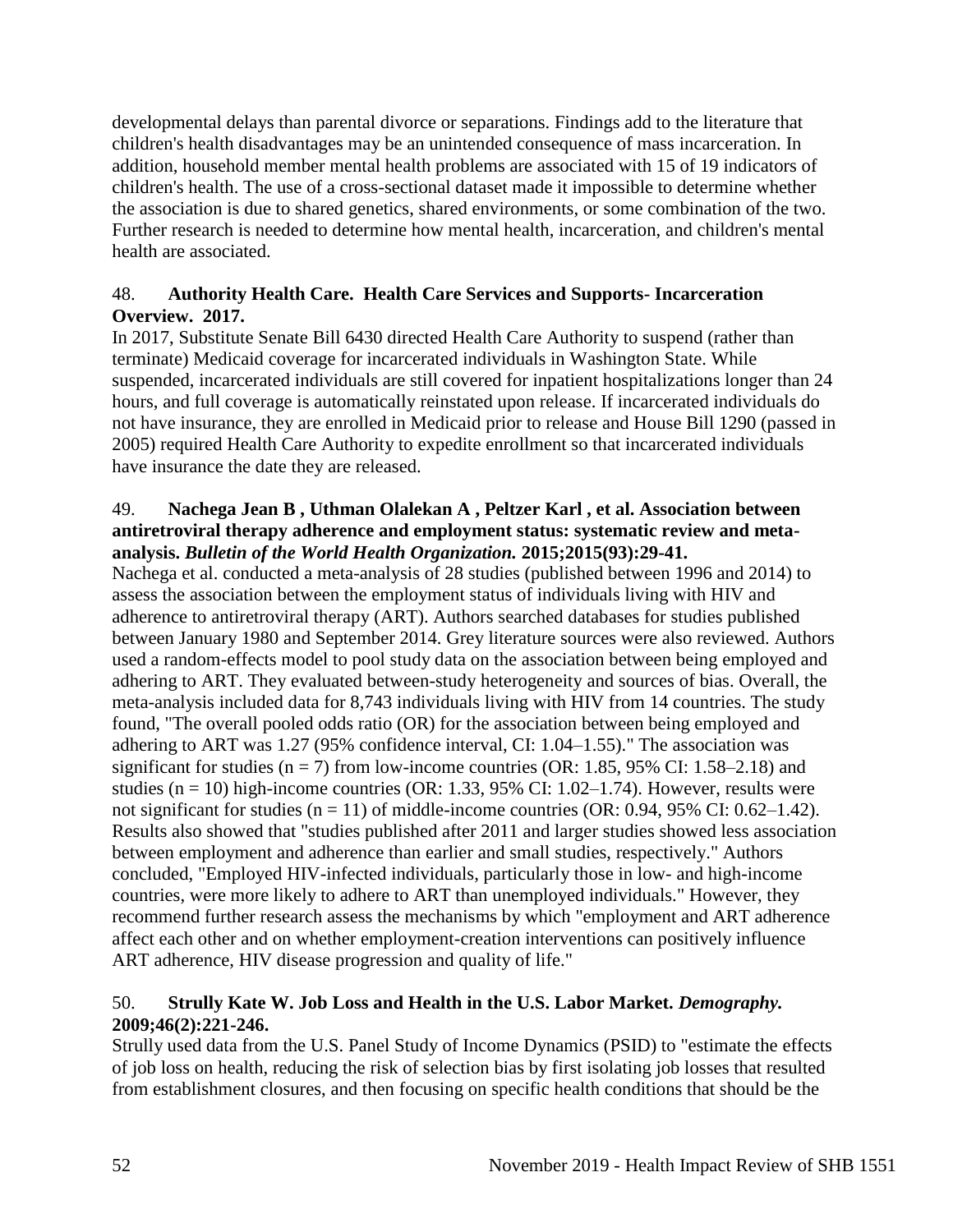developmental delays than parental divorce or separations. Findings add to the literature that children's health disadvantages may be an unintended consequence of mass incarceration. In addition, household member mental health problems are associated with 15 of 19 indicators of children's health. The use of a cross-sectional dataset made it impossible to determine whether the association is due to shared genetics, shared environments, or some combination of the two. Further research is needed to determine how mental health, incarceration, and children's mental health are associated.

48. **Authority Health Care. Health Care Services and Supports- Incarceration Overview. 2017.**

In 2017, Substitute Senate Bill 6430 directed Health Care Authority to suspend (rather than terminate) Medicaid coverage for incarcerated individuals in Washington State. While suspended, incarcerated individuals are still covered for inpatient hospitalizations longer than 24 hours, and full coverage is automatically reinstated upon release. If incarcerated individuals do not have insurance, they are enrolled in Medicaid prior to release and House Bill 1290 (passed in 2005) required Health Care Authority to expedite enrollment so that incarcerated individuals have insurance the date they are released.

49. **Nachega Jean B , Uthman Olalekan A , Peltzer Karl , et al. Association between antiretroviral therapy adherence and employment status: systematic review and meta-analysis. *Bulletin of the World Health Organization.* 2015;2015(93):29-41.**

Nachega et al. conducted a meta-analysis of 28 studies (published between 1996 and 2014) to assess the association between the employment status of individuals living with HIV and adherence to antiretroviral therapy (ART). Authors searched databases for studies published between January 1980 and September 2014. Grey literature sources were also reviewed. Authors used a random-effects model to pool study data on the association between being employed and adhering to ART. They evaluated between-study heterogeneity and sources of bias. Overall, the meta-analysis included data for 8,743 individuals living with HIV from 14 countries. The study found, "The overall pooled odds ratio (OR) for the association between being employed and adhering to ART was 1.27 (95% confidence interval, CI: 1.04–1.55)." The association was significant for studies ($n = 7$) from low-income countries (OR: 1.85, 95% CI: 1.58–2.18) and studies ($n = 10$) high-income countries (OR: 1.33, 95% CI: 1.02–1.74). However, results were not significant for studies ($n = 11$) of middle-income countries (OR: 0.94, 95% CI: 0.62–1.42). Results also showed that "studies published after 2011 and larger studies showed less association between employment and adherence than earlier and small studies, respectively." Authors concluded, "Employed HIV-infected individuals, particularly those in low- and high-income countries, were more likely to adhere to ART than unemployed individuals." However, they recommend further research assess the mechanisms by which "employment and ART adherence affect each other and on whether employment-creation interventions can positively influence ART adherence, HIV disease progression and quality of life."

50. **Strully Kate W. Job Loss and Health in the U.S. Labor Market. *Demography.* 2009;46(2):221-246.**

Strully used data from the U.S. Panel Study of Income Dynamics (PSID) to "estimate the effects of job loss on health, reducing the risk of selection bias by first isolating job losses that resulted from establishment closures, and then focusing on specific health conditions that should be the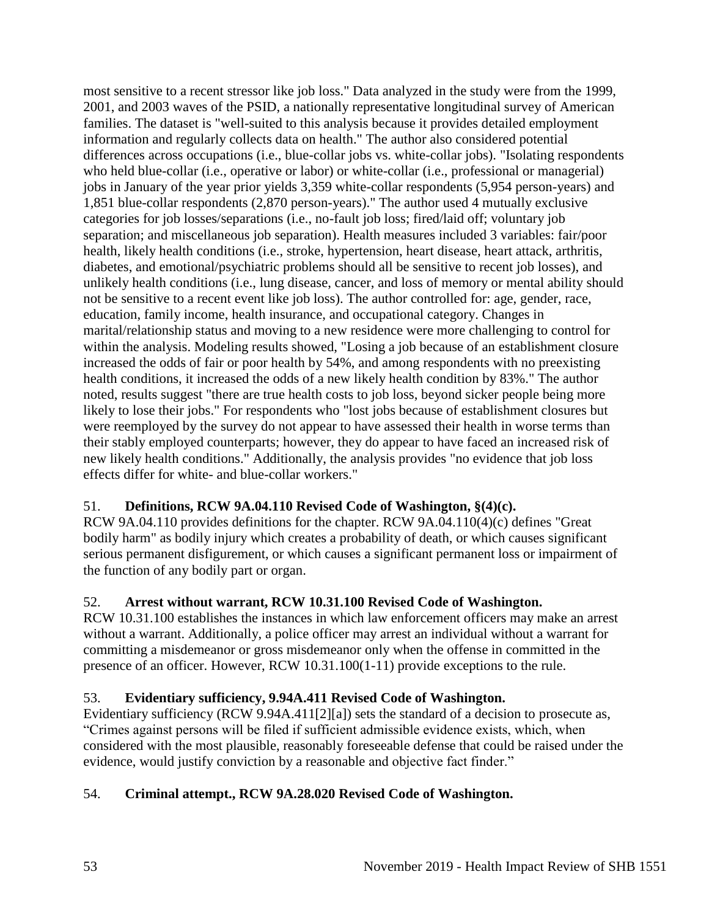most sensitive to a recent stressor like job loss." Data analyzed in the study were from the 1999, 2001, and 2003 waves of the PSID, a nationally representative longitudinal survey of American families. The dataset is "well-suited to this analysis because it provides detailed employment information and regularly collects data on health." The author also considered potential differences across occupations (i.e., blue-collar jobs vs. white-collar jobs). "Isolating respondents who held blue-collar (i.e., operative or labor) or white-collar (i.e., professional or managerial) jobs in January of the year prior yields 3,359 white-collar respondents (5,954 person-years) and 1,851 blue-collar respondents (2,870 person-years)." The author used 4 mutually exclusive categories for job losses/separations (i.e., no-fault job loss; fired/laid off; voluntary job separation; and miscellaneous job separation). Health measures included 3 variables: fair/poor health, likely health conditions (i.e., stroke, hypertension, heart disease, heart attack, arthritis, diabetes, and emotional/psychiatric problems should all be sensitive to recent job losses), and unlikely health conditions (i.e., lung disease, cancer, and loss of memory or mental ability should not be sensitive to a recent event like job loss). The author controlled for: age, gender, race, education, family income, health insurance, and occupational category. Changes in marital/relationship status and moving to a new residence were more challenging to control for within the analysis. Modeling results showed, "Losing a job because of an establishment closure increased the odds of fair or poor health by 54%, and among respondents with no preexisting health conditions, it increased the odds of a new likely health condition by 83%." The author noted, results suggest "there are true health costs to job loss, beyond sicker people being more likely to lose their jobs." For respondents who "lost jobs because of establishment closures but were reemployed by the survey do not appear to have assessed their health in worse terms than their stably employed counterparts; however, they do appear to have faced an increased risk of new likely health conditions." Additionally, the analysis provides "no evidence that job loss effects differ for white- and blue-collar workers."

51. **Definitions, RCW 9A.04.110 Revised Code of Washington, §(4)(c).**
RCW 9A.04.110 provides definitions for the chapter. RCW 9A.04.110(4)(c) defines "Great bodily harm" as bodily injury which creates a probability of death, or which causes significant serious permanent disfigurement, or which causes a significant permanent loss or impairment of the function of any bodily part or organ.

52. **Arrest without warrant, RCW 10.31.100 Revised Code of Washington.**
RCW 10.31.100 establishes the instances in which law enforcement officers may make an arrest without a warrant. Additionally, a police officer may arrest an individual without a warrant for committing a misdemeanor or gross misdemeanor only when the offense in committed in the presence of an officer. However, RCW 10.31.100(1-11) provide exceptions to the rule.

53. **Evidentiary sufficiency, 9.94A.411 Revised Code of Washington.**
Evidentiary sufficiency (RCW 9.94A.411[2][a]) sets the standard of a decision to prosecute as, "Crimes against persons will be filed if sufficient admissible evidence exists, which, when considered with the most plausible, reasonably foreseeable defense that could be raised under the evidence, would justify conviction by a reasonable and objective fact finder."

54. **Criminal attempt., RCW 9A.28.020 Revised Code of Washington.**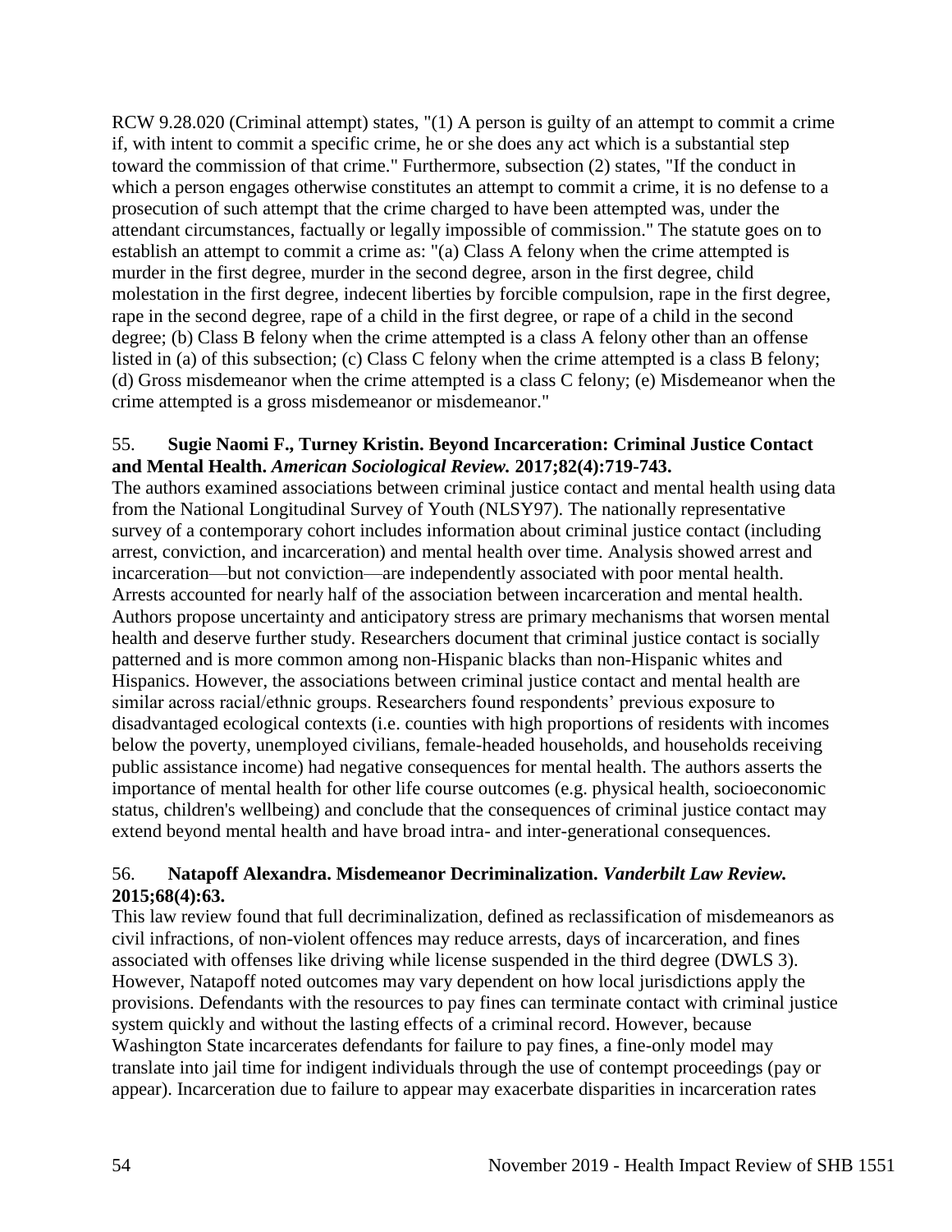RCW 9.28.020 (Criminal attempt) states, "(1) A person is guilty of an attempt to commit a crime if, with intent to commit a specific crime, he or she does any act which is a substantial step toward the commission of that crime." Furthermore, subsection (2) states, "If the conduct in which a person engages otherwise constitutes an attempt to commit a crime, it is no defense to a prosecution of such attempt that the crime charged to have been attempted was, under the attendant circumstances, factually or legally impossible of commission." The statute goes on to establish an attempt to commit a crime as: "(a) Class A felony when the crime attempted is murder in the first degree, murder in the second degree, arson in the first degree, child molestation in the first degree, indecent liberties by forcible compulsion, rape in the first degree, rape in the second degree, rape of a child in the first degree, or rape of a child in the second degree; (b) Class B felony when the crime attempted is a class A felony other than an offense listed in (a) of this subsection; (c) Class C felony when the crime attempted is a class B felony; (d) Gross misdemeanor when the crime attempted is a class C felony; (e) Misdemeanor when the crime attempted is a gross misdemeanor or misdemeanor."

55. **Sugie Naomi F., Turney Kristin. Beyond Incarceration: Criminal Justice Contact and Mental Health.** ***American Sociological Review.*** **2017;82(4):719-743.**

The authors examined associations between criminal justice contact and mental health using data from the National Longitudinal Survey of Youth (NLSY97). The nationally representative survey of a contemporary cohort includes information about criminal justice contact (including arrest, conviction, and incarceration) and mental health over time. Analysis showed arrest and incarceration—but not conviction—are independently associated with poor mental health. Arrests accounted for nearly half of the association between incarceration and mental health. Authors propose uncertainty and anticipatory stress are primary mechanisms that worsen mental health and deserve further study. Researchers document that criminal justice contact is socially patterned and is more common among non-Hispanic blacks than non-Hispanic whites and Hispanics. However, the associations between criminal justice contact and mental health are similar across racial/ethnic groups. Researchers found respondents' previous exposure to disadvantaged ecological contexts (i.e. counties with high proportions of residents with incomes below the poverty, unemployed civilians, female-headed households, and households receiving public assistance income) had negative consequences for mental health. The authors asserts the importance of mental health for other life course outcomes (e.g. physical health, socioeconomic status, children's wellbeing) and conclude that the consequences of criminal justice contact may extend beyond mental health and have broad intra- and inter-generational consequences.

56. **Natapoff Alexandra. Misdemeanor Decriminalization.** ***Vanderbilt Law Review.*** **2015;68(4):63.**

This law review found that full decriminalization, defined as reclassification of misdemeanors as civil infractions, of non-violent offences may reduce arrests, days of incarceration, and fines associated with offenses like driving while license suspended in the third degree (DWLS 3). However, Natapoff noted outcomes may vary dependent on how local jurisdictions apply the provisions. Defendants with the resources to pay fines can terminate contact with criminal justice system quickly and without the lasting effects of a criminal record. However, because Washington State incarcerates defendants for failure to pay fines, a fine-only model may translate into jail time for indigent individuals through the use of contempt proceedings (pay or appear). Incarceration due to failure to appear may exacerbate disparities in incarceration rates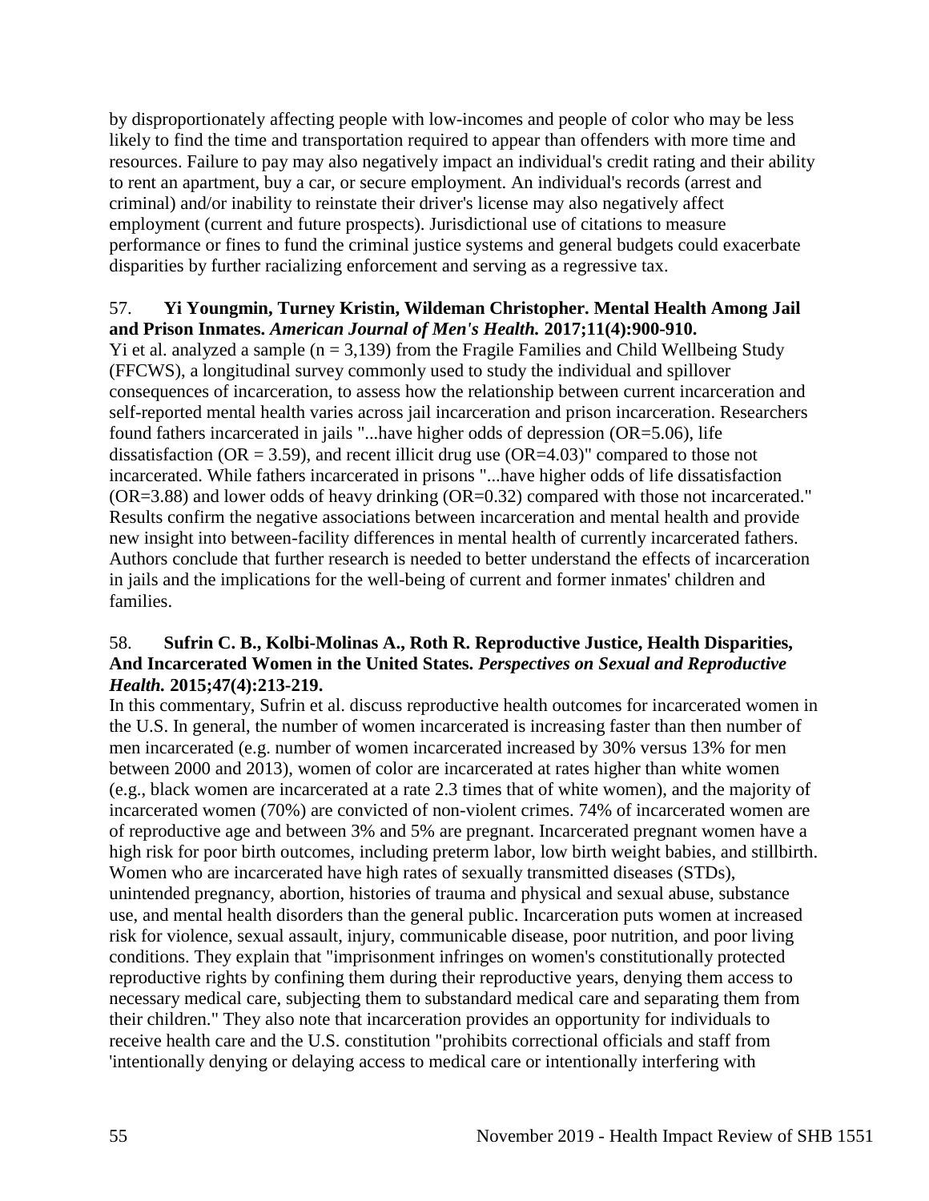by disproportionately affecting people with low-incomes and people of color who may be less likely to find the time and transportation required to appear than offenders with more time and resources. Failure to pay may also negatively impact an individual's credit rating and their ability to rent an apartment, buy a car, or secure employment. An individual's records (arrest and criminal) and/or inability to reinstate their driver's license may also negatively affect employment (current and future prospects). Jurisdictional use of citations to measure performance or fines to fund the criminal justice systems and general budgets could exacerbate disparities by further racializing enforcement and serving as a regressive tax.

57. **Yi Youngmin, Turney Kristin, Wildeman Christopher. Mental Health Among Jail and Prison Inmates.** ***American Journal of Men's Health.*** **2017;11(4):900-910.**
Yi et al. analyzed a sample (n = 3,139) from the Fragile Families and Child Wellbeing Study (FFCWS), a longitudinal survey commonly used to study the individual and spillover consequences of incarceration, to assess how the relationship between current incarceration and self-reported mental health varies across jail incarceration and prison incarceration. Researchers found fathers incarcerated in jails "...have higher odds of depression (OR=5.06), life dissatisfaction (OR = 3.59), and recent illicit drug use (OR=4.03)" compared to those not incarcerated. While fathers incarcerated in prisons "...have higher odds of life dissatisfaction (OR=3.88) and lower odds of heavy drinking (OR=0.32) compared with those not incarcerated." Results confirm the negative associations between incarceration and mental health and provide new insight into between-facility differences in mental health of currently incarcerated fathers. Authors conclude that further research is needed to better understand the effects of incarceration in jails and the implications for the well-being of current and former inmates' children and families.

58. **Sufrin C. B., Kolbi-Molinas A., Roth R. Reproductive Justice, Health Disparities, And Incarcerated Women in the United States.** ***Perspectives on Sexual and Reproductive Health.*** **2015;47(4):213-219.**
In this commentary, Sufrin et al. discuss reproductive health outcomes for incarcerated women in the U.S. In general, the number of women incarcerated is increasing faster than then number of men incarcerated (e.g. number of women incarcerated increased by 30% versus 13% for men between 2000 and 2013), women of color are incarcerated at rates higher than white women (e.g., black women are incarcerated at a rate 2.3 times that of white women), and the majority of incarcerated women (70%) are convicted of non-violent crimes. 74% of incarcerated women are of reproductive age and between 3% and 5% are pregnant. Incarcerated pregnant women have a high risk for poor birth outcomes, including preterm labor, low birth weight babies, and stillbirth. Women who are incarcerated have high rates of sexually transmitted diseases (STDs), unintended pregnancy, abortion, histories of trauma and physical and sexual abuse, substance use, and mental health disorders than the general public. Incarceration puts women at increased risk for violence, sexual assault, injury, communicable disease, poor nutrition, and poor living conditions. They explain that "imprisonment infringes on women's constitutionally protected reproductive rights by confining them during their reproductive years, denying them access to necessary medical care, subjecting them to substandard medical care and separating them from their children." They also note that incarceration provides an opportunity for individuals to receive health care and the U.S. constitution "prohibits correctional officials and staff from 'intentionally denying or delaying access to medical care or intentionally interfering with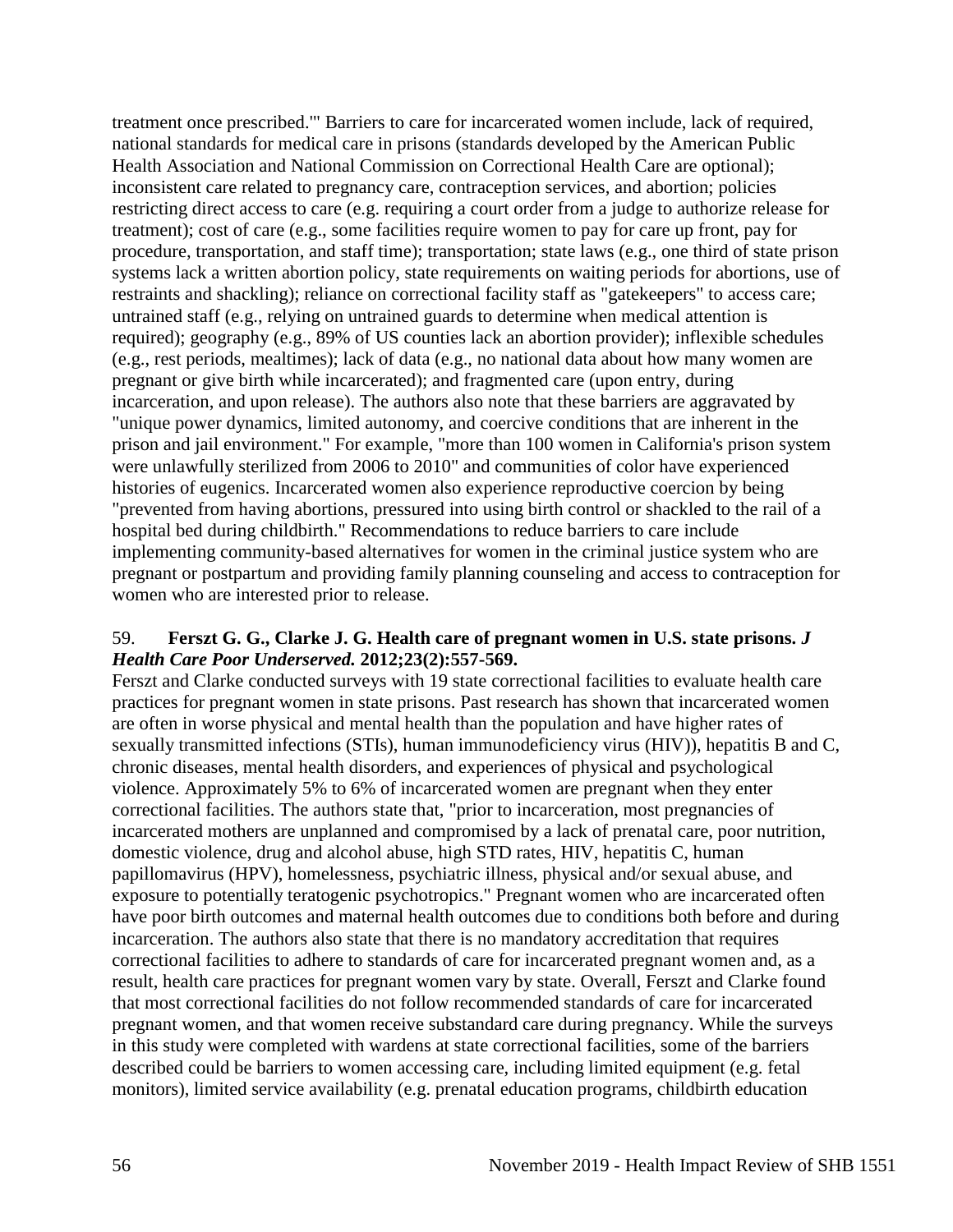treatment once prescribed.'" Barriers to care for incarcerated women include, lack of required, national standards for medical care in prisons (standards developed by the American Public Health Association and National Commission on Correctional Health Care are optional); inconsistent care related to pregnancy care, contraception services, and abortion; policies restricting direct access to care (e.g. requiring a court order from a judge to authorize release for treatment); cost of care (e.g., some facilities require women to pay for care up front, pay for procedure, transportation, and staff time); transportation; state laws (e.g., one third of state prison systems lack a written abortion policy, state requirements on waiting periods for abortions, use of restraints and shackling); reliance on correctional facility staff as "gatekeepers" to access care; untrained staff (e.g., relying on untrained guards to determine when medical attention is required); geography (e.g., 89% of US counties lack an abortion provider); inflexible schedules (e.g., rest periods, mealtimes); lack of data (e.g., no national data about how many women are pregnant or give birth while incarcerated); and fragmented care (upon entry, during incarceration, and upon release). The authors also note that these barriers are aggravated by "unique power dynamics, limited autonomy, and coercive conditions that are inherent in the prison and jail environment." For example, "more than 100 women in California's prison system were unlawfully sterilized from 2006 to 2010" and communities of color have experienced histories of eugenics. Incarcerated women also experience reproductive coercion by being "prevented from having abortions, pressured into using birth control or shackled to the rail of a hospital bed during childbirth." Recommendations to reduce barriers to care include implementing community-based alternatives for women in the criminal justice system who are pregnant or postpartum and providing family planning counseling and access to contraception for women who are interested prior to release.

59. **Ferszt G. G., Clarke J. G. Health care of pregnant women in U.S. state prisons.** ***J Health Care Poor Underserved.*** **2012;23(2):557-569.**

Ferszt and Clarke conducted surveys with 19 state correctional facilities to evaluate health care practices for pregnant women in state prisons. Past research has shown that incarcerated women are often in worse physical and mental health than the population and have higher rates of sexually transmitted infections (STIs), human immunodeficiency virus (HIV)), hepatitis B and C, chronic diseases, mental health disorders, and experiences of physical and psychological violence. Approximately 5% to 6% of incarcerated women are pregnant when they enter correctional facilities. The authors state that, "prior to incarceration, most pregnancies of incarcerated mothers are unplanned and compromised by a lack of prenatal care, poor nutrition, domestic violence, drug and alcohol abuse, high STD rates, HIV, hepatitis C, human papillomavirus (HPV), homelessness, psychiatric illness, physical and/or sexual abuse, and exposure to potentially teratogenic psychotropics." Pregnant women who are incarcerated often have poor birth outcomes and maternal health outcomes due to conditions both before and during incarceration. The authors also state that there is no mandatory accreditation that requires correctional facilities to adhere to standards of care for incarcerated pregnant women and, as a result, health care practices for pregnant women vary by state. Overall, Ferszt and Clarke found that most correctional facilities do not follow recommended standards of care for incarcerated pregnant women, and that women receive substandard care during pregnancy. While the surveys in this study were completed with wardens at state correctional facilities, some of the barriers described could be barriers to women accessing care, including limited equipment (e.g. fetal monitors), limited service availability (e.g. prenatal education programs, childbirth education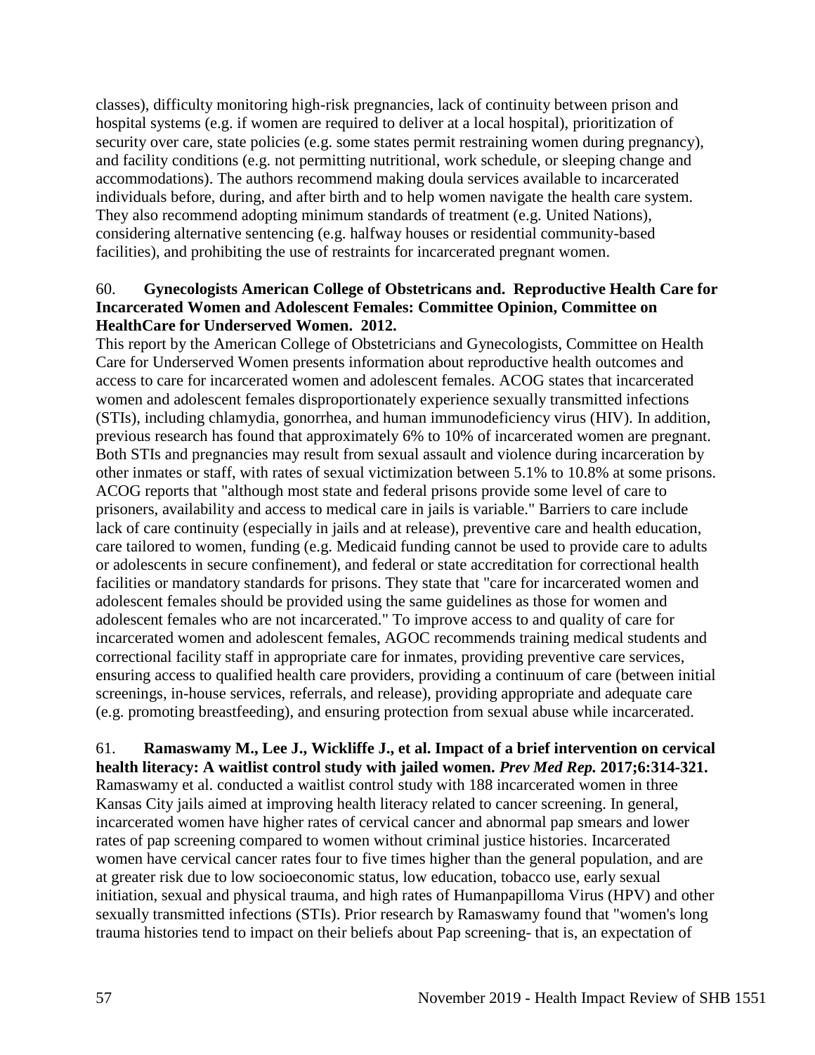classes), difficulty monitoring high-risk pregnancies, lack of continuity between prison and hospital systems (e.g. if women are required to deliver at a local hospital), prioritization of security over care, state policies (e.g. some states permit restraining women during pregnancy), and facility conditions (e.g. not permitting nutritional, work schedule, or sleeping change and accommodations). The authors recommend making doula services available to incarcerated individuals before, during, and after birth and to help women navigate the health care system. They also recommend adopting minimum standards of treatment (e.g. United Nations), considering alternative sentencing (e.g. halfway houses or residential community-based facilities), and prohibiting the use of restraints for incarcerated pregnant women.

60. **Gynecologists American College of Obstetricans and. Reproductive Health Care for Incarcerated Women and Adolescent Females: Committee Opinion, Committee on HealthCare for Underserved Women. 2012.**
This report by the American College of Obstetricians and Gynecologists, Committee on Health Care for Underserved Women presents information about reproductive health outcomes and access to care for incarcerated women and adolescent females. ACOG states that incarcerated women and adolescent females disproportionately experience sexually transmitted infections (STIs), including chlamydia, gonorrhea, and human immunodeficiency virus (HIV). In addition, previous research has found that approximately 6% to 10% of incarcerated women are pregnant. Both STIs and pregnancies may result from sexual assault and violence during incarceration by other inmates or staff, with rates of sexual victimization between 5.1% to 10.8% at some prisons. ACOG reports that "although most state and federal prisons provide some level of care to prisoners, availability and access to medical care in jails is variable." Barriers to care include lack of care continuity (especially in jails and at release), preventive care and health education, care tailored to women, funding (e.g. Medicaid funding cannot be used to provide care to adults or adolescents in secure confinement), and federal or state accreditation for correctional health facilities or mandatory standards for prisons. They state that "care for incarcerated women and adolescent females should be provided using the same guidelines as those for women and adolescent females who are not incarcerated." To improve access to and quality of care for incarcerated women and adolescent females, AGOC recommends training medical students and correctional facility staff in appropriate care for inmates, providing preventive care services, ensuring access to qualified health care providers, providing a continuum of care (between initial screenings, in-house services, referrals, and release), providing appropriate and adequate care (e.g. promoting breastfeeding), and ensuring protection from sexual abuse while incarcerated.

61. **Ramaswamy M., Lee J., Wickliffe J., et al. Impact of a brief intervention on cervical health literacy: A waitlist control study with jailed women. *Prev Med Rep.* 2017;6:314-321.**
Ramaswamy et al. conducted a waitlist control study with 188 incarcerated women in three Kansas City jails aimed at improving health literacy related to cancer screening. In general, incarcerated women have higher rates of cervical cancer and abnormal pap smears and lower rates of pap screening compared to women without criminal justice histories. Incarcerated women have cervical cancer rates four to five times higher than the general population, and are at greater risk due to low socioeconomic status, low education, tobacco use, early sexual initiation, sexual and physical trauma, and high rates of Humanpapilloma Virus (HPV) and other sexually transmitted infections (STIs). Prior research by Ramaswamy found that "women's long trauma histories tend to impact on their beliefs about Pap screening- that is, an expectation of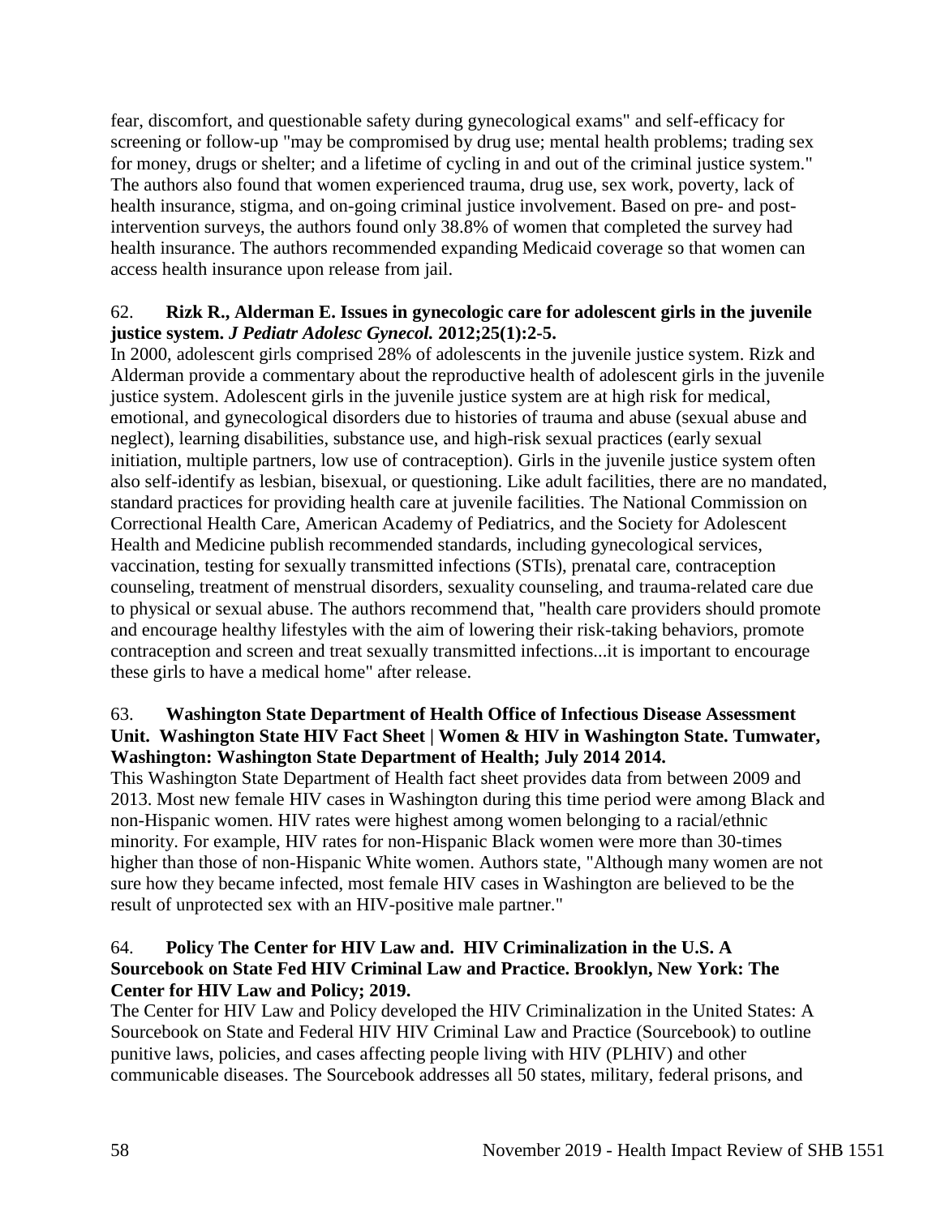fear, discomfort, and questionable safety during gynecological exams" and self-efficacy for screening or follow-up "may be compromised by drug use; mental health problems; trading sex for money, drugs or shelter; and a lifetime of cycling in and out of the criminal justice system." The authors also found that women experienced trauma, drug use, sex work, poverty, lack of health insurance, stigma, and on-going criminal justice involvement. Based on pre- and post-intervention surveys, the authors found only 38.8% of women that completed the survey had health insurance. The authors recommended expanding Medicaid coverage so that women can access health insurance upon release from jail.

62. **Rizk R., Alderman E. Issues in gynecologic care for adolescent girls in the juvenile justice system.** ***J Pediatr Adolesc Gynecol.*** **2012;25(1):2-5.**

In 2000, adolescent girls comprised 28% of adolescents in the juvenile justice system. Rizk and Alderman provide a commentary about the reproductive health of adolescent girls in the juvenile justice system. Adolescent girls in the juvenile justice system are at high risk for medical, emotional, and gynecological disorders due to histories of trauma and abuse (sexual abuse and neglect), learning disabilities, substance use, and high-risk sexual practices (early sexual initiation, multiple partners, low use of contraception). Girls in the juvenile justice system often also self-identify as lesbian, bisexual, or questioning. Like adult facilities, there are no mandated, standard practices for providing health care at juvenile facilities. The National Commission on Correctional Health Care, American Academy of Pediatrics, and the Society for Adolescent Health and Medicine publish recommended standards, including gynecological services, vaccination, testing for sexually transmitted infections (STIs), prenatal care, contraception counseling, treatment of menstrual disorders, sexuality counseling, and trauma-related care due to physical or sexual abuse. The authors recommend that, "health care providers should promote and encourage healthy lifestyles with the aim of lowering their risk-taking behaviors, promote contraception and screen and treat sexually transmitted infections...it is important to encourage these girls to have a medical home" after release.

63. **Washington State Department of Health Office of Infectious Disease Assessment Unit. Washington State HIV Fact Sheet | Women & HIV in Washington State. Tumwater, Washington: Washington State Department of Health; July 2014 2014.**

This Washington State Department of Health fact sheet provides data from between 2009 and 2013. Most new female HIV cases in Washington during this time period were among Black and non-Hispanic women. HIV rates were highest among women belonging to a racial/ethnic minority. For example, HIV rates for non-Hispanic Black women were more than 30-times higher than those of non-Hispanic White women. Authors state, "Although many women are not sure how they became infected, most female HIV cases in Washington are believed to be the result of unprotected sex with an HIV-positive male partner."

64. **Policy The Center for HIV Law and. HIV Criminalization in the U.S. A Sourcebook on State Fed HIV Criminal Law and Practice. Brooklyn, New York: The Center for HIV Law and Policy; 2019.**

The Center for HIV Law and Policy developed the HIV Criminalization in the United States: A Sourcebook on State and Federal HIV HIV Criminal Law and Practice (Sourcebook) to outline punitive laws, policies, and cases affecting people living with HIV (PLHIV) and other communicable diseases. The Sourcebook addresses all 50 states, military, federal prisons, and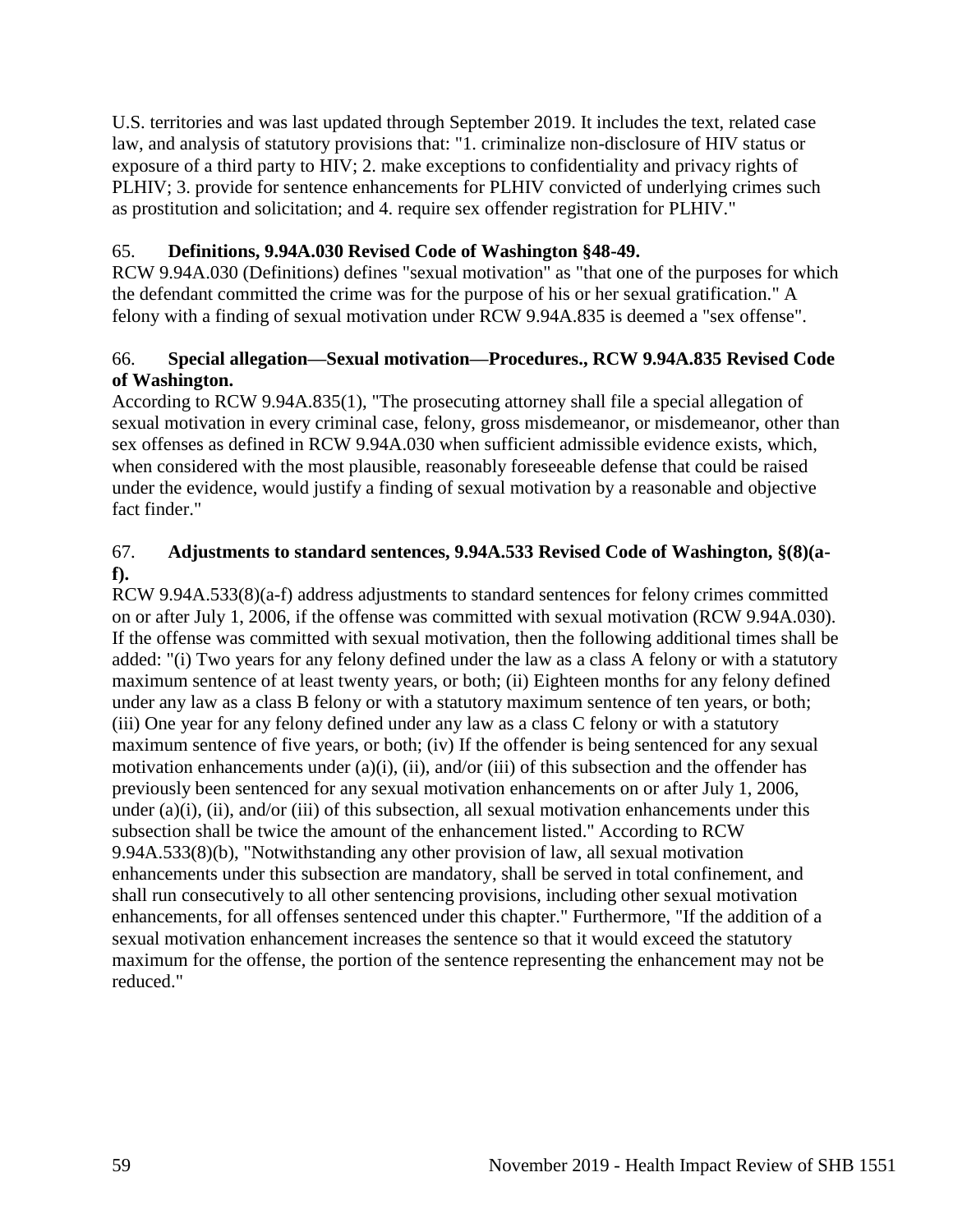U.S. territories and was last updated through September 2019. It includes the text, related case law, and analysis of statutory provisions that: "1. criminalize non-disclosure of HIV status or exposure of a third party to HIV; 2. make exceptions to confidentiality and privacy rights of PLHIV; 3. provide for sentence enhancements for PLHIV convicted of underlying crimes such as prostitution and solicitation; and 4. require sex offender registration for PLHIV."

65. **Definitions, 9.94A.030 Revised Code of Washington §48-49.**
RCW 9.94A.030 (Definitions) defines "sexual motivation" as "that one of the purposes for which the defendant committed the crime was for the purpose of his or her sexual gratification." A felony with a finding of sexual motivation under RCW 9.94A.835 is deemed a "sex offense".

66. **Special allegation—Sexual motivation—Procedures., RCW 9.94A.835 Revised Code of Washington.**
According to RCW 9.94A.835(1), "The prosecuting attorney shall file a special allegation of sexual motivation in every criminal case, felony, gross misdemeanor, or misdemeanor, other than sex offenses as defined in RCW 9.94A.030 when sufficient admissible evidence exists, which, when considered with the most plausible, reasonably foreseeable defense that could be raised under the evidence, would justify a finding of sexual motivation by a reasonable and objective fact finder."

67. **Adjustments to standard sentences, 9.94A.533 Revised Code of Washington, §(8)(a-f).**
RCW 9.94A.533(8)(a-f) address adjustments to standard sentences for felony crimes committed on or after July 1, 2006, if the offense was committed with sexual motivation (RCW 9.94A.030). If the offense was committed with sexual motivation, then the following additional times shall be added: "(i) Two years for any felony defined under the law as a class A felony or with a statutory maximum sentence of at least twenty years, or both; (ii) Eighteen months for any felony defined under any law as a class B felony or with a statutory maximum sentence of ten years, or both; (iii) One year for any felony defined under any law as a class C felony or with a statutory maximum sentence of five years, or both; (iv) If the offender is being sentenced for any sexual motivation enhancements under (a)(i), (ii), and/or (iii) of this subsection and the offender has previously been sentenced for any sexual motivation enhancements on or after July 1, 2006, under (a)(i), (ii), and/or (iii) of this subsection, all sexual motivation enhancements under this subsection shall be twice the amount of the enhancement listed." According to RCW 9.94A.533(8)(b), "Notwithstanding any other provision of law, all sexual motivation enhancements under this subsection are mandatory, shall be served in total confinement, and shall run consecutively to all other sentencing provisions, including other sexual motivation enhancements, for all offenses sentenced under this chapter." Furthermore, "If the addition of a sexual motivation enhancement increases the sentence so that it would exceed the statutory maximum for the offense, the portion of the sentence representing the enhancement may not be reduced."